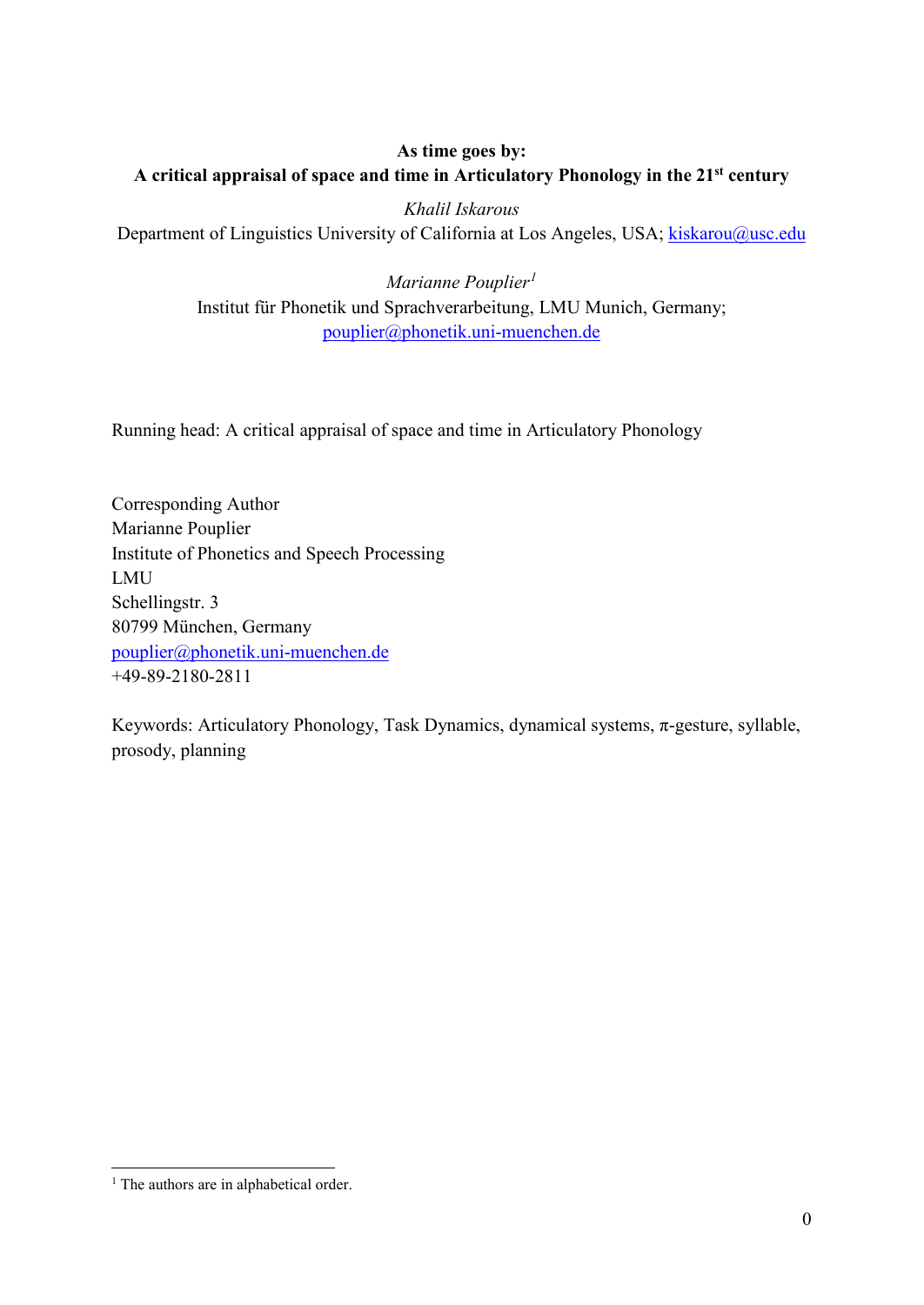**As time goes by:**
**A critical appraisal of space and time in Articulatory Phonology in the 21st century**

*Khalil Iskarous*
Department of Linguistics University of California at Los Angeles, USA; kiskarou@usc.edu

*Marianne Pouplier*[1]
Institut für Phonetik und Sprachverarbeitung, LMU Munich, Germany;
pouplier@phonetik.uni-muenchen.de

Running head: A critical appraisal of space and time in Articulatory Phonology

Corresponding Author
Marianne Pouplier
Institute of Phonetics and Speech Processing
LMU
Schellingstr. 3
80799 München, Germany
pouplier@phonetik.uni-muenchen.de
+49-89-2180-2811

Keywords: Articulatory Phonology, Task Dynamics, dynamical systems, π-gesture, syllable, prosody, planning

[1] The authors are in alphabetical order.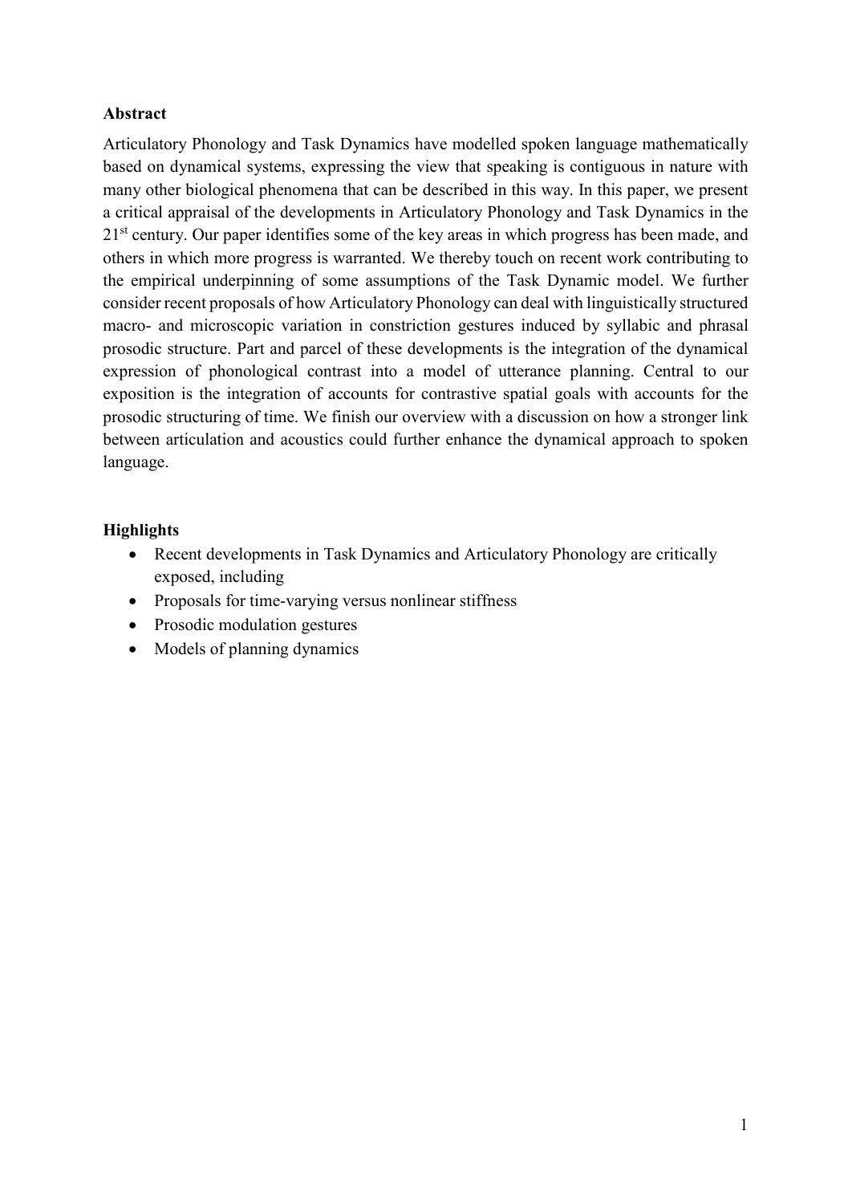**Abstract**

Articulatory Phonology and Task Dynamics have modelled spoken language mathematically based on dynamical systems, expressing the view that speaking is contiguous in nature with many other biological phenomena that can be described in this way. In this paper, we present a critical appraisal of the developments in Articulatory Phonology and Task Dynamics in the 21[st] century. Our paper identifies some of the key areas in which progress has been made, and others in which more progress is warranted. We thereby touch on recent work contributing to the empirical underpinning of some assumptions of the Task Dynamic model. We further consider recent proposals of how Articulatory Phonology can deal with linguistically structured macro- and microscopic variation in constriction gestures induced by syllabic and phrasal prosodic structure. Part and parcel of these developments is the integration of the dynamical expression of phonological contrast into a model of utterance planning. Central to our exposition is the integration of accounts for contrastive spatial goals with accounts for the prosodic structuring of time. We finish our overview with a discussion on how a stronger link between articulation and acoustics could further enhance the dynamical approach to spoken language.

**Highlights**

- Recent developments in Task Dynamics and Articulatory Phonology are critically exposed, including
- Proposals for time-varying versus nonlinear stiffness
- Prosodic modulation gestures
- Models of planning dynamics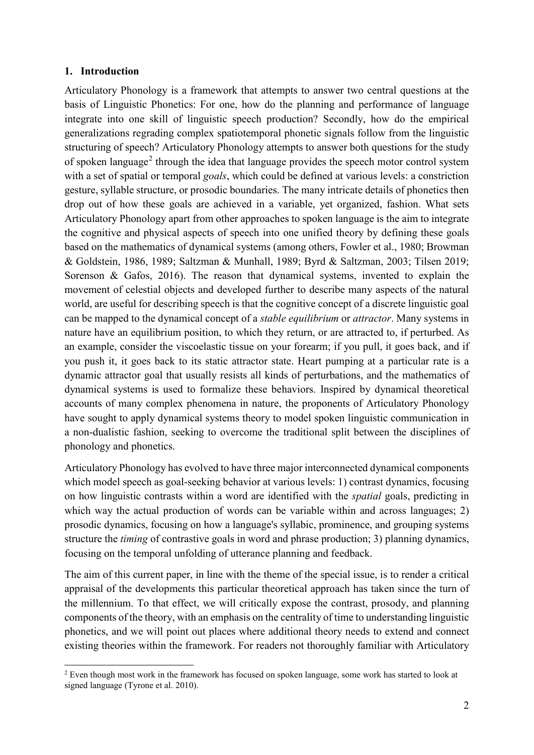## 1. Introduction

Articulatory Phonology is a framework that attempts to answer two central questions at the basis of Linguistic Phonetics: For one, how do the planning and performance of language integrate into one skill of linguistic speech production? Secondly, how do the empirical generalizations regrading complex spatiotemporal phonetic signals follow from the linguistic structuring of speech? Articulatory Phonology attempts to answer both questions for the study of spoken language[2] through the idea that language provides the speech motor control system with a set of spatial or temporal *goals*, which could be defined at various levels: a constriction gesture, syllable structure, or prosodic boundaries. The many intricate details of phonetics then drop out of how these goals are achieved in a variable, yet organized, fashion. What sets Articulatory Phonology apart from other approaches to spoken language is the aim to integrate the cognitive and physical aspects of speech into one unified theory by defining these goals based on the mathematics of dynamical systems (among others, Fowler et al., 1980; Browman & Goldstein, 1986, 1989; Saltzman & Munhall, 1989; Byrd & Saltzman, 2003; Tilsen 2019; Sorenson & Gafos, 2016). The reason that dynamical systems, invented to explain the movement of celestial objects and developed further to describe many aspects of the natural world, are useful for describing speech is that the cognitive concept of a discrete linguistic goal can be mapped to the dynamical concept of a *stable equilibrium* or *attractor*. Many systems in nature have an equilibrium position, to which they return, or are attracted to, if perturbed. As an example, consider the viscoelastic tissue on your forearm; if you pull, it goes back, and if you push it, it goes back to its static attractor state. Heart pumping at a particular rate is a dynamic attractor goal that usually resists all kinds of perturbations, and the mathematics of dynamical systems is used to formalize these behaviors. Inspired by dynamical theoretical accounts of many complex phenomena in nature, the proponents of Articulatory Phonology have sought to apply dynamical systems theory to model spoken linguistic communication in a non-dualistic fashion, seeking to overcome the traditional split between the disciplines of phonology and phonetics.

Articulatory Phonology has evolved to have three major interconnected dynamical components which model speech as goal-seeking behavior at various levels: 1) contrast dynamics, focusing on how linguistic contrasts within a word are identified with the *spatial* goals, predicting in which way the actual production of words can be variable within and across languages; 2) prosodic dynamics, focusing on how a language's syllabic, prominence, and grouping systems structure the *timing* of contrastive goals in word and phrase production; 3) planning dynamics, focusing on the temporal unfolding of utterance planning and feedback.

The aim of this current paper, in line with the theme of the special issue, is to render a critical appraisal of the developments this particular theoretical approach has taken since the turn of the millennium. To that effect, we will critically expose the contrast, prosody, and planning components of the theory, with an emphasis on the centrality of time to understanding linguistic phonetics, and we will point out places where additional theory needs to extend and connect existing theories within the framework. For readers not thoroughly familiar with Articulatory

[2] Even though most work in the framework has focused on spoken language, some work has started to look at signed language (Tyrone et al. 2010).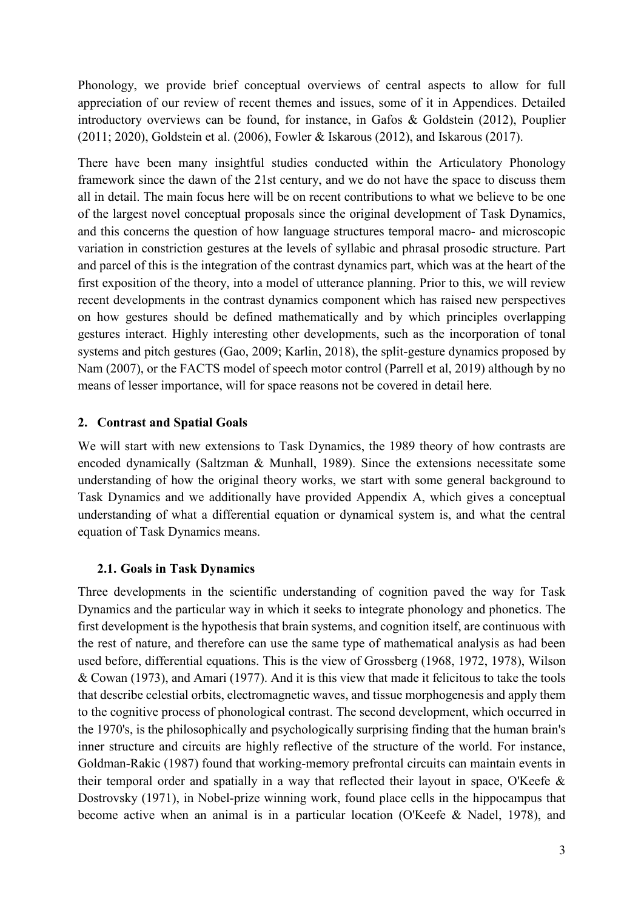Phonology, we provide brief conceptual overviews of central aspects to allow for full appreciation of our review of recent themes and issues, some of it in Appendices. Detailed introductory overviews can be found, for instance, in Gafos & Goldstein (2012), Pouplier (2011; 2020), Goldstein et al. (2006), Fowler & Iskarous (2012), and Iskarous (2017).

There have been many insightful studies conducted within the Articulatory Phonology framework since the dawn of the 21st century, and we do not have the space to discuss them all in detail. The main focus here will be on recent contributions to what we believe to be one of the largest novel conceptual proposals since the original development of Task Dynamics, and this concerns the question of how language structures temporal macro- and microscopic variation in constriction gestures at the levels of syllabic and phrasal prosodic structure. Part and parcel of this is the integration of the contrast dynamics part, which was at the heart of the first exposition of the theory, into a model of utterance planning. Prior to this, we will review recent developments in the contrast dynamics component which has raised new perspectives on how gestures should be defined mathematically and by which principles overlapping gestures interact. Highly interesting other developments, such as the incorporation of tonal systems and pitch gestures (Gao, 2009; Karlin, 2018), the split-gesture dynamics proposed by Nam (2007), or the FACTS model of speech motor control (Parrell et al, 2019) although by no means of lesser importance, will for space reasons not be covered in detail here.

## 2. Contrast and Spatial Goals

We will start with new extensions to Task Dynamics, the 1989 theory of how contrasts are encoded dynamically (Saltzman & Munhall, 1989). Since the extensions necessitate some understanding of how the original theory works, we start with some general background to Task Dynamics and we additionally have provided Appendix A, which gives a conceptual understanding of what a differential equation or dynamical system is, and what the central equation of Task Dynamics means.

### 2.1. Goals in Task Dynamics

Three developments in the scientific understanding of cognition paved the way for Task Dynamics and the particular way in which it seeks to integrate phonology and phonetics. The first development is the hypothesis that brain systems, and cognition itself, are continuous with the rest of nature, and therefore can use the same type of mathematical analysis as had been used before, differential equations. This is the view of Grossberg (1968, 1972, 1978), Wilson & Cowan (1973), and Amari (1977). And it is this view that made it felicitous to take the tools that describe celestial orbits, electromagnetic waves, and tissue morphogenesis and apply them to the cognitive process of phonological contrast. The second development, which occurred in the 1970's, is the philosophically and psychologically surprising finding that the human brain's inner structure and circuits are highly reflective of the structure of the world. For instance, Goldman-Rakic (1987) found that working-memory prefrontal circuits can maintain events in their temporal order and spatially in a way that reflected their layout in space, O'Keefe & Dostrovsky (1971), in Nobel-prize winning work, found place cells in the hippocampus that become active when an animal is in a particular location (O'Keefe & Nadel, 1978), and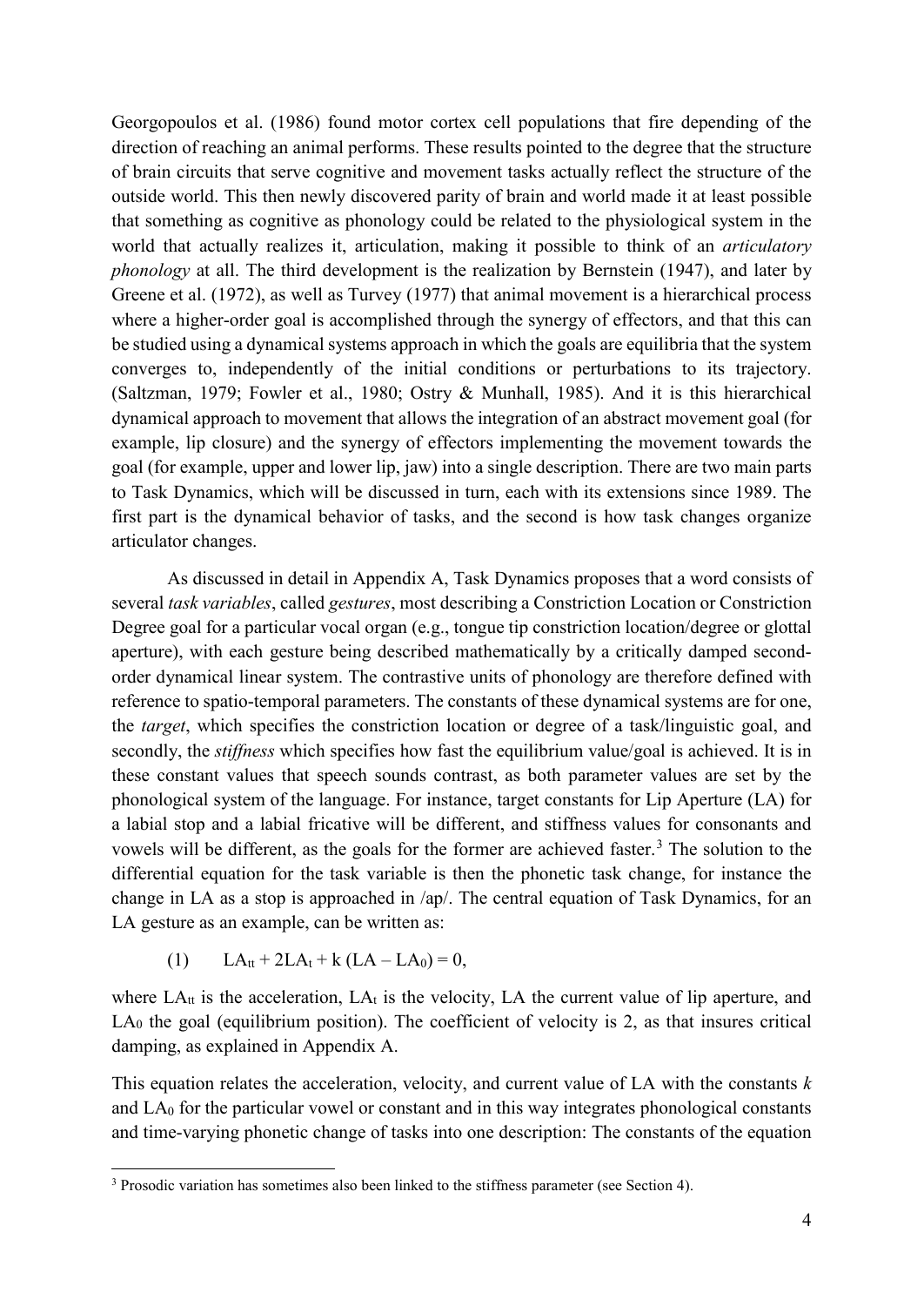Georgopoulos et al. (1986) found motor cortex cell populations that fire depending of the direction of reaching an animal performs. These results pointed to the degree that the structure of brain circuits that serve cognitive and movement tasks actually reflect the structure of the outside world. This then newly discovered parity of brain and world made it at least possible that something as cognitive as phonology could be related to the physiological system in the world that actually realizes it, articulation, making it possible to think of an *articulatory phonology* at all. The third development is the realization by Bernstein (1947), and later by Greene et al. (1972), as well as Turvey (1977) that animal movement is a hierarchical process where a higher-order goal is accomplished through the synergy of effectors, and that this can be studied using a dynamical systems approach in which the goals are equilibria that the system converges to, independently of the initial conditions or perturbations to its trajectory. (Saltzman, 1979; Fowler et al., 1980; Ostry & Munhall, 1985). And it is this hierarchical dynamical approach to movement that allows the integration of an abstract movement goal (for example, lip closure) and the synergy of effectors implementing the movement towards the goal (for example, upper and lower lip, jaw) into a single description. There are two main parts to Task Dynamics, which will be discussed in turn, each with its extensions since 1989. The first part is the dynamical behavior of tasks, and the second is how task changes organize articulator changes.

As discussed in detail in Appendix A, Task Dynamics proposes that a word consists of several *task variables*, called *gestures*, most describing a Constriction Location or Constriction Degree goal for a particular vocal organ (e.g., tongue tip constriction location/degree or glottal aperture), with each gesture being described mathematically by a critically damped second-order dynamical linear system. The contrastive units of phonology are therefore defined with reference to spatio-temporal parameters. The constants of these dynamical systems are for one, the *target*, which specifies the constriction location or degree of a task/linguistic goal, and secondly, the *stiffness* which specifies how fast the equilibrium value/goal is achieved. It is in these constant values that speech sounds contrast, as both parameter values are set by the phonological system of the language. For instance, target constants for Lip Aperture (LA) for a labial stop and a labial fricative will be different, and stiffness values for consonants and vowels will be different, as the goals for the former are achieved faster.[3] The solution to the differential equation for the task variable is then the phonetic task change, for instance the change in LA as a stop is approached in /ap/. The central equation of Task Dynamics, for an LA gesture as an example, can be written as:

(1) $$LA_{tt} + 2LA_t + k\,(LA - LA_0) = 0,$$

where $LA_{tt}$ is the acceleration, $LA_t$ is the velocity, LA the current value of lip aperture, and $LA_0$ the goal (equilibrium position). The coefficient of velocity is 2, as that insures critical damping, as explained in Appendix A.

This equation relates the acceleration, velocity, and current value of LA with the constants *k* and $LA_0$ for the particular vowel or constant and in this way integrates phonological constants and time-varying phonetic change of tasks into one description: The constants of the equation

[3] Prosodic variation has sometimes also been linked to the stiffness parameter (see Section 4).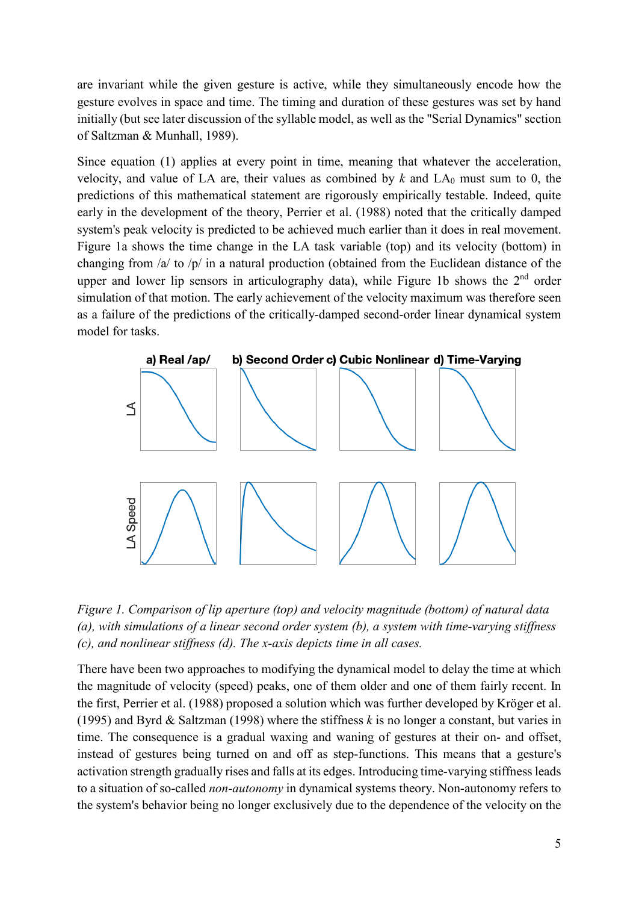are invariant while the given gesture is active, while they simultaneously encode how the gesture evolves in space and time. The timing and duration of these gestures was set by hand initially (but see later discussion of the syllable model, as well as the "Serial Dynamics" section of Saltzman & Munhall, 1989).

Since equation (1) applies at every point in time, meaning that whatever the acceleration, velocity, and value of LA are, their values as combined by $k$ and $LA_0$ must sum to 0, the predictions of this mathematical statement are rigorously empirically testable. Indeed, quite early in the development of the theory, Perrier et al. (1988) noted that the critically damped system's peak velocity is predicted to be achieved much earlier than it does in real movement. Figure 1a shows the time change in the LA task variable (top) and its velocity (bottom) in changing from /a/ to /p/ in a natural production (obtained from the Euclidean distance of the upper and lower lip sensors in articulography data), while Figure 1b shows the 2nd order simulation of that motion. The early achievement of the velocity maximum was therefore seen as a failure of the predictions of the critically-damped second-order linear dynamical system model for tasks.

*Figure 1. Comparison of lip aperture (top) and velocity magnitude (bottom) of natural data (a), with simulations of a linear second order system (b), a system with time-varying stiffness (c), and nonlinear stiffness (d). The x-axis depicts time in all cases.*

There have been two approaches to modifying the dynamical model to delay the time at which the magnitude of velocity (speed) peaks, one of them older and one of them fairly recent. In the first, Perrier et al. (1988) proposed a solution which was further developed by Kröger et al. (1995) and Byrd & Saltzman (1998) where the stiffness $k$ is no longer a constant, but varies in time. The consequence is a gradual waxing and waning of gestures at their on- and offset, instead of gestures being turned on and off as step-functions. This means that a gesture's activation strength gradually rises and falls at its edges. Introducing time-varying stiffness leads to a situation of so-called *non-autonomy* in dynamical systems theory. Non-autonomy refers to the system's behavior being no longer exclusively due to the dependence of the velocity on the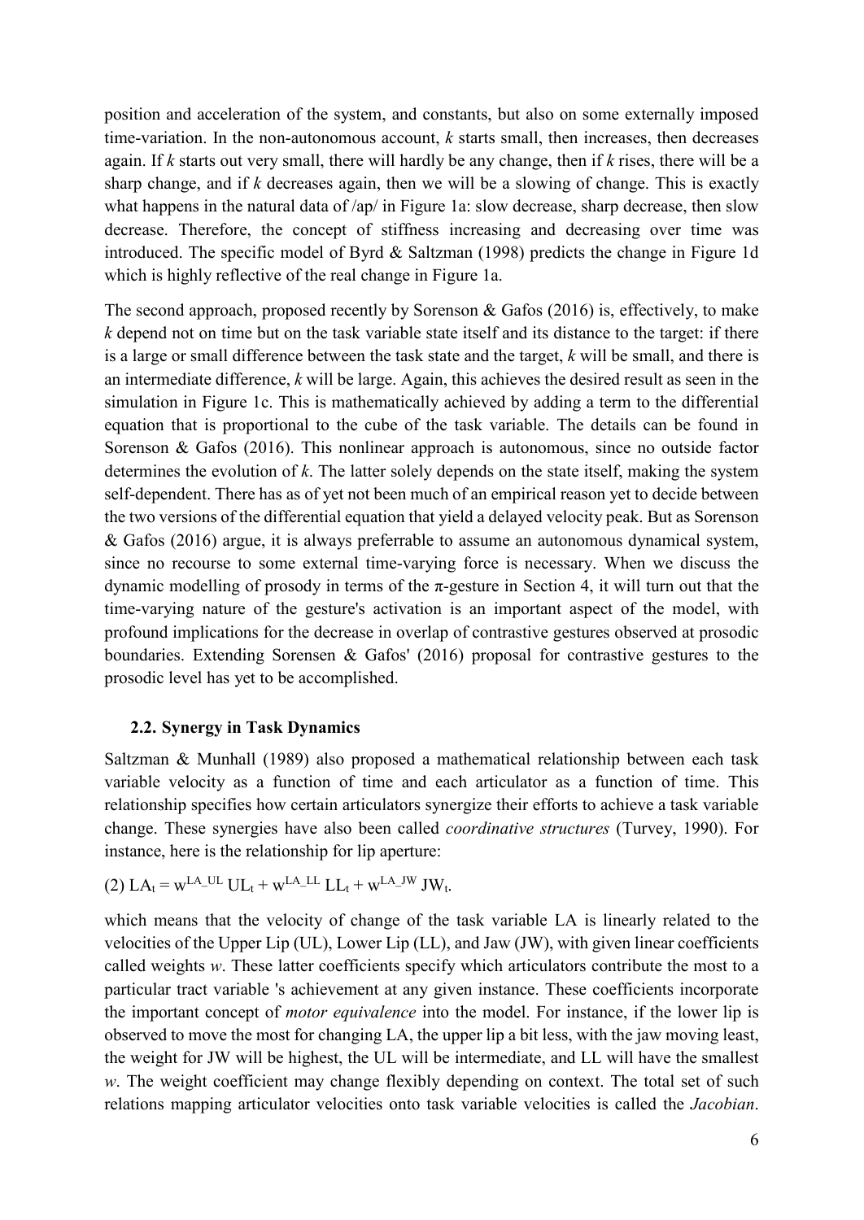position and acceleration of the system, and constants, but also on some externally imposed time-variation. In the non-autonomous account, $k$ starts small, then increases, then decreases again. If $k$ starts out very small, there will hardly be any change, then if $k$ rises, there will be a sharp change, and if $k$ decreases again, then we will be a slowing of change. This is exactly what happens in the natural data of /ap/ in Figure 1a: slow decrease, sharp decrease, then slow decrease. Therefore, the concept of stiffness increasing and decreasing over time was introduced. The specific model of Byrd & Saltzman (1998) predicts the change in Figure 1d which is highly reflective of the real change in Figure 1a.

The second approach, proposed recently by Sorenson & Gafos (2016) is, effectively, to make $k$ depend not on time but on the task variable state itself and its distance to the target: if there is a large or small difference between the task state and the target, $k$ will be small, and there is an intermediate difference, $k$ will be large. Again, this achieves the desired result as seen in the simulation in Figure 1c. This is mathematically achieved by adding a term to the differential equation that is proportional to the cube of the task variable. The details can be found in Sorenson & Gafos (2016). This nonlinear approach is autonomous, since no outside factor determines the evolution of $k$. The latter solely depends on the state itself, making the system self-dependent. There has as of yet not been much of an empirical reason yet to decide between the two versions of the differential equation that yield a delayed velocity peak. But as Sorenson & Gafos (2016) argue, it is always preferrable to assume an autonomous dynamical system, since no recourse to some external time-varying force is necessary. When we discuss the dynamic modelling of prosody in terms of the π-gesture in Section 4, it will turn out that the time-varying nature of the gesture's activation is an important aspect of the model, with profound implications for the decrease in overlap of contrastive gestures observed at prosodic boundaries. Extending Sorensen & Gafos' (2016) proposal for contrastive gestures to the prosodic level has yet to be accomplished.

### 2.2. Synergy in Task Dynamics

Saltzman & Munhall (1989) also proposed a mathematical relationship between each task variable velocity as a function of time and each articulator as a function of time. This relationship specifies how certain articulators synergize their efforts to achieve a task variable change. These synergies have also been called *coordinative structures* (Turvey, 1990). For instance, here is the relationship for lip aperture:

(2) $LA_t = w^{LA\_UL}\, UL_t + w^{LA\_LL}\, LL_t + w^{LA\_JW}\, JW_t$.

which means that the velocity of change of the task variable LA is linearly related to the velocities of the Upper Lip (UL), Lower Lip (LL), and Jaw (JW), with given linear coefficients called weights $w$. These latter coefficients specify which articulators contribute the most to a particular tract variable 's achievement at any given instance. These coefficients incorporate the important concept of *motor equivalence* into the model. For instance, if the lower lip is observed to move the most for changing LA, the upper lip a bit less, with the jaw moving least, the weight for JW will be highest, the UL will be intermediate, and LL will have the smallest $w$. The weight coefficient may change flexibly depending on context. The total set of such relations mapping articulator velocities onto task variable velocities is called the *Jacobian*.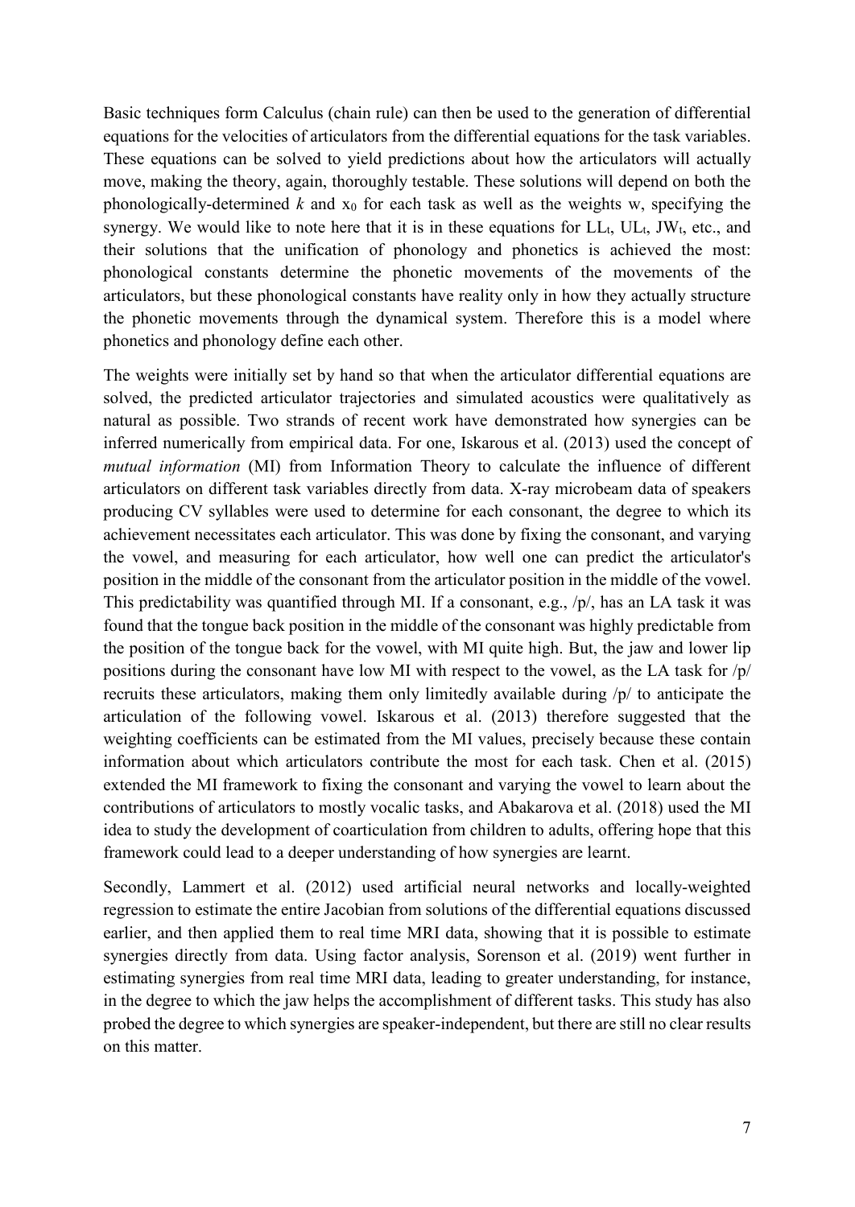Basic techniques form Calculus (chain rule) can then be used to the generation of differential equations for the velocities of articulators from the differential equations for the task variables. These equations can be solved to yield predictions about how the articulators will actually move, making the theory, again, thoroughly testable. These solutions will depend on both the phonologically-determined $k$ and $x_0$ for each task as well as the weights w, specifying the synergy. We would like to note here that it is in these equations for $LL_t$, $UL_t$, $JW_t$, etc., and their solutions that the unification of phonology and phonetics is achieved the most: phonological constants determine the phonetic movements of the movements of the articulators, but these phonological constants have reality only in how they actually structure the phonetic movements through the dynamical system. Therefore this is a model where phonetics and phonology define each other.

The weights were initially set by hand so that when the articulator differential equations are solved, the predicted articulator trajectories and simulated acoustics were qualitatively as natural as possible. Two strands of recent work have demonstrated how synergies can be inferred numerically from empirical data. For one, Iskarous et al. (2013) used the concept of *mutual information* (MI) from Information Theory to calculate the influence of different articulators on different task variables directly from data. X-ray microbeam data of speakers producing CV syllables were used to determine for each consonant, the degree to which its achievement necessitates each articulator. This was done by fixing the consonant, and varying the vowel, and measuring for each articulator, how well one can predict the articulator's position in the middle of the consonant from the articulator position in the middle of the vowel. This predictability was quantified through MI. If a consonant, e.g., /p/, has an LA task it was found that the tongue back position in the middle of the consonant was highly predictable from the position of the tongue back for the vowel, with MI quite high. But, the jaw and lower lip positions during the consonant have low MI with respect to the vowel, as the LA task for /p/ recruits these articulators, making them only limitedly available during /p/ to anticipate the articulation of the following vowel. Iskarous et al. (2013) therefore suggested that the weighting coefficients can be estimated from the MI values, precisely because these contain information about which articulators contribute the most for each task. Chen et al. (2015) extended the MI framework to fixing the consonant and varying the vowel to learn about the contributions of articulators to mostly vocalic tasks, and Abakarova et al. (2018) used the MI idea to study the development of coarticulation from children to adults, offering hope that this framework could lead to a deeper understanding of how synergies are learnt.

Secondly, Lammert et al. (2012) used artificial neural networks and locally-weighted regression to estimate the entire Jacobian from solutions of the differential equations discussed earlier, and then applied them to real time MRI data, showing that it is possible to estimate synergies directly from data. Using factor analysis, Sorenson et al. (2019) went further in estimating synergies from real time MRI data, leading to greater understanding, for instance, in the degree to which the jaw helps the accomplishment of different tasks. This study has also probed the degree to which synergies are speaker-independent, but there are still no clear results on this matter.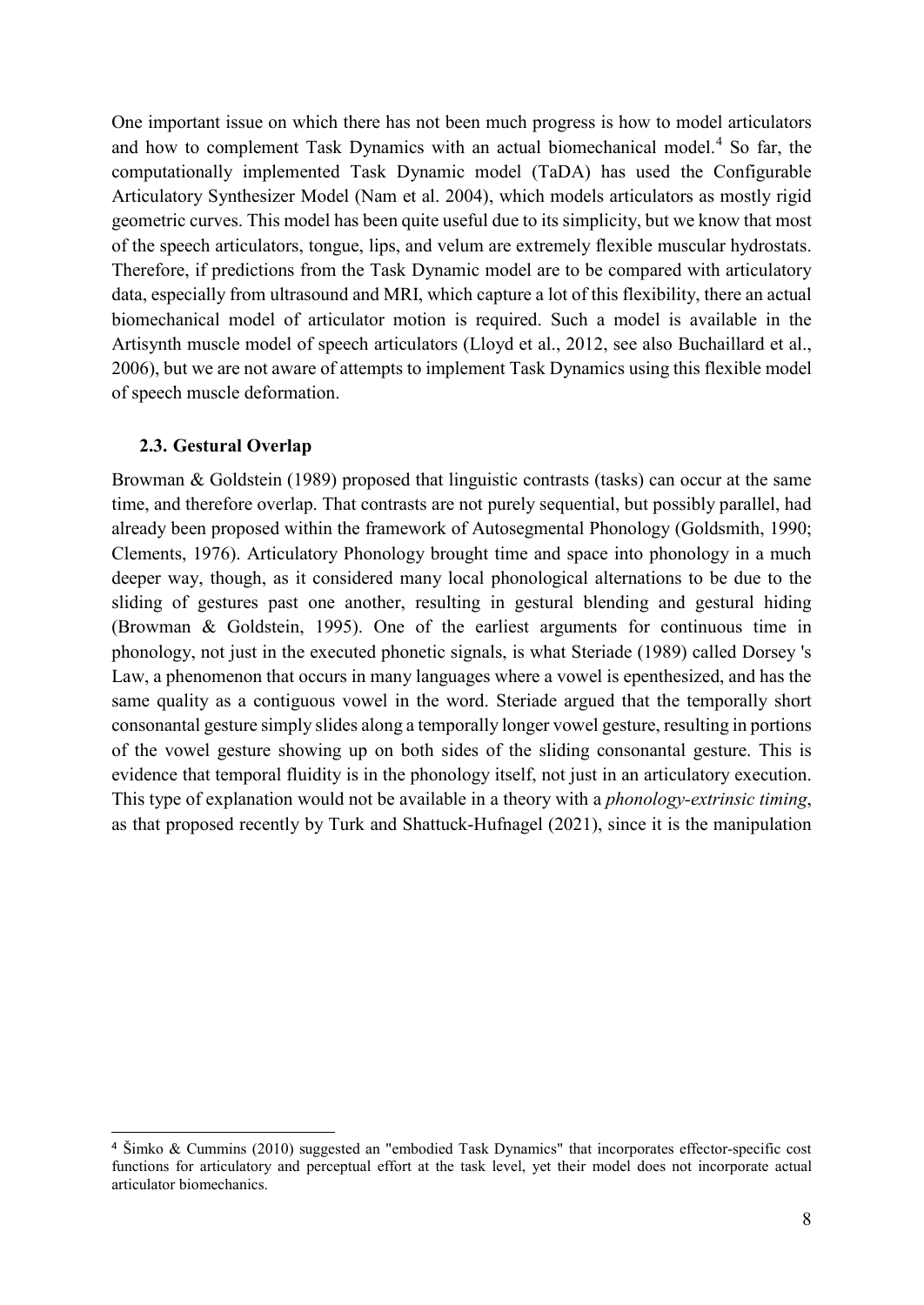One important issue on which there has not been much progress is how to model articulators and how to complement Task Dynamics with an actual biomechanical model.[4] So far, the computationally implemented Task Dynamic model (TaDA) has used the Configurable Articulatory Synthesizer Model (Nam et al. 2004), which models articulators as mostly rigid geometric curves. This model has been quite useful due to its simplicity, but we know that most of the speech articulators, tongue, lips, and velum are extremely flexible muscular hydrostats. Therefore, if predictions from the Task Dynamic model are to be compared with articulatory data, especially from ultrasound and MRI, which capture a lot of this flexibility, there an actual biomechanical model of articulator motion is required. Such a model is available in the Artisynth muscle model of speech articulators (Lloyd et al., 2012, see also Buchaillard et al., 2006), but we are not aware of attempts to implement Task Dynamics using this flexible model of speech muscle deformation.

### 2.3. Gestural Overlap

Browman & Goldstein (1989) proposed that linguistic contrasts (tasks) can occur at the same time, and therefore overlap. That contrasts are not purely sequential, but possibly parallel, had already been proposed within the framework of Autosegmental Phonology (Goldsmith, 1990; Clements, 1976). Articulatory Phonology brought time and space into phonology in a much deeper way, though, as it considered many local phonological alternations to be due to the sliding of gestures past one another, resulting in gestural blending and gestural hiding (Browman & Goldstein, 1995). One of the earliest arguments for continuous time in phonology, not just in the executed phonetic signals, is what Steriade (1989) called Dorsey 's Law, a phenomenon that occurs in many languages where a vowel is epenthesized, and has the same quality as a contiguous vowel in the word. Steriade argued that the temporally short consonantal gesture simply slides along a temporally longer vowel gesture, resulting in portions of the vowel gesture showing up on both sides of the sliding consonantal gesture. This is evidence that temporal fluidity is in the phonology itself, not just in an articulatory execution. This type of explanation would not be available in a theory with a *phonology-extrinsic timing*, as that proposed recently by Turk and Shattuck-Hufnagel (2021), since it is the manipulation

[4] Šimko & Cummins (2010) suggested an "embodied Task Dynamics" that incorporates effector-specific cost functions for articulatory and perceptual effort at the task level, yet their model does not incorporate actual articulator biomechanics.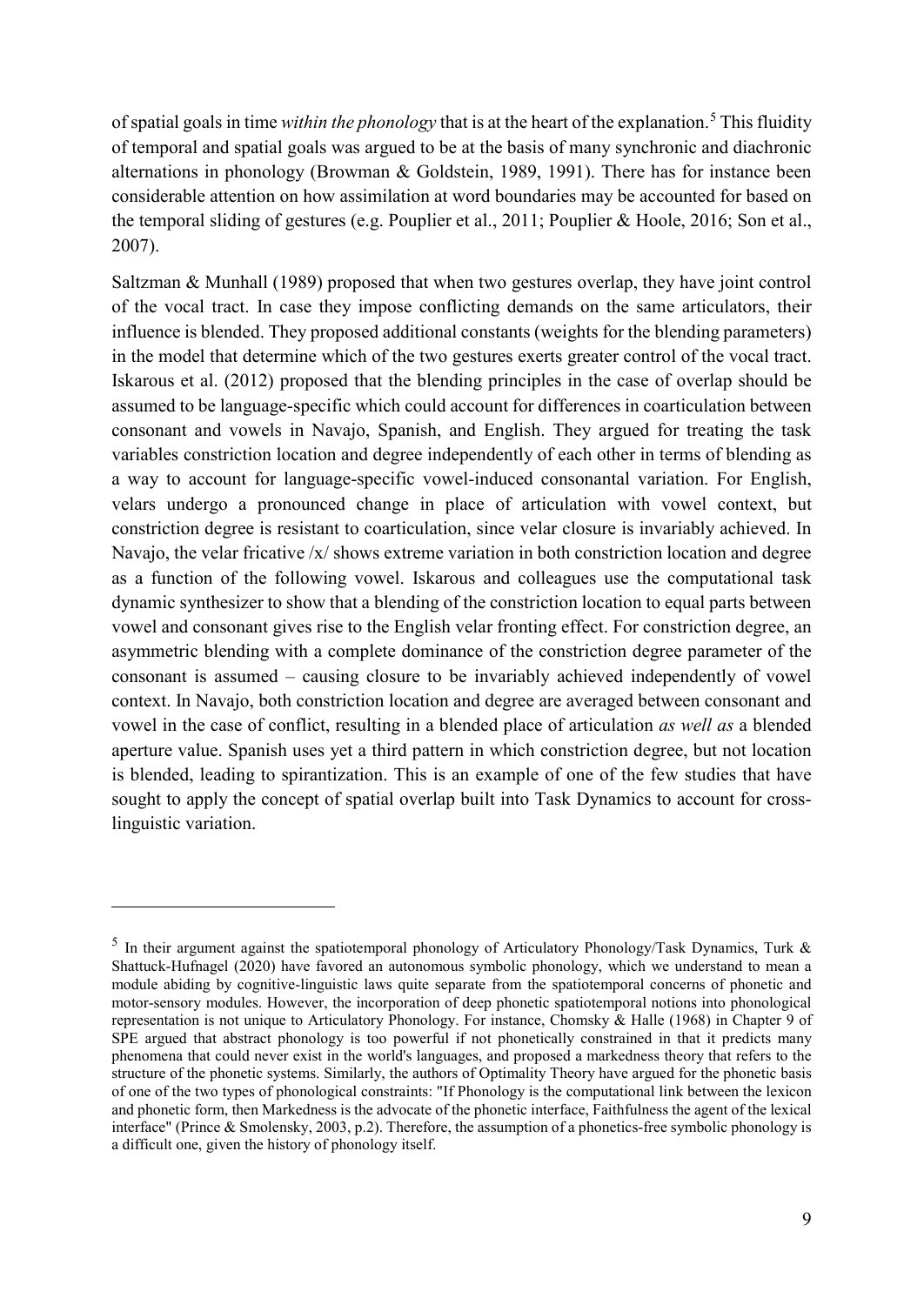of spatial goals in time *within the phonology* that is at the heart of the explanation.[5] This fluidity of temporal and spatial goals was argued to be at the basis of many synchronic and diachronic alternations in phonology (Browman & Goldstein, 1989, 1991). There has for instance been considerable attention on how assimilation at word boundaries may be accounted for based on the temporal sliding of gestures (e.g. Pouplier et al., 2011; Pouplier & Hoole, 2016; Son et al., 2007).

Saltzman & Munhall (1989) proposed that when two gestures overlap, they have joint control of the vocal tract. In case they impose conflicting demands on the same articulators, their influence is blended. They proposed additional constants (weights for the blending parameters) in the model that determine which of the two gestures exerts greater control of the vocal tract. Iskarous et al. (2012) proposed that the blending principles in the case of overlap should be assumed to be language-specific which could account for differences in coarticulation between consonant and vowels in Navajo, Spanish, and English. They argued for treating the task variables constriction location and degree independently of each other in terms of blending as a way to account for language-specific vowel-induced consonantal variation. For English, velars undergo a pronounced change in place of articulation with vowel context, but constriction degree is resistant to coarticulation, since velar closure is invariably achieved. In Navajo, the velar fricative /x/ shows extreme variation in both constriction location and degree as a function of the following vowel. Iskarous and colleagues use the computational task dynamic synthesizer to show that a blending of the constriction location to equal parts between vowel and consonant gives rise to the English velar fronting effect. For constriction degree, an asymmetric blending with a complete dominance of the constriction degree parameter of the consonant is assumed – causing closure to be invariably achieved independently of vowel context. In Navajo, both constriction location and degree are averaged between consonant and vowel in the case of conflict, resulting in a blended place of articulation *as well as* a blended aperture value. Spanish uses yet a third pattern in which constriction degree, but not location is blended, leading to spirantization. This is an example of one of the few studies that have sought to apply the concept of spatial overlap built into Task Dynamics to account for cross-linguistic variation.

---

[5] In their argument against the spatiotemporal phonology of Articulatory Phonology/Task Dynamics, Turk & Shattuck-Hufnagel (2020) have favored an autonomous symbolic phonology, which we understand to mean a module abiding by cognitive-linguistic laws quite separate from the spatiotemporal concerns of phonetic and motor-sensory modules. However, the incorporation of deep phonetic spatiotemporal notions into phonological representation is not unique to Articulatory Phonology. For instance, Chomsky & Halle (1968) in Chapter 9 of SPE argued that abstract phonology is too powerful if not phonetically constrained in that it predicts many phenomena that could never exist in the world's languages, and proposed a markedness theory that refers to the structure of the phonetic systems. Similarly, the authors of Optimality Theory have argued for the phonetic basis of one of the two types of phonological constraints: "If Phonology is the computational link between the lexicon and phonetic form, then Markedness is the advocate of the phonetic interface, Faithfulness the agent of the lexical interface" (Prince & Smolensky, 2003, p.2). Therefore, the assumption of a phonetics-free symbolic phonology is a difficult one, given the history of phonology itself.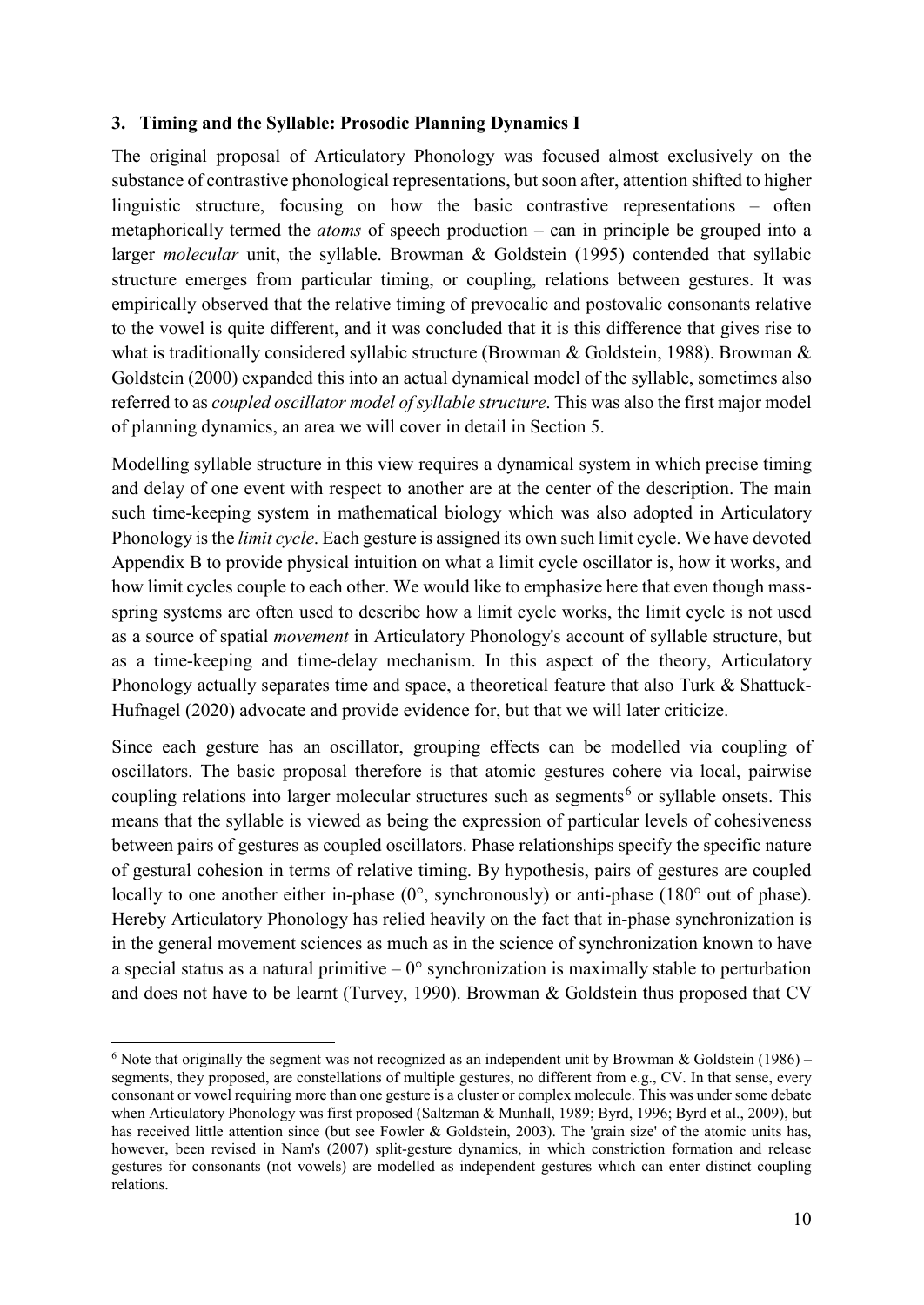### 3. Timing and the Syllable: Prosodic Planning Dynamics I

The original proposal of Articulatory Phonology was focused almost exclusively on the substance of contrastive phonological representations, but soon after, attention shifted to higher linguistic structure, focusing on how the basic contrastive representations – often metaphorically termed the *atoms* of speech production – can in principle be grouped into a larger *molecular* unit, the syllable. Browman & Goldstein (1995) contended that syllabic structure emerges from particular timing, or coupling, relations between gestures. It was empirically observed that the relative timing of prevocalic and postovalic consonants relative to the vowel is quite different, and it was concluded that it is this difference that gives rise to what is traditionally considered syllabic structure (Browman & Goldstein, 1988). Browman & Goldstein (2000) expanded this into an actual dynamical model of the syllable, sometimes also referred to as *coupled oscillator model of syllable structure*. This was also the first major model of planning dynamics, an area we will cover in detail in Section 5.

Modelling syllable structure in this view requires a dynamical system in which precise timing and delay of one event with respect to another are at the center of the description. The main such time-keeping system in mathematical biology which was also adopted in Articulatory Phonology is the *limit cycle*. Each gesture is assigned its own such limit cycle. We have devoted Appendix B to provide physical intuition on what a limit cycle oscillator is, how it works, and how limit cycles couple to each other. We would like to emphasize here that even though mass-spring systems are often used to describe how a limit cycle works, the limit cycle is not used as a source of spatial *movement* in Articulatory Phonology's account of syllable structure, but as a time-keeping and time-delay mechanism. In this aspect of the theory, Articulatory Phonology actually separates time and space, a theoretical feature that also Turk & Shattuck-Hufnagel (2020) advocate and provide evidence for, but that we will later criticize.

Since each gesture has an oscillator, grouping effects can be modelled via coupling of oscillators. The basic proposal therefore is that atomic gestures cohere via local, pairwise coupling relations into larger molecular structures such as segments[6] or syllable onsets. This means that the syllable is viewed as being the expression of particular levels of cohesiveness between pairs of gestures as coupled oscillators. Phase relationships specify the specific nature of gestural cohesion in terms of relative timing. By hypothesis, pairs of gestures are coupled locally to one another either in-phase (0°, synchronously) or anti-phase (180° out of phase). Hereby Articulatory Phonology has relied heavily on the fact that in-phase synchronization is in the general movement sciences as much as in the science of synchronization known to have a special status as a natural primitive – 0° synchronization is maximally stable to perturbation and does not have to be learnt (Turvey, 1990). Browman & Goldstein thus proposed that CV

[6] Note that originally the segment was not recognized as an independent unit by Browman & Goldstein (1986) – segments, they proposed, are constellations of multiple gestures, no different from e.g., CV. In that sense, every consonant or vowel requiring more than one gesture is a cluster or complex molecule. This was under some debate when Articulatory Phonology was first proposed (Saltzman & Munhall, 1989; Byrd, 1996; Byrd et al., 2009), but has received little attention since (but see Fowler & Goldstein, 2003). The 'grain size' of the atomic units has, however, been revised in Nam's (2007) split-gesture dynamics, in which constriction formation and release gestures for consonants (not vowels) are modelled as independent gestures which can enter distinct coupling relations.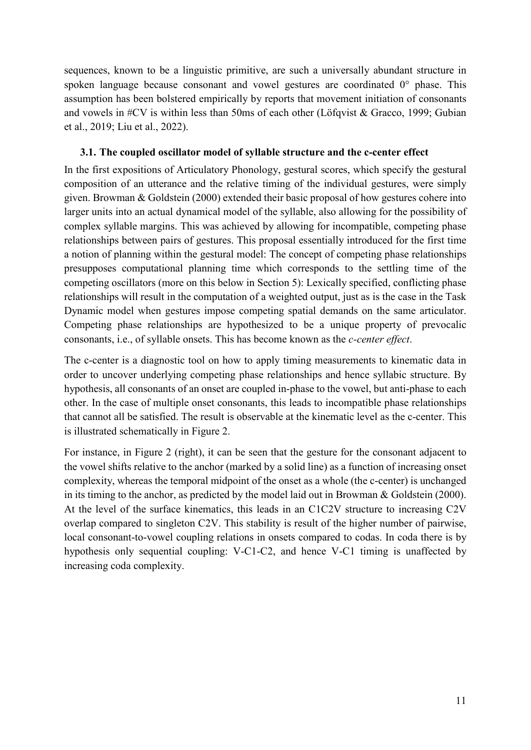sequences, known to be a linguistic primitive, are such a universally abundant structure in spoken language because consonant and vowel gestures are coordinated 0° phase. This assumption has been bolstered empirically by reports that movement initiation of consonants and vowels in #CV is within less than 50ms of each other (Löfqvist & Gracco, 1999; Gubian et al., 2019; Liu et al., 2022).

### 3.1. The coupled oscillator model of syllable structure and the c-center effect

In the first expositions of Articulatory Phonology, gestural scores, which specify the gestural composition of an utterance and the relative timing of the individual gestures, were simply given. Browman & Goldstein (2000) extended their basic proposal of how gestures cohere into larger units into an actual dynamical model of the syllable, also allowing for the possibility of complex syllable margins. This was achieved by allowing for incompatible, competing phase relationships between pairs of gestures. This proposal essentially introduced for the first time a notion of planning within the gestural model: The concept of competing phase relationships presupposes computational planning time which corresponds to the settling time of the competing oscillators (more on this below in Section 5): Lexically specified, conflicting phase relationships will result in the computation of a weighted output, just as is the case in the Task Dynamic model when gestures impose competing spatial demands on the same articulator. Competing phase relationships are hypothesized to be a unique property of prevocalic consonants, i.e., of syllable onsets. This has become known as the *c-center effect*.

The c-center is a diagnostic tool on how to apply timing measurements to kinematic data in order to uncover underlying competing phase relationships and hence syllabic structure. By hypothesis, all consonants of an onset are coupled in-phase to the vowel, but anti-phase to each other. In the case of multiple onset consonants, this leads to incompatible phase relationships that cannot all be satisfied. The result is observable at the kinematic level as the c-center. This is illustrated schematically in Figure 2.

For instance, in Figure 2 (right), it can be seen that the gesture for the consonant adjacent to the vowel shifts relative to the anchor (marked by a solid line) as a function of increasing onset complexity, whereas the temporal midpoint of the onset as a whole (the c-center) is unchanged in its timing to the anchor, as predicted by the model laid out in Browman & Goldstein (2000). At the level of the surface kinematics, this leads in an C1C2V structure to increasing C2V overlap compared to singleton C2V. This stability is result of the higher number of pairwise, local consonant-to-vowel coupling relations in onsets compared to codas. In coda there is by hypothesis only sequential coupling: V-C1-C2, and hence V-C1 timing is unaffected by increasing coda complexity.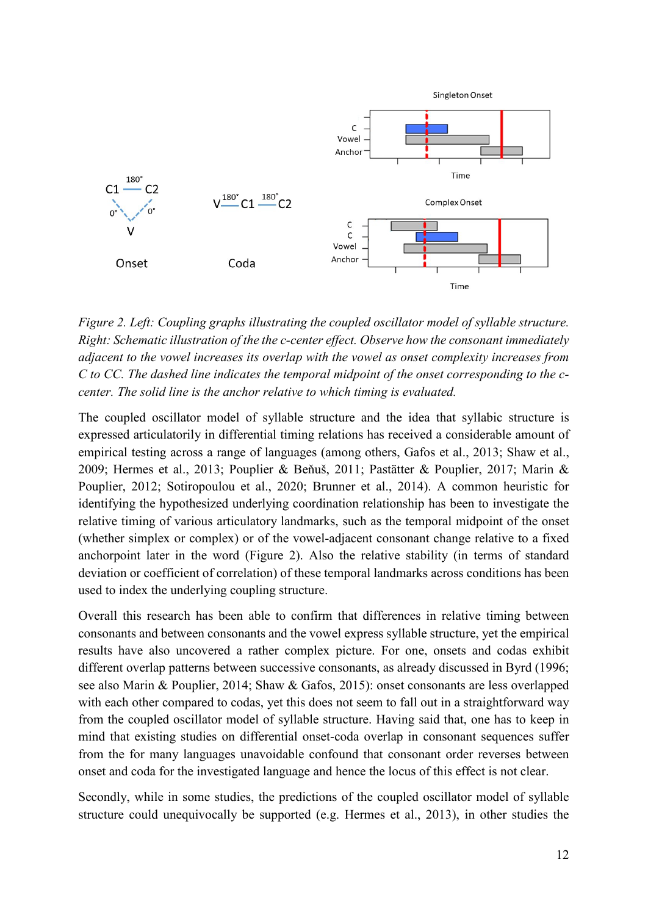*Figure 2. Left: Coupling graphs illustrating the coupled oscillator model of syllable structure. Right: Schematic illustration of the the c-center effect. Observe how the consonant immediately adjacent to the vowel increases its overlap with the vowel as onset complexity increases from C to CC. The dashed line indicates the temporal midpoint of the onset corresponding to the c-center. The solid line is the anchor relative to which timing is evaluated.*

The coupled oscillator model of syllable structure and the idea that syllabic structure is expressed articulatorily in differential timing relations has received a considerable amount of empirical testing across a range of languages (among others, Gafos et al., 2013; Shaw et al., 2009; Hermes et al., 2013; Pouplier & Beňuš, 2011; Pastätter & Pouplier, 2017; Marin & Pouplier, 2012; Sotiropoulou et al., 2020; Brunner et al., 2014). A common heuristic for identifying the hypothesized underlying coordination relationship has been to investigate the relative timing of various articulatory landmarks, such as the temporal midpoint of the onset (whether simplex or complex) or of the vowel-adjacent consonant change relative to a fixed anchorpoint later in the word (Figure 2). Also the relative stability (in terms of standard deviation or coefficient of correlation) of these temporal landmarks across conditions has been used to index the underlying coupling structure.

Overall this research has been able to confirm that differences in relative timing between consonants and between consonants and the vowel express syllable structure, yet the empirical results have also uncovered a rather complex picture. For one, onsets and codas exhibit different overlap patterns between successive consonants, as already discussed in Byrd (1996; see also Marin & Pouplier, 2014; Shaw & Gafos, 2015): onset consonants are less overlapped with each other compared to codas, yet this does not seem to fall out in a straightforward way from the coupled oscillator model of syllable structure. Having said that, one has to keep in mind that existing studies on differential onset-coda overlap in consonant sequences suffer from the for many languages unavoidable confound that consonant order reverses between onset and coda for the investigated language and hence the locus of this effect is not clear.

Secondly, while in some studies, the predictions of the coupled oscillator model of syllable structure could unequivocally be supported (e.g. Hermes et al., 2013), in other studies the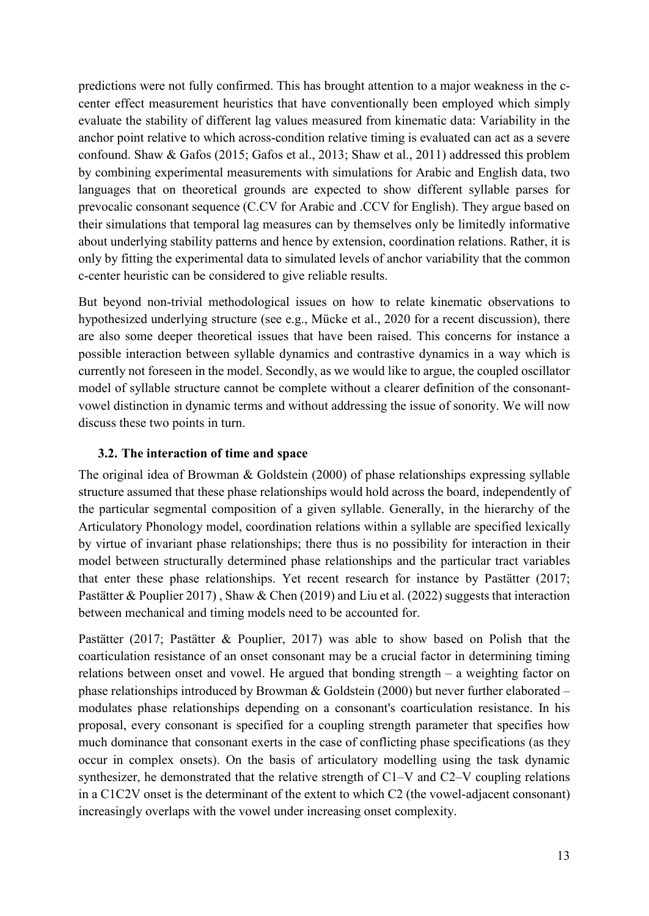predictions were not fully confirmed. This has brought attention to a major weakness in the c-center effect measurement heuristics that have conventionally been employed which simply evaluate the stability of different lag values measured from kinematic data: Variability in the anchor point relative to which across-condition relative timing is evaluated can act as a severe confound. Shaw & Gafos (2015; Gafos et al., 2013; Shaw et al., 2011) addressed this problem by combining experimental measurements with simulations for Arabic and English data, two languages that on theoretical grounds are expected to show different syllable parses for prevocalic consonant sequence (C.CV for Arabic and .CCV for English). They argue based on their simulations that temporal lag measures can by themselves only be limitedly informative about underlying stability patterns and hence by extension, coordination relations. Rather, it is only by fitting the experimental data to simulated levels of anchor variability that the common c-center heuristic can be considered to give reliable results.

But beyond non-trivial methodological issues on how to relate kinematic observations to hypothesized underlying structure (see e.g., Mücke et al., 2020 for a recent discussion), there are also some deeper theoretical issues that have been raised. This concerns for instance a possible interaction between syllable dynamics and contrastive dynamics in a way which is currently not foreseen in the model. Secondly, as we would like to argue, the coupled oscillator model of syllable structure cannot be complete without a clearer definition of the consonant-vowel distinction in dynamic terms and without addressing the issue of sonority. We will now discuss these two points in turn.

### 3.2. The interaction of time and space

The original idea of Browman & Goldstein (2000) of phase relationships expressing syllable structure assumed that these phase relationships would hold across the board, independently of the particular segmental composition of a given syllable. Generally, in the hierarchy of the Articulatory Phonology model, coordination relations within a syllable are specified lexically by virtue of invariant phase relationships; there thus is no possibility for interaction in their model between structurally determined phase relationships and the particular tract variables that enter these phase relationships. Yet recent research for instance by Pastätter (2017; Pastätter & Pouplier 2017) , Shaw & Chen (2019) and Liu et al. (2022) suggests that interaction between mechanical and timing models need to be accounted for.

Pastätter (2017; Pastätter & Pouplier, 2017) was able to show based on Polish that the coarticulation resistance of an onset consonant may be a crucial factor in determining timing relations between onset and vowel. He argued that bonding strength – a weighting factor on phase relationships introduced by Browman & Goldstein (2000) but never further elaborated – modulates phase relationships depending on a consonant's coarticulation resistance. In his proposal, every consonant is specified for a coupling strength parameter that specifies how much dominance that consonant exerts in the case of conflicting phase specifications (as they occur in complex onsets). On the basis of articulatory modelling using the task dynamic synthesizer, he demonstrated that the relative strength of C1–V and C2–V coupling relations in a C1C2V onset is the determinant of the extent to which C2 (the vowel-adjacent consonant) increasingly overlaps with the vowel under increasing onset complexity.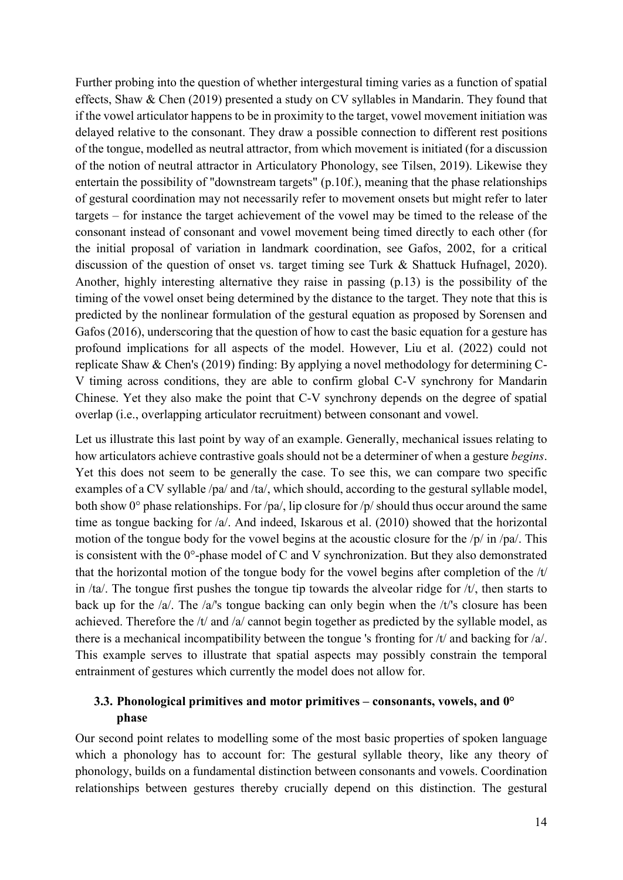Further probing into the question of whether intergestural timing varies as a function of spatial effects, Shaw & Chen (2019) presented a study on CV syllables in Mandarin. They found that if the vowel articulator happens to be in proximity to the target, vowel movement initiation was delayed relative to the consonant. They draw a possible connection to different rest positions of the tongue, modelled as neutral attractor, from which movement is initiated (for a discussion of the notion of neutral attractor in Articulatory Phonology, see Tilsen, 2019). Likewise they entertain the possibility of "downstream targets" (p.10f.), meaning that the phase relationships of gestural coordination may not necessarily refer to movement onsets but might refer to later targets – for instance the target achievement of the vowel may be timed to the release of the consonant instead of consonant and vowel movement being timed directly to each other (for the initial proposal of variation in landmark coordination, see Gafos, 2002, for a critical discussion of the question of onset vs. target timing see Turk & Shattuck Hufnagel, 2020). Another, highly interesting alternative they raise in passing (p.13) is the possibility of the timing of the vowel onset being determined by the distance to the target. They note that this is predicted by the nonlinear formulation of the gestural equation as proposed by Sorensen and Gafos (2016), underscoring that the question of how to cast the basic equation for a gesture has profound implications for all aspects of the model. However, Liu et al. (2022) could not replicate Shaw & Chen's (2019) finding: By applying a novel methodology for determining C-V timing across conditions, they are able to confirm global C-V synchrony for Mandarin Chinese. Yet they also make the point that C-V synchrony depends on the degree of spatial overlap (i.e., overlapping articulator recruitment) between consonant and vowel.

Let us illustrate this last point by way of an example. Generally, mechanical issues relating to how articulators achieve contrastive goals should not be a determiner of when a gesture *begins*. Yet this does not seem to be generally the case. To see this, we can compare two specific examples of a CV syllable /pa/ and /ta/, which should, according to the gestural syllable model, both show 0° phase relationships. For /pa/, lip closure for /p/ should thus occur around the same time as tongue backing for /a/. And indeed, Iskarous et al. (2010) showed that the horizontal motion of the tongue body for the vowel begins at the acoustic closure for the /p/ in /pa/. This is consistent with the 0°-phase model of C and V synchronization. But they also demonstrated that the horizontal motion of the tongue body for the vowel begins after completion of the /t/ in /ta/. The tongue first pushes the tongue tip towards the alveolar ridge for /t/, then starts to back up for the /a/. The /a/'s tongue backing can only begin when the /t/'s closure has been achieved. Therefore the /t/ and /a/ cannot begin together as predicted by the syllable model, as there is a mechanical incompatibility between the tongue 's fronting for /t/ and backing for /a/. This example serves to illustrate that spatial aspects may possibly constrain the temporal entrainment of gestures which currently the model does not allow for.

### 3.3. Phonological primitives and motor primitives – consonants, vowels, and 0° phase

Our second point relates to modelling some of the most basic properties of spoken language which a phonology has to account for: The gestural syllable theory, like any theory of phonology, builds on a fundamental distinction between consonants and vowels. Coordination relationships between gestures thereby crucially depend on this distinction. The gestural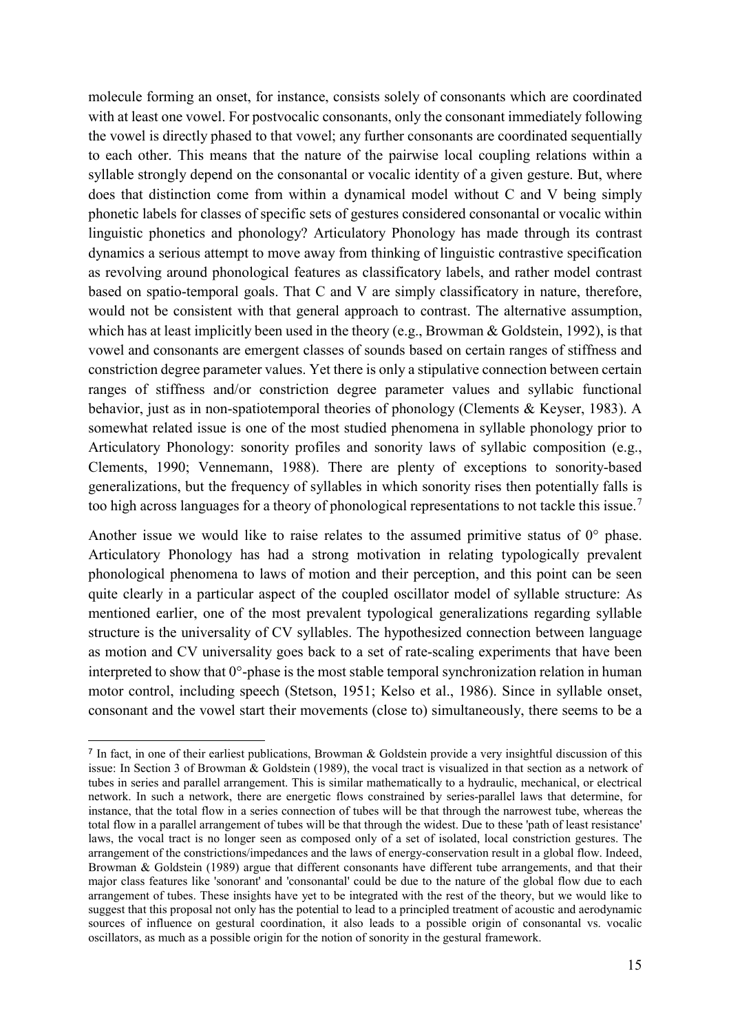molecule forming an onset, for instance, consists solely of consonants which are coordinated with at least one vowel. For postvocalic consonants, only the consonant immediately following the vowel is directly phased to that vowel; any further consonants are coordinated sequentially to each other. This means that the nature of the pairwise local coupling relations within a syllable strongly depend on the consonantal or vocalic identity of a given gesture. But, where does that distinction come from within a dynamical model without C and V being simply phonetic labels for classes of specific sets of gestures considered consonantal or vocalic within linguistic phonetics and phonology? Articulatory Phonology has made through its contrast dynamics a serious attempt to move away from thinking of linguistic contrastive specification as revolving around phonological features as classificatory labels, and rather model contrast based on spatio-temporal goals. That C and V are simply classificatory in nature, therefore, would not be consistent with that general approach to contrast. The alternative assumption, which has at least implicitly been used in the theory (e.g., Browman & Goldstein, 1992), is that vowel and consonants are emergent classes of sounds based on certain ranges of stiffness and constriction degree parameter values. Yet there is only a stipulative connection between certain ranges of stiffness and/or constriction degree parameter values and syllabic functional behavior, just as in non-spatiotemporal theories of phonology (Clements & Keyser, 1983). A somewhat related issue is one of the most studied phenomena in syllable phonology prior to Articulatory Phonology: sonority profiles and sonority laws of syllabic composition (e.g., Clements, 1990; Vennemann, 1988). There are plenty of exceptions to sonority-based generalizations, but the frequency of syllables in which sonority rises then potentially falls is too high across languages for a theory of phonological representations to not tackle this issue.[7]

Another issue we would like to raise relates to the assumed primitive status of 0° phase. Articulatory Phonology has had a strong motivation in relating typologically prevalent phonological phenomena to laws of motion and their perception, and this point can be seen quite clearly in a particular aspect of the coupled oscillator model of syllable structure: As mentioned earlier, one of the most prevalent typological generalizations regarding syllable structure is the universality of CV syllables. The hypothesized connection between language as motion and CV universality goes back to a set of rate-scaling experiments that have been interpreted to show that 0°-phase is the most stable temporal synchronization relation in human motor control, including speech (Stetson, 1951; Kelso et al., 1986). Since in syllable onset, consonant and the vowel start their movements (close to) simultaneously, there seems to be a

[7] In fact, in one of their earliest publications, Browman & Goldstein provide a very insightful discussion of this issue: In Section 3 of Browman & Goldstein (1989), the vocal tract is visualized in that section as a network of tubes in series and parallel arrangement. This is similar mathematically to a hydraulic, mechanical, or electrical network. In such a network, there are energetic flows constrained by series-parallel laws that determine, for instance, that the total flow in a series connection of tubes will be that through the narrowest tube, whereas the total flow in a parallel arrangement of tubes will be that through the widest. Due to these 'path of least resistance' laws, the vocal tract is no longer seen as composed only of a set of isolated, local constriction gestures. The arrangement of the constrictions/impedances and the laws of energy-conservation result in a global flow. Indeed, Browman & Goldstein (1989) argue that different consonants have different tube arrangements, and that their major class features like 'sonorant' and 'consonantal' could be due to the nature of the global flow due to each arrangement of tubes. These insights have yet to be integrated with the rest of the theory, but we would like to suggest that this proposal not only has the potential to lead to a principled treatment of acoustic and aerodynamic sources of influence on gestural coordination, it also leads to a possible origin of consonantal vs. vocalic oscillators, as much as a possible origin for the notion of sonority in the gestural framework.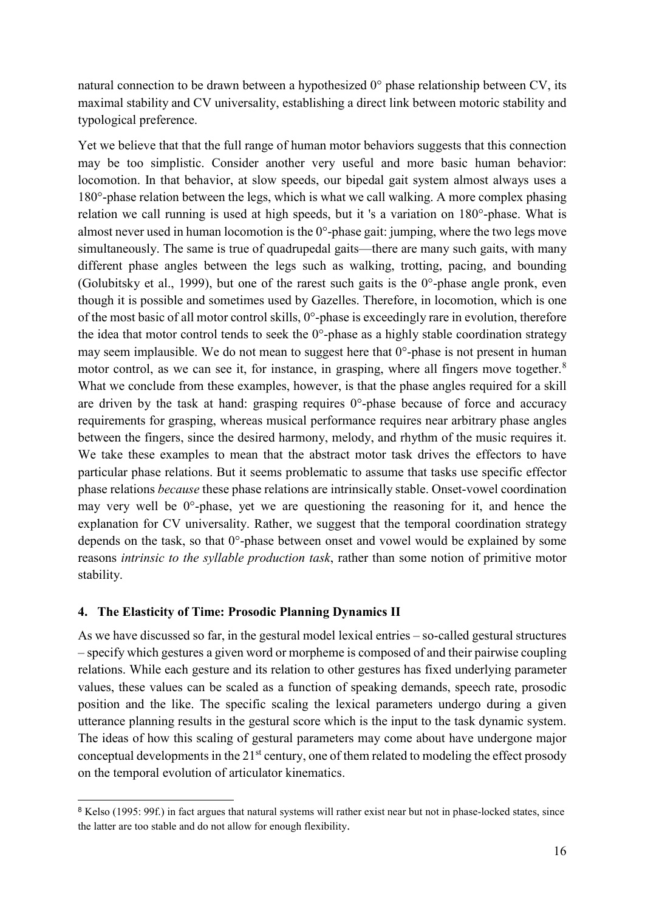natural connection to be drawn between a hypothesized 0° phase relationship between CV, its maximal stability and CV universality, establishing a direct link between motoric stability and typological preference.

Yet we believe that that the full range of human motor behaviors suggests that this connection may be too simplistic. Consider another very useful and more basic human behavior: locomotion. In that behavior, at slow speeds, our bipedal gait system almost always uses a 180°-phase relation between the legs, which is what we call walking. A more complex phasing relation we call running is used at high speeds, but it 's a variation on 180°-phase. What is almost never used in human locomotion is the 0°-phase gait: jumping, where the two legs move simultaneously. The same is true of quadrupedal gaits—there are many such gaits, with many different phase angles between the legs such as walking, trotting, pacing, and bounding (Golubitsky et al., 1999), but one of the rarest such gaits is the 0°-phase angle pronk, even though it is possible and sometimes used by Gazelles. Therefore, in locomotion, which is one of the most basic of all motor control skills, 0°-phase is exceedingly rare in evolution, therefore the idea that motor control tends to seek the 0°-phase as a highly stable coordination strategy may seem implausible. We do not mean to suggest here that 0°-phase is not present in human motor control, as we can see it, for instance, in grasping, where all fingers move together.[8] What we conclude from these examples, however, is that the phase angles required for a skill are driven by the task at hand: grasping requires 0°-phase because of force and accuracy requirements for grasping, whereas musical performance requires near arbitrary phase angles between the fingers, since the desired harmony, melody, and rhythm of the music requires it. We take these examples to mean that the abstract motor task drives the effectors to have particular phase relations. But it seems problematic to assume that tasks use specific effector phase relations *because* these phase relations are intrinsically stable. Onset-vowel coordination may very well be 0°-phase, yet we are questioning the reasoning for it, and hence the explanation for CV universality. Rather, we suggest that the temporal coordination strategy depends on the task, so that 0°-phase between onset and vowel would be explained by some reasons *intrinsic to the syllable production task*, rather than some notion of primitive motor stability.

## 4. The Elasticity of Time: Prosodic Planning Dynamics II

As we have discussed so far, in the gestural model lexical entries – so-called gestural structures – specify which gestures a given word or morpheme is composed of and their pairwise coupling relations. While each gesture and its relation to other gestures has fixed underlying parameter values, these values can be scaled as a function of speaking demands, speech rate, prosodic position and the like. The specific scaling the lexical parameters undergo during a given utterance planning results in the gestural score which is the input to the task dynamic system. The ideas of how this scaling of gestural parameters may come about have undergone major conceptual developments in the 21st century, one of them related to modeling the effect prosody on the temporal evolution of articulator kinematics.

[8] Kelso (1995: 99f.) in fact argues that natural systems will rather exist near but not in phase-locked states, since the latter are too stable and do not allow for enough flexibility.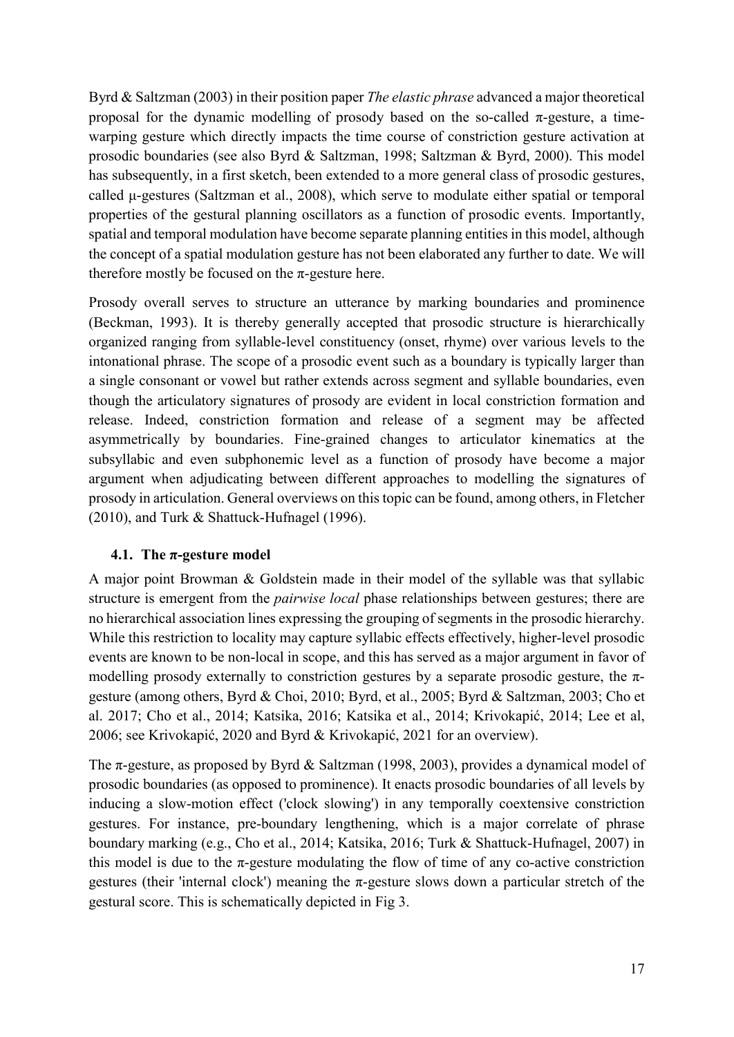Byrd & Saltzman (2003) in their position paper *The elastic phrase* advanced a major theoretical proposal for the dynamic modelling of prosody based on the so-called π-gesture, a time-warping gesture which directly impacts the time course of constriction gesture activation at prosodic boundaries (see also Byrd & Saltzman, 1998; Saltzman & Byrd, 2000). This model has subsequently, in a first sketch, been extended to a more general class of prosodic gestures, called μ-gestures (Saltzman et al., 2008), which serve to modulate either spatial or temporal properties of the gestural planning oscillators as a function of prosodic events. Importantly, spatial and temporal modulation have become separate planning entities in this model, although the concept of a spatial modulation gesture has not been elaborated any further to date. We will therefore mostly be focused on the π-gesture here.

Prosody overall serves to structure an utterance by marking boundaries and prominence (Beckman, 1993). It is thereby generally accepted that prosodic structure is hierarchically organized ranging from syllable-level constituency (onset, rhyme) over various levels to the intonational phrase. The scope of a prosodic event such as a boundary is typically larger than a single consonant or vowel but rather extends across segment and syllable boundaries, even though the articulatory signatures of prosody are evident in local constriction formation and release. Indeed, constriction formation and release of a segment may be affected asymmetrically by boundaries. Fine-grained changes to articulator kinematics at the subsyllabic and even subphonemic level as a function of prosody have become a major argument when adjudicating between different approaches to modelling the signatures of prosody in articulation. General overviews on this topic can be found, among others, in Fletcher (2010), and Turk & Shattuck-Hufnagel (1996).

### 4.1. The π-gesture model

A major point Browman & Goldstein made in their model of the syllable was that syllabic structure is emergent from the *pairwise local* phase relationships between gestures; there are no hierarchical association lines expressing the grouping of segments in the prosodic hierarchy. While this restriction to locality may capture syllabic effects effectively, higher-level prosodic events are known to be non-local in scope, and this has served as a major argument in favor of modelling prosody externally to constriction gestures by a separate prosodic gesture, the π-gesture (among others, Byrd & Choi, 2010; Byrd, et al., 2005; Byrd & Saltzman, 2003; Cho et al. 2017; Cho et al., 2014; Katsika, 2016; Katsika et al., 2014; Krivokapić, 2014; Lee et al, 2006; see Krivokapić, 2020 and Byrd & Krivokapić, 2021 for an overview).

The π-gesture, as proposed by Byrd & Saltzman (1998, 2003), provides a dynamical model of prosodic boundaries (as opposed to prominence). It enacts prosodic boundaries of all levels by inducing a slow-motion effect ('clock slowing') in any temporally coextensive constriction gestures. For instance, pre-boundary lengthening, which is a major correlate of phrase boundary marking (e.g., Cho et al., 2014; Katsika, 2016; Turk & Shattuck-Hufnagel, 2007) in this model is due to the π-gesture modulating the flow of time of any co-active constriction gestures (their 'internal clock') meaning the π-gesture slows down a particular stretch of the gestural score. This is schematically depicted in Fig 3.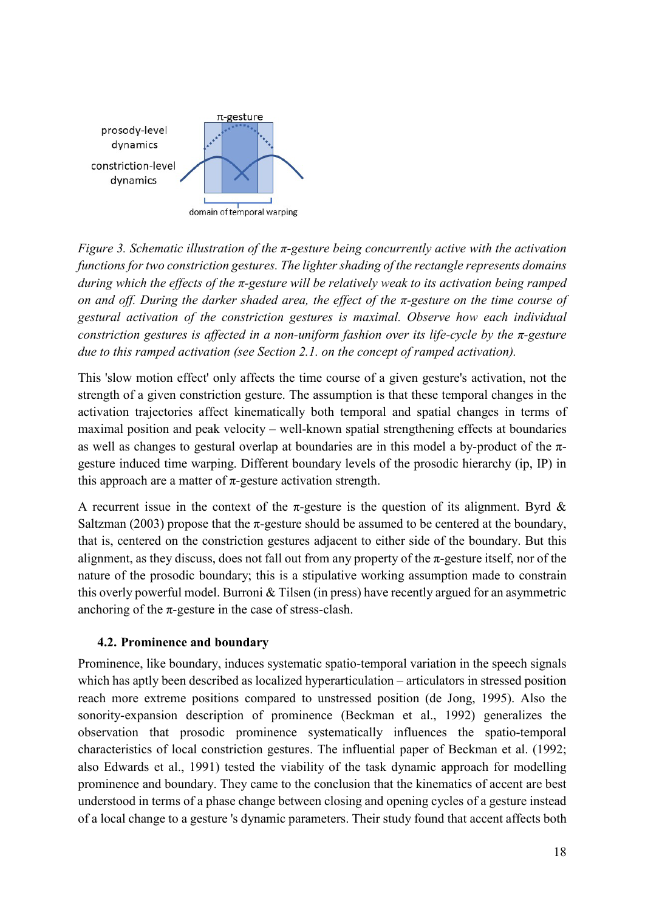*Figure 3. Schematic illustration of the π-gesture being concurrently active with the activation functions for two constriction gestures. The lighter shading of the rectangle represents domains during which the effects of the π-gesture will be relatively weak to its activation being ramped on and off. During the darker shaded area, the effect of the π-gesture on the time course of gestural activation of the constriction gestures is maximal. Observe how each individual constriction gestures is affected in a non-uniform fashion over its life-cycle by the π-gesture due to this ramped activation (see Section 2.1. on the concept of ramped activation).*

This 'slow motion effect' only affects the time course of a given gesture's activation, not the strength of a given constriction gesture. The assumption is that these temporal changes in the activation trajectories affect kinematically both temporal and spatial changes in terms of maximal position and peak velocity – well-known spatial strengthening effects at boundaries as well as changes to gestural overlap at boundaries are in this model a by-product of the π-gesture induced time warping. Different boundary levels of the prosodic hierarchy (ip, IP) in this approach are a matter of π-gesture activation strength.

A recurrent issue in the context of the π-gesture is the question of its alignment. Byrd & Saltzman (2003) propose that the π-gesture should be assumed to be centered at the boundary, that is, centered on the constriction gestures adjacent to either side of the boundary. But this alignment, as they discuss, does not fall out from any property of the π-gesture itself, nor of the nature of the prosodic boundary; this is a stipulative working assumption made to constrain this overly powerful model. Burroni & Tilsen (in press) have recently argued for an asymmetric anchoring of the π-gesture in the case of stress-clash.

### 4.2. Prominence and boundary

Prominence, like boundary, induces systematic spatio-temporal variation in the speech signals which has aptly been described as localized hyperarticulation – articulators in stressed position reach more extreme positions compared to unstressed position (de Jong, 1995). Also the sonority-expansion description of prominence (Beckman et al., 1992) generalizes the observation that prosodic prominence systematically influences the spatio-temporal characteristics of local constriction gestures. The influential paper of Beckman et al. (1992; also Edwards et al., 1991) tested the viability of the task dynamic approach for modelling prominence and boundary. They came to the conclusion that the kinematics of accent are best understood in terms of a phase change between closing and opening cycles of a gesture instead of a local change to a gesture 's dynamic parameters. Their study found that accent affects both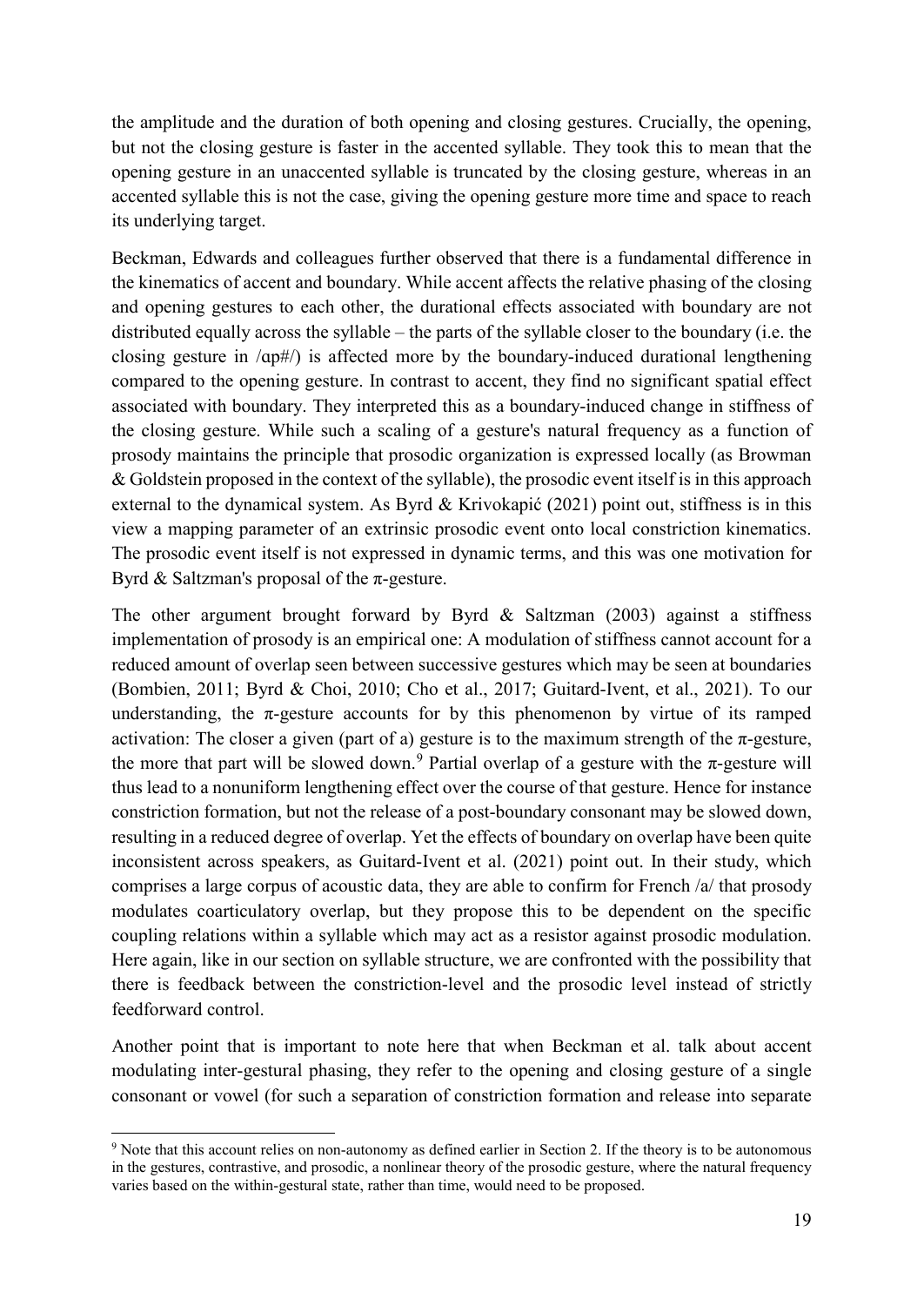the amplitude and the duration of both opening and closing gestures. Crucially, the opening, but not the closing gesture is faster in the accented syllable. They took this to mean that the opening gesture in an unaccented syllable is truncated by the closing gesture, whereas in an accented syllable this is not the case, giving the opening gesture more time and space to reach its underlying target.

Beckman, Edwards and colleagues further observed that there is a fundamental difference in the kinematics of accent and boundary. While accent affects the relative phasing of the closing and opening gestures to each other, the durational effects associated with boundary are not distributed equally across the syllable – the parts of the syllable closer to the boundary (i.e. the closing gesture in /ɑp#/) is affected more by the boundary-induced durational lengthening compared to the opening gesture. In contrast to accent, they find no significant spatial effect associated with boundary. They interpreted this as a boundary-induced change in stiffness of the closing gesture. While such a scaling of a gesture's natural frequency as a function of prosody maintains the principle that prosodic organization is expressed locally (as Browman & Goldstein proposed in the context of the syllable), the prosodic event itself is in this approach external to the dynamical system. As Byrd & Krivokapić (2021) point out, stiffness is in this view a mapping parameter of an extrinsic prosodic event onto local constriction kinematics. The prosodic event itself is not expressed in dynamic terms, and this was one motivation for Byrd & Saltzman's proposal of the π-gesture.

The other argument brought forward by Byrd & Saltzman (2003) against a stiffness implementation of prosody is an empirical one: A modulation of stiffness cannot account for a reduced amount of overlap seen between successive gestures which may be seen at boundaries (Bombien, 2011; Byrd & Choi, 2010; Cho et al., 2017; Guitard-Ivent, et al., 2021). To our understanding, the π-gesture accounts for by this phenomenon by virtue of its ramped activation: The closer a given (part of a) gesture is to the maximum strength of the π-gesture, the more that part will be slowed down.[9] Partial overlap of a gesture with the π-gesture will thus lead to a nonuniform lengthening effect over the course of that gesture. Hence for instance constriction formation, but not the release of a post-boundary consonant may be slowed down, resulting in a reduced degree of overlap. Yet the effects of boundary on overlap have been quite inconsistent across speakers, as Guitard-Ivent et al. (2021) point out. In their study, which comprises a large corpus of acoustic data, they are able to confirm for French /a/ that prosody modulates coarticulatory overlap, but they propose this to be dependent on the specific coupling relations within a syllable which may act as a resistor against prosodic modulation. Here again, like in our section on syllable structure, we are confronted with the possibility that there is feedback between the constriction-level and the prosodic level instead of strictly feedforward control.

Another point that is important to note here that when Beckman et al. talk about accent modulating inter-gestural phasing, they refer to the opening and closing gesture of a single consonant or vowel (for such a separation of constriction formation and release into separate

[9] Note that this account relies on non-autonomy as defined earlier in Section 2. If the theory is to be autonomous in the gestures, contrastive, and prosodic, a nonlinear theory of the prosodic gesture, where the natural frequency varies based on the within-gestural state, rather than time, would need to be proposed.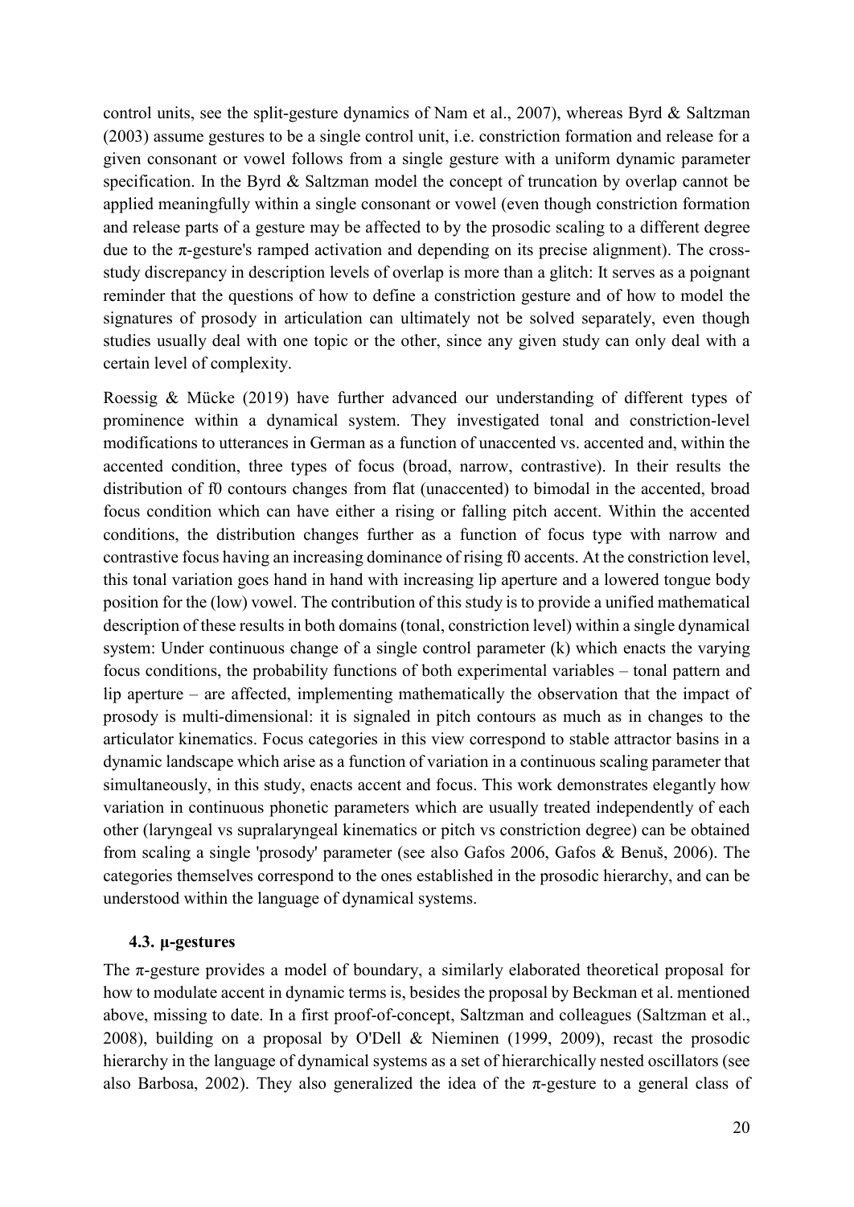control units, see the split-gesture dynamics of Nam et al., 2007), whereas Byrd & Saltzman (2003) assume gestures to be a single control unit, i.e. constriction formation and release for a given consonant or vowel follows from a single gesture with a uniform dynamic parameter specification. In the Byrd & Saltzman model the concept of truncation by overlap cannot be applied meaningfully within a single consonant or vowel (even though constriction formation and release parts of a gesture may be affected to by the prosodic scaling to a different degree due to the π-gesture's ramped activation and depending on its precise alignment). The cross-study discrepancy in description levels of overlap is more than a glitch: It serves as a poignant reminder that the questions of how to define a constriction gesture and of how to model the signatures of prosody in articulation can ultimately not be solved separately, even though studies usually deal with one topic or the other, since any given study can only deal with a certain level of complexity.

Roessig & Mücke (2019) have further advanced our understanding of different types of prominence within a dynamical system. They investigated tonal and constriction-level modifications to utterances in German as a function of unaccented vs. accented and, within the accented condition, three types of focus (broad, narrow, contrastive). In their results the distribution of f0 contours changes from flat (unaccented) to bimodal in the accented, broad focus condition which can have either a rising or falling pitch accent. Within the accented conditions, the distribution changes further as a function of focus type with narrow and contrastive focus having an increasing dominance of rising f0 accents. At the constriction level, this tonal variation goes hand in hand with increasing lip aperture and a lowered tongue body position for the (low) vowel. The contribution of this study is to provide a unified mathematical description of these results in both domains (tonal, constriction level) within a single dynamical system: Under continuous change of a single control parameter (k) which enacts the varying focus conditions, the probability functions of both experimental variables – tonal pattern and lip aperture – are affected, implementing mathematically the observation that the impact of prosody is multi-dimensional: it is signaled in pitch contours as much as in changes to the articulator kinematics. Focus categories in this view correspond to stable attractor basins in a dynamic landscape which arise as a function of variation in a continuous scaling parameter that simultaneously, in this study, enacts accent and focus. This work demonstrates elegantly how variation in continuous phonetic parameters which are usually treated independently of each other (laryngeal vs supralaryngeal kinematics or pitch vs constriction degree) can be obtained from scaling a single 'prosody' parameter (see also Gafos 2006, Gafos & Benuš, 2006). The categories themselves correspond to the ones established in the prosodic hierarchy, and can be understood within the language of dynamical systems.

### 4.3. μ-gestures

The π-gesture provides a model of boundary, a similarly elaborated theoretical proposal for how to modulate accent in dynamic terms is, besides the proposal by Beckman et al. mentioned above, missing to date. In a first proof-of-concept, Saltzman and colleagues (Saltzman et al., 2008), building on a proposal by O'Dell & Nieminen (1999, 2009), recast the prosodic hierarchy in the language of dynamical systems as a set of hierarchically nested oscillators (see also Barbosa, 2002). They also generalized the idea of the π-gesture to a general class of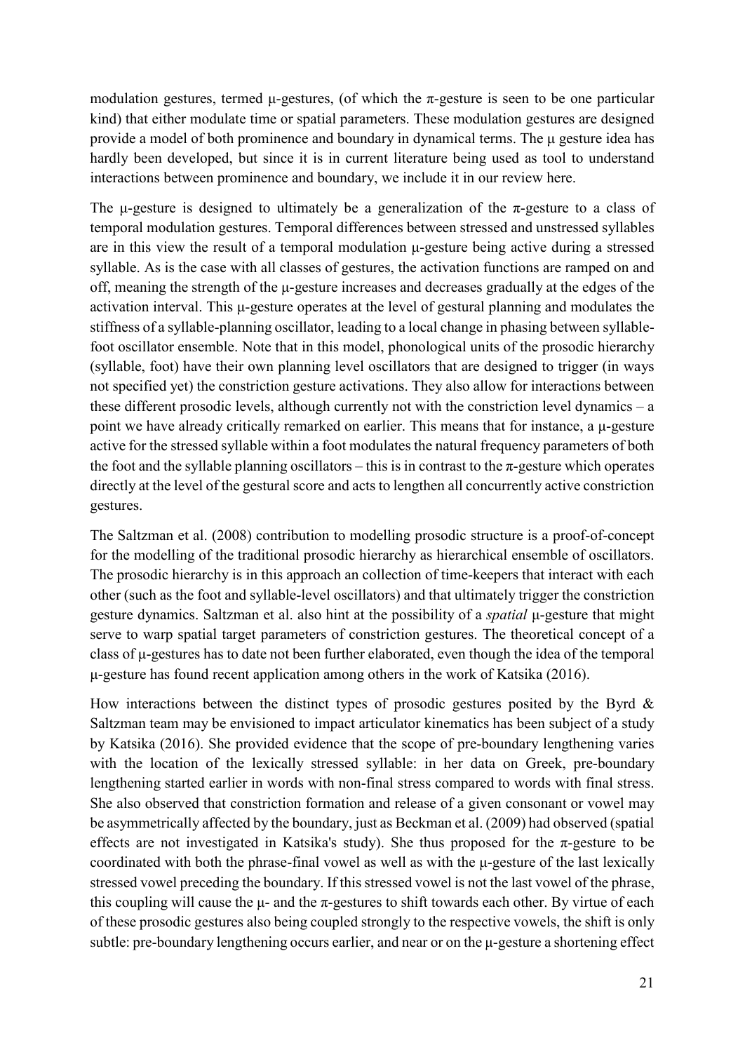modulation gestures, termed μ-gestures, (of which the π-gesture is seen to be one particular kind) that either modulate time or spatial parameters. These modulation gestures are designed provide a model of both prominence and boundary in dynamical terms. The μ gesture idea has hardly been developed, but since it is in current literature being used as tool to understand interactions between prominence and boundary, we include it in our review here.

The μ-gesture is designed to ultimately be a generalization of the π-gesture to a class of temporal modulation gestures. Temporal differences between stressed and unstressed syllables are in this view the result of a temporal modulation μ-gesture being active during a stressed syllable. As is the case with all classes of gestures, the activation functions are ramped on and off, meaning the strength of the μ-gesture increases and decreases gradually at the edges of the activation interval. This μ-gesture operates at the level of gestural planning and modulates the stiffness of a syllable-planning oscillator, leading to a local change in phasing between syllable-foot oscillator ensemble. Note that in this model, phonological units of the prosodic hierarchy (syllable, foot) have their own planning level oscillators that are designed to trigger (in ways not specified yet) the constriction gesture activations. They also allow for interactions between these different prosodic levels, although currently not with the constriction level dynamics – a point we have already critically remarked on earlier. This means that for instance, a μ-gesture active for the stressed syllable within a foot modulates the natural frequency parameters of both the foot and the syllable planning oscillators – this is in contrast to the π-gesture which operates directly at the level of the gestural score and acts to lengthen all concurrently active constriction gestures.

The Saltzman et al. (2008) contribution to modelling prosodic structure is a proof-of-concept for the modelling of the traditional prosodic hierarchy as hierarchical ensemble of oscillators. The prosodic hierarchy is in this approach an collection of time-keepers that interact with each other (such as the foot and syllable-level oscillators) and that ultimately trigger the constriction gesture dynamics. Saltzman et al. also hint at the possibility of a *spatial* μ-gesture that might serve to warp spatial target parameters of constriction gestures. The theoretical concept of a class of μ-gestures has to date not been further elaborated, even though the idea of the temporal μ-gesture has found recent application among others in the work of Katsika (2016).

How interactions between the distinct types of prosodic gestures posited by the Byrd & Saltzman team may be envisioned to impact articulator kinematics has been subject of a study by Katsika (2016). She provided evidence that the scope of pre-boundary lengthening varies with the location of the lexically stressed syllable: in her data on Greek, pre-boundary lengthening started earlier in words with non-final stress compared to words with final stress. She also observed that constriction formation and release of a given consonant or vowel may be asymmetrically affected by the boundary, just as Beckman et al. (2009) had observed (spatial effects are not investigated in Katsika's study). She thus proposed for the π-gesture to be coordinated with both the phrase-final vowel as well as with the μ-gesture of the last lexically stressed vowel preceding the boundary. If this stressed vowel is not the last vowel of the phrase, this coupling will cause the μ- and the π-gestures to shift towards each other. By virtue of each of these prosodic gestures also being coupled strongly to the respective vowels, the shift is only subtle: pre-boundary lengthening occurs earlier, and near or on the μ-gesture a shortening effect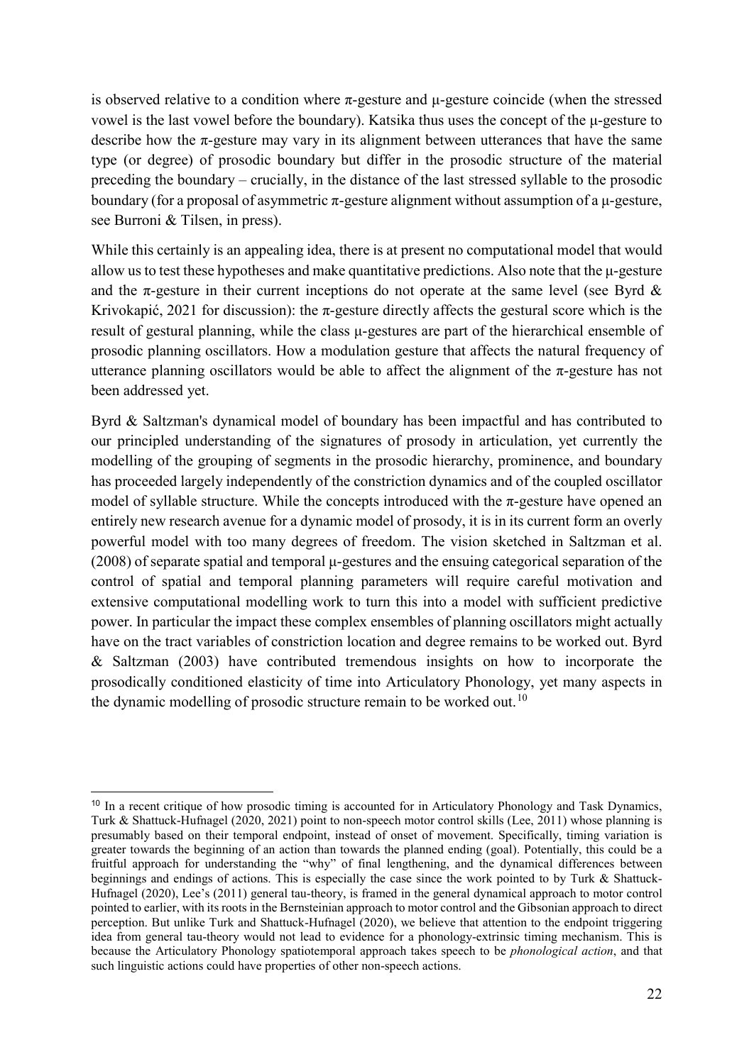is observed relative to a condition where π-gesture and μ-gesture coincide (when the stressed vowel is the last vowel before the boundary). Katsika thus uses the concept of the μ-gesture to describe how the π-gesture may vary in its alignment between utterances that have the same type (or degree) of prosodic boundary but differ in the prosodic structure of the material preceding the boundary – crucially, in the distance of the last stressed syllable to the prosodic boundary (for a proposal of asymmetric π-gesture alignment without assumption of a μ-gesture, see Burroni & Tilsen, in press).

While this certainly is an appealing idea, there is at present no computational model that would allow us to test these hypotheses and make quantitative predictions. Also note that the μ-gesture and the π-gesture in their current inceptions do not operate at the same level (see Byrd & Krivokapić, 2021 for discussion): the π-gesture directly affects the gestural score which is the result of gestural planning, while the class μ-gestures are part of the hierarchical ensemble of prosodic planning oscillators. How a modulation gesture that affects the natural frequency of utterance planning oscillators would be able to affect the alignment of the π-gesture has not been addressed yet.

Byrd & Saltzman's dynamical model of boundary has been impactful and has contributed to our principled understanding of the signatures of prosody in articulation, yet currently the modelling of the grouping of segments in the prosodic hierarchy, prominence, and boundary has proceeded largely independently of the constriction dynamics and of the coupled oscillator model of syllable structure. While the concepts introduced with the π-gesture have opened an entirely new research avenue for a dynamic model of prosody, it is in its current form an overly powerful model with too many degrees of freedom. The vision sketched in Saltzman et al. (2008) of separate spatial and temporal μ-gestures and the ensuing categorical separation of the control of spatial and temporal planning parameters will require careful motivation and extensive computational modelling work to turn this into a model with sufficient predictive power. In particular the impact these complex ensembles of planning oscillators might actually have on the tract variables of constriction location and degree remains to be worked out. Byrd & Saltzman (2003) have contributed tremendous insights on how to incorporate the prosodically conditioned elasticity of time into Articulatory Phonology, yet many aspects in the dynamic modelling of prosodic structure remain to be worked out.[10]

[10] In a recent critique of how prosodic timing is accounted for in Articulatory Phonology and Task Dynamics, Turk & Shattuck-Hufnagel (2020, 2021) point to non-speech motor control skills (Lee, 2011) whose planning is presumably based on their temporal endpoint, instead of onset of movement. Specifically, timing variation is greater towards the beginning of an action than towards the planned ending (goal). Potentially, this could be a fruitful approach for understanding the "why" of final lengthening, and the dynamical differences between beginnings and endings of actions. This is especially the case since the work pointed to by Turk & Shattuck-Hufnagel (2020), Lee's (2011) general tau-theory, is framed in the general dynamical approach to motor control pointed to earlier, with its roots in the Bernsteinian approach to motor control and the Gibsonian approach to direct perception. But unlike Turk and Shattuck-Hufnagel (2020), we believe that attention to the endpoint triggering idea from general tau-theory would not lead to evidence for a phonology-extrinsic timing mechanism. This is because the Articulatory Phonology spatiotemporal approach takes speech to be *phonological action*, and that such linguistic actions could have properties of other non-speech actions.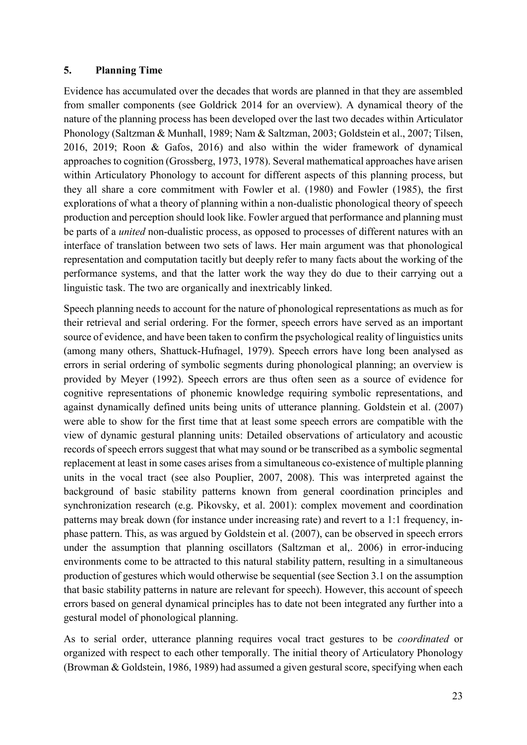## 5. Planning Time

Evidence has accumulated over the decades that words are planned in that they are assembled from smaller components (see Goldrick 2014 for an overview). A dynamical theory of the nature of the planning process has been developed over the last two decades within Articulator Phonology (Saltzman & Munhall, 1989; Nam & Saltzman, 2003; Goldstein et al., 2007; Tilsen, 2016, 2019; Roon & Gafos, 2016) and also within the wider framework of dynamical approaches to cognition (Grossberg, 1973, 1978). Several mathematical approaches have arisen within Articulatory Phonology to account for different aspects of this planning process, but they all share a core commitment with Fowler et al. (1980) and Fowler (1985), the first explorations of what a theory of planning within a non-dualistic phonological theory of speech production and perception should look like. Fowler argued that performance and planning must be parts of a *united* non-dualistic process, as opposed to processes of different natures with an interface of translation between two sets of laws. Her main argument was that phonological representation and computation tacitly but deeply refer to many facts about the working of the performance systems, and that the latter work the way they do due to their carrying out a linguistic task. The two are organically and inextricably linked.

Speech planning needs to account for the nature of phonological representations as much as for their retrieval and serial ordering. For the former, speech errors have served as an important source of evidence, and have been taken to confirm the psychological reality of linguistics units (among many others, Shattuck-Hufnagel, 1979). Speech errors have long been analysed as errors in serial ordering of symbolic segments during phonological planning; an overview is provided by Meyer (1992). Speech errors are thus often seen as a source of evidence for cognitive representations of phonemic knowledge requiring symbolic representations, and against dynamically defined units being units of utterance planning. Goldstein et al. (2007) were able to show for the first time that at least some speech errors are compatible with the view of dynamic gestural planning units: Detailed observations of articulatory and acoustic records of speech errors suggest that what may sound or be transcribed as a symbolic segmental replacement at least in some cases arises from a simultaneous co-existence of multiple planning units in the vocal tract (see also Pouplier, 2007, 2008). This was interpreted against the background of basic stability patterns known from general coordination principles and synchronization research (e.g. Pikovsky, et al. 2001): complex movement and coordination patterns may break down (for instance under increasing rate) and revert to a 1:1 frequency, in-phase pattern. This, as was argued by Goldstein et al. (2007), can be observed in speech errors under the assumption that planning oscillators (Saltzman et al,. 2006) in error-inducing environments come to be attracted to this natural stability pattern, resulting in a simultaneous production of gestures which would otherwise be sequential (see Section 3.1 on the assumption that basic stability patterns in nature are relevant for speech). However, this account of speech errors based on general dynamical principles has to date not been integrated any further into a gestural model of phonological planning.

As to serial order, utterance planning requires vocal tract gestures to be *coordinated* or organized with respect to each other temporally. The initial theory of Articulatory Phonology (Browman & Goldstein, 1986, 1989) had assumed a given gestural score, specifying when each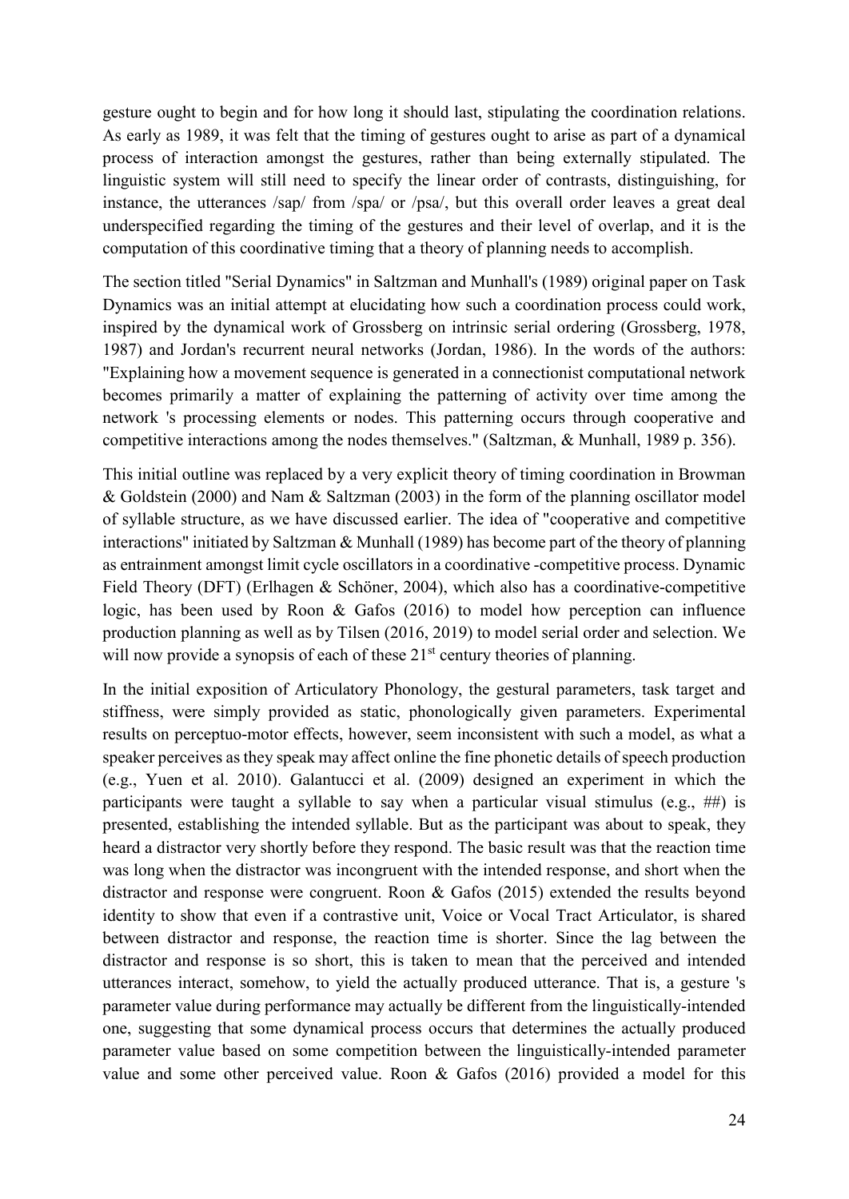gesture ought to begin and for how long it should last, stipulating the coordination relations. As early as 1989, it was felt that the timing of gestures ought to arise as part of a dynamical process of interaction amongst the gestures, rather than being externally stipulated. The linguistic system will still need to specify the linear order of contrasts, distinguishing, for instance, the utterances /sap/ from /spa/ or /psa/, but this overall order leaves a great deal underspecified regarding the timing of the gestures and their level of overlap, and it is the computation of this coordinative timing that a theory of planning needs to accomplish.

The section titled "Serial Dynamics" in Saltzman and Munhall's (1989) original paper on Task Dynamics was an initial attempt at elucidating how such a coordination process could work, inspired by the dynamical work of Grossberg on intrinsic serial ordering (Grossberg, 1978, 1987) and Jordan's recurrent neural networks (Jordan, 1986). In the words of the authors: "Explaining how a movement sequence is generated in a connectionist computational network becomes primarily a matter of explaining the patterning of activity over time among the network 's processing elements or nodes. This patterning occurs through cooperative and competitive interactions among the nodes themselves." (Saltzman, & Munhall, 1989 p. 356).

This initial outline was replaced by a very explicit theory of timing coordination in Browman & Goldstein (2000) and Nam & Saltzman (2003) in the form of the planning oscillator model of syllable structure, as we have discussed earlier. The idea of "cooperative and competitive interactions" initiated by Saltzman & Munhall (1989) has become part of the theory of planning as entrainment amongst limit cycle oscillators in a coordinative -competitive process. Dynamic Field Theory (DFT) (Erlhagen & Schöner, 2004), which also has a coordinative-competitive logic, has been used by Roon & Gafos (2016) to model how perception can influence production planning as well as by Tilsen (2016, 2019) to model serial order and selection. We will now provide a synopsis of each of these 21st century theories of planning.

In the initial exposition of Articulatory Phonology, the gestural parameters, task target and stiffness, were simply provided as static, phonologically given parameters. Experimental results on perceptuo-motor effects, however, seem inconsistent with such a model, as what a speaker perceives as they speak may affect online the fine phonetic details of speech production (e.g., Yuen et al. 2010). Galantucci et al. (2009) designed an experiment in which the participants were taught a syllable to say when a particular visual stimulus (e.g., ##) is presented, establishing the intended syllable. But as the participant was about to speak, they heard a distractor very shortly before they respond. The basic result was that the reaction time was long when the distractor was incongruent with the intended response, and short when the distractor and response were congruent. Roon & Gafos (2015) extended the results beyond identity to show that even if a contrastive unit, Voice or Vocal Tract Articulator, is shared between distractor and response, the reaction time is shorter. Since the lag between the distractor and response is so short, this is taken to mean that the perceived and intended utterances interact, somehow, to yield the actually produced utterance. That is, a gesture 's parameter value during performance may actually be different from the linguistically-intended one, suggesting that some dynamical process occurs that determines the actually produced parameter value based on some competition between the linguistically-intended parameter value and some other perceived value. Roon & Gafos (2016) provided a model for this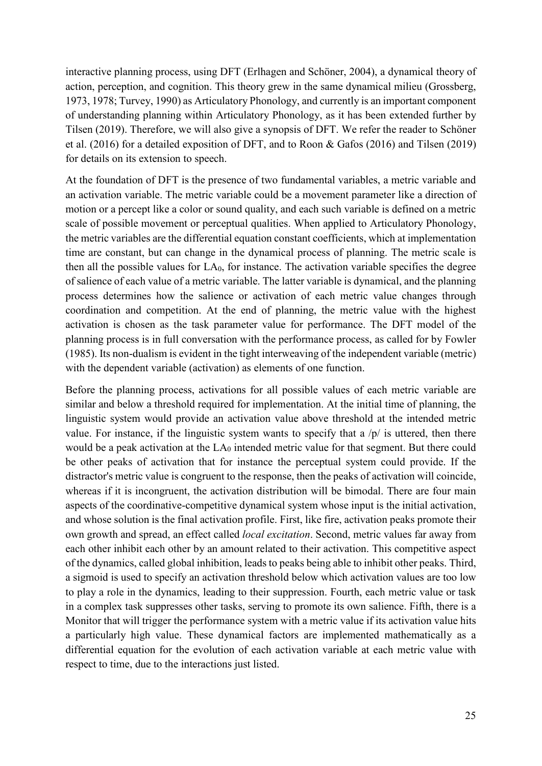interactive planning process, using DFT (Erlhagen and Schöner, 2004), a dynamical theory of action, perception, and cognition. This theory grew in the same dynamical milieu (Grossberg, 1973, 1978; Turvey, 1990) as Articulatory Phonology, and currently is an important component of understanding planning within Articulatory Phonology, as it has been extended further by Tilsen (2019). Therefore, we will also give a synopsis of DFT. We refer the reader to Schöner et al. (2016) for a detailed exposition of DFT, and to Roon & Gafos (2016) and Tilsen (2019) for details on its extension to speech.

At the foundation of DFT is the presence of two fundamental variables, a metric variable and an activation variable. The metric variable could be a movement parameter like a direction of motion or a percept like a color or sound quality, and each such variable is defined on a metric scale of possible movement or perceptual qualities. When applied to Articulatory Phonology, the metric variables are the differential equation constant coefficients, which at implementation time are constant, but can change in the dynamical process of planning. The metric scale is then all the possible values for $LA_0$, for instance. The activation variable specifies the degree of salience of each value of a metric variable. The latter variable is dynamical, and the planning process determines how the salience or activation of each metric value changes through coordination and competition. At the end of planning, the metric value with the highest activation is chosen as the task parameter value for performance. The DFT model of the planning process is in full conversation with the performance process, as called for by Fowler (1985). Its non-dualism is evident in the tight interweaving of the independent variable (metric) with the dependent variable (activation) as elements of one function.

Before the planning process, activations for all possible values of each metric variable are similar and below a threshold required for implementation. At the initial time of planning, the linguistic system would provide an activation value above threshold at the intended metric value. For instance, if the linguistic system wants to specify that a /p/ is uttered, then there would be a peak activation at the $LA_0$ intended metric value for that segment. But there could be other peaks of activation that for instance the perceptual system could provide. If the distractor's metric value is congruent to the response, then the peaks of activation will coincide, whereas if it is incongruent, the activation distribution will be bimodal. There are four main aspects of the coordinative-competitive dynamical system whose input is the initial activation, and whose solution is the final activation profile. First, like fire, activation peaks promote their own growth and spread, an effect called *local excitation*. Second, metric values far away from each other inhibit each other by an amount related to their activation. This competitive aspect of the dynamics, called global inhibition, leads to peaks being able to inhibit other peaks. Third, a sigmoid is used to specify an activation threshold below which activation values are too low to play a role in the dynamics, leading to their suppression. Fourth, each metric value or task in a complex task suppresses other tasks, serving to promote its own salience. Fifth, there is a Monitor that will trigger the performance system with a metric value if its activation value hits a particularly high value. These dynamical factors are implemented mathematically as a differential equation for the evolution of each activation variable at each metric value with respect to time, due to the interactions just listed.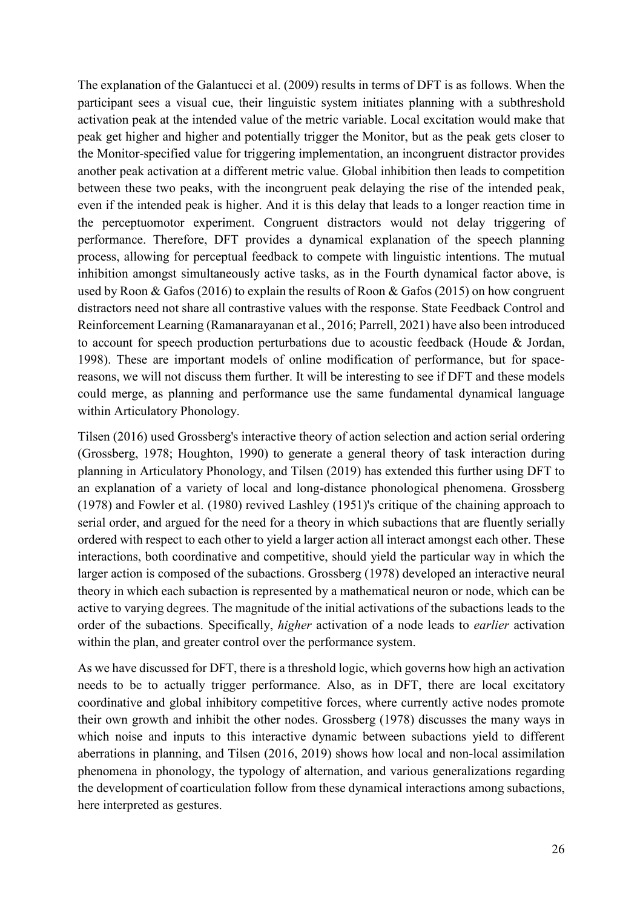The explanation of the Galantucci et al. (2009) results in terms of DFT is as follows. When the participant sees a visual cue, their linguistic system initiates planning with a subthreshold activation peak at the intended value of the metric variable. Local excitation would make that peak get higher and higher and potentially trigger the Monitor, but as the peak gets closer to the Monitor-specified value for triggering implementation, an incongruent distractor provides another peak activation at a different metric value. Global inhibition then leads to competition between these two peaks, with the incongruent peak delaying the rise of the intended peak, even if the intended peak is higher. And it is this delay that leads to a longer reaction time in the perceptuomotor experiment. Congruent distractors would not delay triggering of performance. Therefore, DFT provides a dynamical explanation of the speech planning process, allowing for perceptual feedback to compete with linguistic intentions. The mutual inhibition amongst simultaneously active tasks, as in the Fourth dynamical factor above, is used by Roon & Gafos (2016) to explain the results of Roon & Gafos (2015) on how congruent distractors need not share all contrastive values with the response. State Feedback Control and Reinforcement Learning (Ramanarayanan et al., 2016; Parrell, 2021) have also been introduced to account for speech production perturbations due to acoustic feedback (Houde & Jordan, 1998). These are important models of online modification of performance, but for space-reasons, we will not discuss them further. It will be interesting to see if DFT and these models could merge, as planning and performance use the same fundamental dynamical language within Articulatory Phonology.

Tilsen (2016) used Grossberg's interactive theory of action selection and action serial ordering (Grossberg, 1978; Houghton, 1990) to generate a general theory of task interaction during planning in Articulatory Phonology, and Tilsen (2019) has extended this further using DFT to an explanation of a variety of local and long-distance phonological phenomena. Grossberg (1978) and Fowler et al. (1980) revived Lashley (1951)'s critique of the chaining approach to serial order, and argued for the need for a theory in which subactions that are fluently serially ordered with respect to each other to yield a larger action all interact amongst each other. These interactions, both coordinative and competitive, should yield the particular way in which the larger action is composed of the subactions. Grossberg (1978) developed an interactive neural theory in which each subaction is represented by a mathematical neuron or node, which can be active to varying degrees. The magnitude of the initial activations of the subactions leads to the order of the subactions. Specifically, *higher* activation of a node leads to *earlier* activation within the plan, and greater control over the performance system.

As we have discussed for DFT, there is a threshold logic, which governs how high an activation needs to be to actually trigger performance. Also, as in DFT, there are local excitatory coordinative and global inhibitory competitive forces, where currently active nodes promote their own growth and inhibit the other nodes. Grossberg (1978) discusses the many ways in which noise and inputs to this interactive dynamic between subactions yield to different aberrations in planning, and Tilsen (2016, 2019) shows how local and non-local assimilation phenomena in phonology, the typology of alternation, and various generalizations regarding the development of coarticulation follow from these dynamical interactions among subactions, here interpreted as gestures.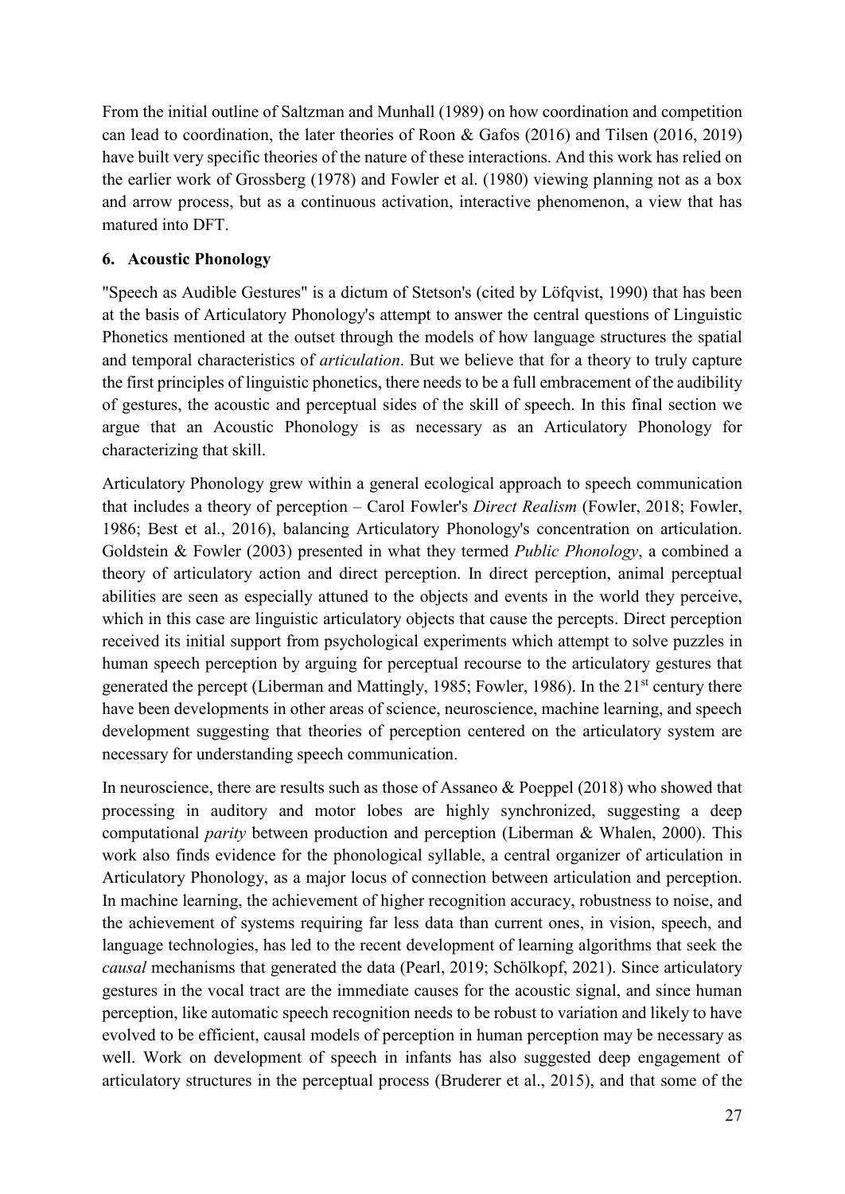From the initial outline of Saltzman and Munhall (1989) on how coordination and competition can lead to coordination, the later theories of Roon & Gafos (2016) and Tilsen (2016, 2019) have built very specific theories of the nature of these interactions. And this work has relied on the earlier work of Grossberg (1978) and Fowler et al. (1980) viewing planning not as a box and arrow process, but as a continuous activation, interactive phenomenon, a view that has matured into DFT.

## 6. Acoustic Phonology

"Speech as Audible Gestures" is a dictum of Stetson's (cited by Löfqvist, 1990) that has been at the basis of Articulatory Phonology's attempt to answer the central questions of Linguistic Phonetics mentioned at the outset through the models of how language structures the spatial and temporal characteristics of *articulation*. But we believe that for a theory to truly capture the first principles of linguistic phonetics, there needs to be a full embracement of the audibility of gestures, the acoustic and perceptual sides of the skill of speech. In this final section we argue that an Acoustic Phonology is as necessary as an Articulatory Phonology for characterizing that skill.

Articulatory Phonology grew within a general ecological approach to speech communication that includes a theory of perception – Carol Fowler's *Direct Realism* (Fowler, 2018; Fowler, 1986; Best et al., 2016), balancing Articulatory Phonology's concentration on articulation. Goldstein & Fowler (2003) presented in what they termed *Public Phonology*, a combined a theory of articulatory action and direct perception. In direct perception, animal perceptual abilities are seen as especially attuned to the objects and events in the world they perceive, which in this case are linguistic articulatory objects that cause the percepts. Direct perception received its initial support from psychological experiments which attempt to solve puzzles in human speech perception by arguing for perceptual recourse to the articulatory gestures that generated the percept (Liberman and Mattingly, 1985; Fowler, 1986). In the 21st century there have been developments in other areas of science, neuroscience, machine learning, and speech development suggesting that theories of perception centered on the articulatory system are necessary for understanding speech communication.

In neuroscience, there are results such as those of Assaneo & Poeppel (2018) who showed that processing in auditory and motor lobes are highly synchronized, suggesting a deep computational *parity* between production and perception (Liberman & Whalen, 2000). This work also finds evidence for the phonological syllable, a central organizer of articulation in Articulatory Phonology, as a major locus of connection between articulation and perception. In machine learning, the achievement of higher recognition accuracy, robustness to noise, and the achievement of systems requiring far less data than current ones, in vision, speech, and language technologies, has led to the recent development of learning algorithms that seek the *causal* mechanisms that generated the data (Pearl, 2019; Schölkopf, 2021). Since articulatory gestures in the vocal tract are the immediate causes for the acoustic signal, and since human perception, like automatic speech recognition needs to be robust to variation and likely to have evolved to be efficient, causal models of perception in human perception may be necessary as well. Work on development of speech in infants has also suggested deep engagement of articulatory structures in the perceptual process (Bruderer et al., 2015), and that some of the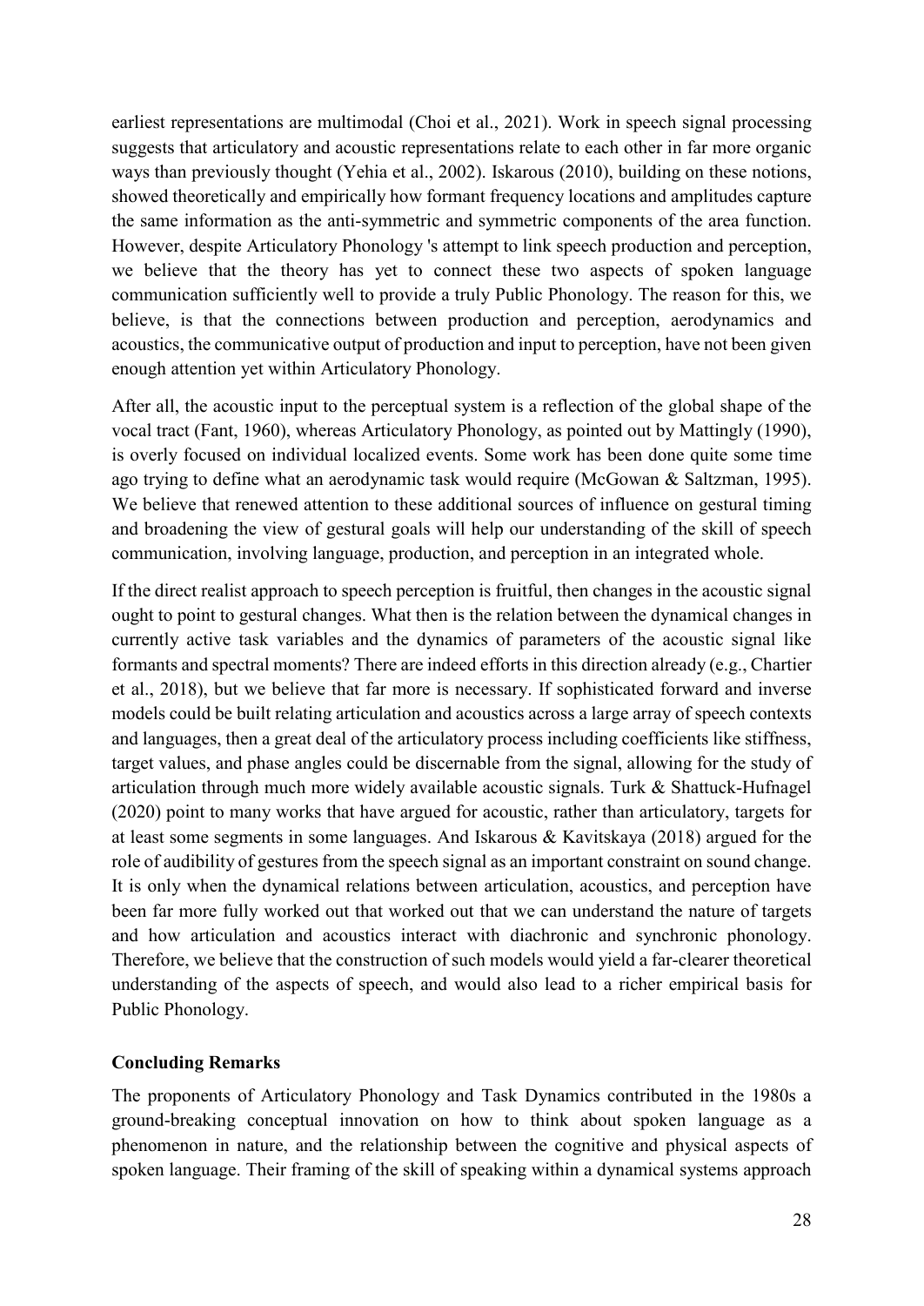earliest representations are multimodal (Choi et al., 2021). Work in speech signal processing suggests that articulatory and acoustic representations relate to each other in far more organic ways than previously thought (Yehia et al., 2002). Iskarous (2010), building on these notions, showed theoretically and empirically how formant frequency locations and amplitudes capture the same information as the anti-symmetric and symmetric components of the area function. However, despite Articulatory Phonology 's attempt to link speech production and perception, we believe that the theory has yet to connect these two aspects of spoken language communication sufficiently well to provide a truly Public Phonology. The reason for this, we believe, is that the connections between production and perception, aerodynamics and acoustics, the communicative output of production and input to perception, have not been given enough attention yet within Articulatory Phonology.

After all, the acoustic input to the perceptual system is a reflection of the global shape of the vocal tract (Fant, 1960), whereas Articulatory Phonology, as pointed out by Mattingly (1990), is overly focused on individual localized events. Some work has been done quite some time ago trying to define what an aerodynamic task would require (McGowan & Saltzman, 1995). We believe that renewed attention to these additional sources of influence on gestural timing and broadening the view of gestural goals will help our understanding of the skill of speech communication, involving language, production, and perception in an integrated whole.

If the direct realist approach to speech perception is fruitful, then changes in the acoustic signal ought to point to gestural changes. What then is the relation between the dynamical changes in currently active task variables and the dynamics of parameters of the acoustic signal like formants and spectral moments? There are indeed efforts in this direction already (e.g., Chartier et al., 2018), but we believe that far more is necessary. If sophisticated forward and inverse models could be built relating articulation and acoustics across a large array of speech contexts and languages, then a great deal of the articulatory process including coefficients like stiffness, target values, and phase angles could be discernable from the signal, allowing for the study of articulation through much more widely available acoustic signals. Turk & Shattuck-Hufnagel (2020) point to many works that have argued for acoustic, rather than articulatory, targets for at least some segments in some languages. And Iskarous & Kavitskaya (2018) argued for the role of audibility of gestures from the speech signal as an important constraint on sound change. It is only when the dynamical relations between articulation, acoustics, and perception have been far more fully worked out that worked out that we can understand the nature of targets and how articulation and acoustics interact with diachronic and synchronic phonology. Therefore, we believe that the construction of such models would yield a far-clearer theoretical understanding of the aspects of speech, and would also lead to a richer empirical basis for Public Phonology.

## Concluding Remarks

The proponents of Articulatory Phonology and Task Dynamics contributed in the 1980s a ground-breaking conceptual innovation on how to think about spoken language as a phenomenon in nature, and the relationship between the cognitive and physical aspects of spoken language. Their framing of the skill of speaking within a dynamical systems approach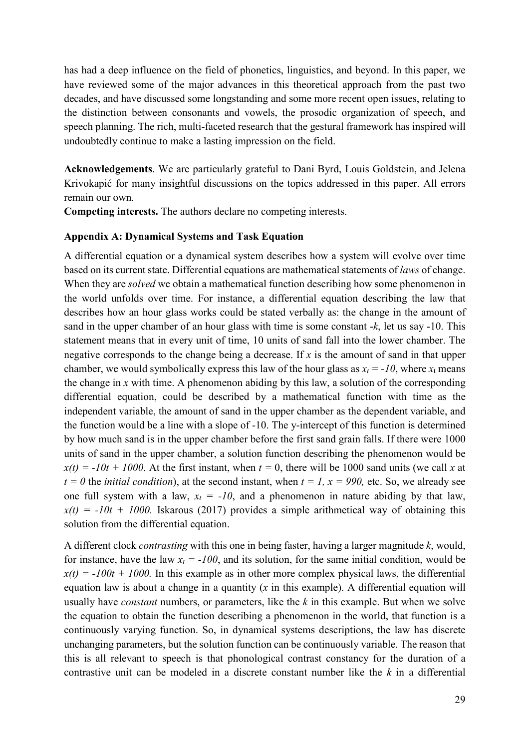has had a deep influence on the field of phonetics, linguistics, and beyond. In this paper, we have reviewed some of the major advances in this theoretical approach from the past two decades, and have discussed some longstanding and some more recent open issues, relating to the distinction between consonants and vowels, the prosodic organization of speech, and speech planning. The rich, multi-faceted research that the gestural framework has inspired will undoubtedly continue to make a lasting impression on the field.

**Acknowledgements**. We are particularly grateful to Dani Byrd, Louis Goldstein, and Jelena Krivokapić for many insightful discussions on the topics addressed in this paper. All errors remain our own.

**Competing interests.** The authors declare no competing interests.

## Appendix A: Dynamical Systems and Task Equation

A differential equation or a dynamical system describes how a system will evolve over time based on its current state. Differential equations are mathematical statements of *laws* of change. When they are *solved* we obtain a mathematical function describing how some phenomenon in the world unfolds over time. For instance, a differential equation describing the law that describes how an hour glass works could be stated verbally as: the change in the amount of sand in the upper chamber of an hour glass with time is some constant $-k$, let us say -10. This statement means that in every unit of time, 10 units of sand fall into the lower chamber. The negative corresponds to the change being a decrease. If $x$ is the amount of sand in that upper chamber, we would symbolically express this law of the hour glass as $x_t = -10$, where $x_t$ means the change in $x$ with time. A phenomenon abiding by this law, a solution of the corresponding differential equation, could be described by a mathematical function with time as the independent variable, the amount of sand in the upper chamber as the dependent variable, and the function would be a line with a slope of -10. The y-intercept of this function is determined by how much sand is in the upper chamber before the first sand grain falls. If there were 1000 units of sand in the upper chamber, a solution function describing the phenomenon would be $x(t) = -10t + 1000$. At the first instant, when $t = 0$, there will be 1000 sand units (we call $x$ at $t = 0$ the *initial condition*), at the second instant, when $t = 1$, $x = 990$, etc. So, we already see one full system with a law, $x_t = -10$, and a phenomenon in nature abiding by that law, $x(t) = -10t + 1000$. Iskarous (2017) provides a simple arithmetical way of obtaining this solution from the differential equation.

A different clock *contrasting* with this one in being faster, having a larger magnitude $k$, would, for instance, have the law $x_t = -100$, and its solution, for the same initial condition, would be $x(t) = -100t + 1000$. In this example as in other more complex physical laws, the differential equation law is about a change in a quantity ($x$ in this example). A differential equation will usually have *constant* numbers, or parameters, like the $k$ in this example. But when we solve the equation to obtain the function describing a phenomenon in the world, that function is a continuously varying function. So, in dynamical systems descriptions, the law has discrete unchanging parameters, but the solution function can be continuously variable. The reason that this is all relevant to speech is that phonological contrast constancy for the duration of a contrastive unit can be modeled in a discrete constant number like the $k$ in a differential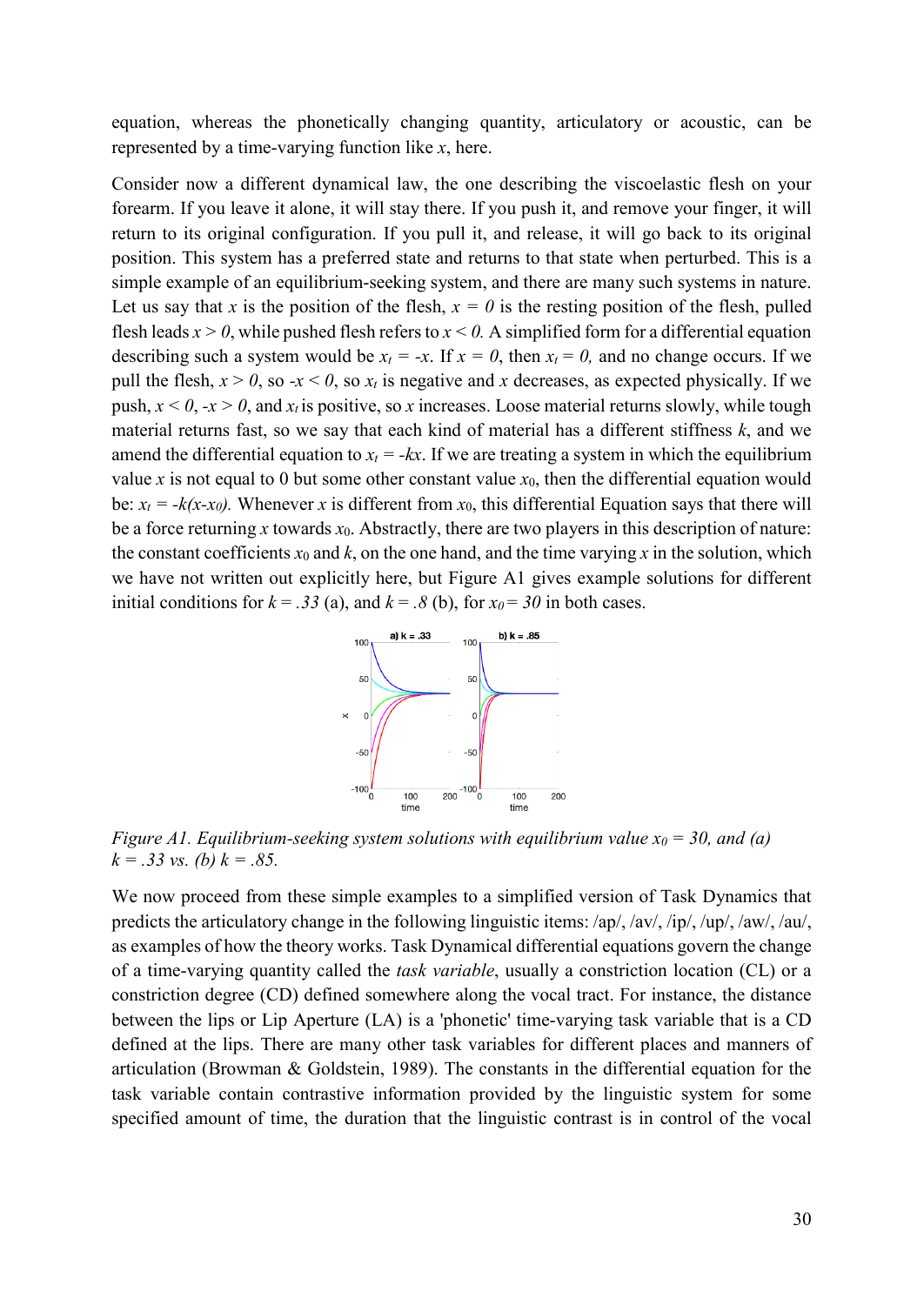equation, whereas the phonetically changing quantity, articulatory or acoustic, can be represented by a time-varying function like $x$, here.

Consider now a different dynamical law, the one describing the viscoelastic flesh on your forearm. If you leave it alone, it will stay there. If you push it, and remove your finger, it will return to its original configuration. If you pull it, and release, it will go back to its original position. This system has a preferred state and returns to that state when perturbed. This is a simple example of an equilibrium-seeking system, and there are many such systems in nature. Let us say that $x$ is the position of the flesh, $x = 0$ is the resting position of the flesh, pulled flesh leads $x > 0$, while pushed flesh refers to $x < 0$. A simplified form for a differential equation describing such a system would be $x_t = -x$. If $x = 0$, then $x_t = 0$, and no change occurs. If we pull the flesh, $x > 0$, so $-x < 0$, so $x_t$ is negative and $x$ decreases, as expected physically. If we push, $x < 0$, $-x > 0$, and $x_t$ is positive, so $x$ increases. Loose material returns slowly, while tough material returns fast, so we say that each kind of material has a different stiffness $k$, and we amend the differential equation to $x_t = -kx$. If we are treating a system in which the equilibrium value $x$ is not equal to 0 but some other constant value $x_0$, then the differential equation would be: $x_t = -k(x-x_0)$. Whenever $x$ is different from $x_0$, this differential Equation says that there will be a force returning $x$ towards $x_0$. Abstractly, there are two players in this description of nature: the constant coefficients $x_0$ and $k$, on the one hand, and the time varying $x$ in the solution, which we have not written out explicitly here, but Figure A1 gives example solutions for different initial conditions for $k = .33$ (a), and $k = .8$ (b), for $x_0 = 30$ in both cases.

*Figure A1. Equilibrium-seeking system solutions with equilibrium value $x_0 = 30$, and (a) $k = .33$ vs. (b) $k = .85$.*

We now proceed from these simple examples to a simplified version of Task Dynamics that predicts the articulatory change in the following linguistic items: /ap/, /av/, /ip/, /up/, /aw/, /au/, as examples of how the theory works. Task Dynamical differential equations govern the change of a time-varying quantity called the *task variable*, usually a constriction location (CL) or a constriction degree (CD) defined somewhere along the vocal tract. For instance, the distance between the lips or Lip Aperture (LA) is a 'phonetic' time-varying task variable that is a CD defined at the lips. There are many other task variables for different places and manners of articulation (Browman & Goldstein, 1989). The constants in the differential equation for the task variable contain contrastive information provided by the linguistic system for some specified amount of time, the duration that the linguistic contrast is in control of the vocal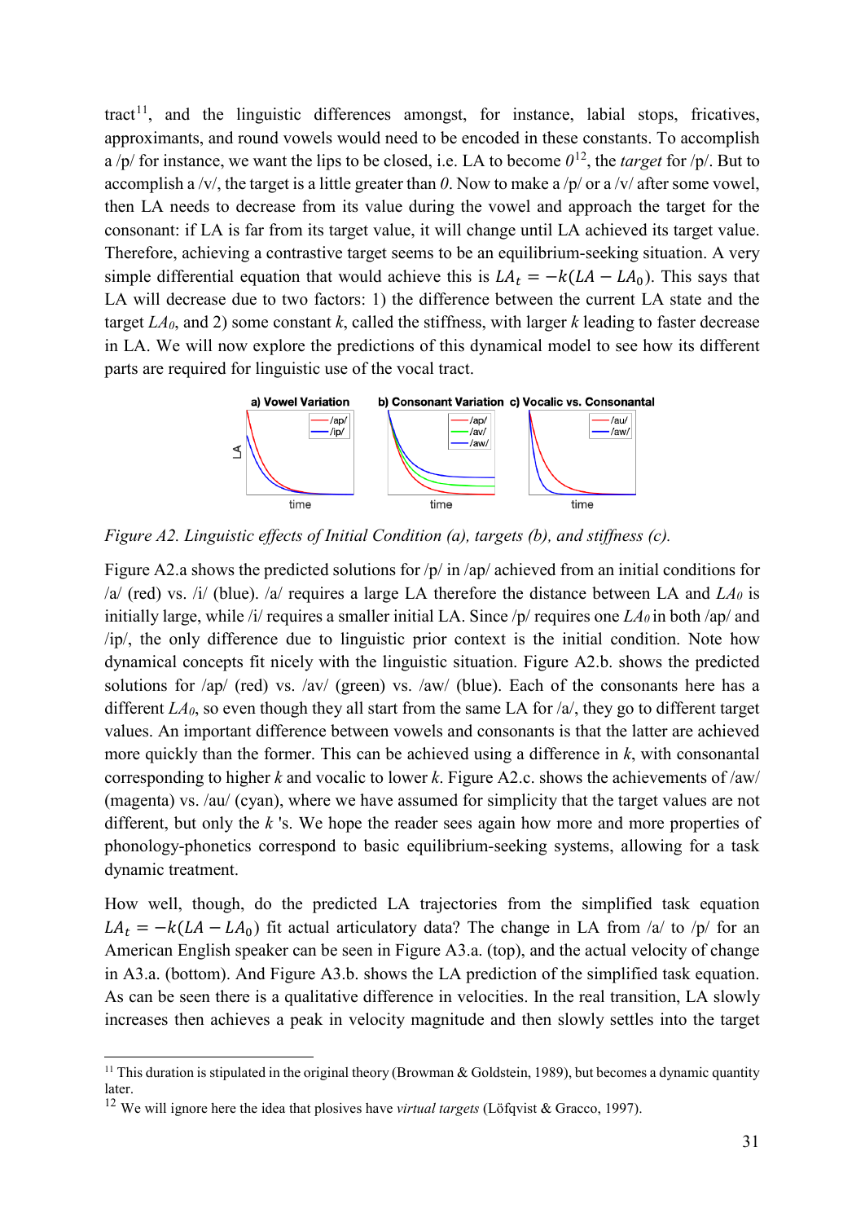tract[11], and the linguistic differences amongst, for instance, labial stops, fricatives, approximants, and round vowels would need to be encoded in these constants. To accomplish a /p/ for instance, we want the lips to be closed, i.e. LA to become *0*[12], the *target* for /p/. But to accomplish a /v/, the target is a little greater than *0*. Now to make a /p/ or a /v/ after some vowel, then LA needs to decrease from its value during the vowel and approach the target for the consonant: if LA is far from its target value, it will change until LA achieved its target value. Therefore, achieving a contrastive target seems to be an equilibrium-seeking situation. A very simple differential equation that would achieve this is $LA_t = -k(LA - LA_0)$. This says that LA will decrease due to two factors: 1) the difference between the current LA state and the target $LA_0$, and 2) some constant *k*, called the stiffness, with larger *k* leading to faster decrease in LA. We will now explore the predictions of this dynamical model to see how its different parts are required for linguistic use of the vocal tract.

*Figure A2. Linguistic effects of Initial Condition (a), targets (b), and stiffness (c).*

Figure A2.a shows the predicted solutions for /p/ in /ap/ achieved from an initial conditions for /a/ (red) vs. /i/ (blue). /a/ requires a large LA therefore the distance between LA and $LA_0$ is initially large, while /i/ requires a smaller initial LA. Since /p/ requires one $LA_0$ in both /ap/ and /ip/, the only difference due to linguistic prior context is the initial condition. Note how dynamical concepts fit nicely with the linguistic situation. Figure A2.b. shows the predicted solutions for /ap/ (red) vs. /av/ (green) vs. /aw/ (blue). Each of the consonants here has a different $LA_0$, so even though they all start from the same LA for /a/, they go to different target values. An important difference between vowels and consonants is that the latter are achieved more quickly than the former. This can be achieved using a difference in *k*, with consonantal corresponding to higher *k* and vocalic to lower *k*. Figure A2.c. shows the achievements of /aw/ (magenta) vs. /au/ (cyan), where we have assumed for simplicity that the target values are not different, but only the *k* 's. We hope the reader sees again how more and more properties of phonology-phonetics correspond to basic equilibrium-seeking systems, allowing for a task dynamic treatment.

How well, though, do the predicted LA trajectories from the simplified task equation $LA_t = -k(LA - LA_0)$ fit actual articulatory data? The change in LA from /a/ to /p/ for an American English speaker can be seen in Figure A3.a. (top), and the actual velocity of change in A3.a. (bottom). And Figure A3.b. shows the LA prediction of the simplified task equation. As can be seen there is a qualitative difference in velocities. In the real transition, LA slowly increases then achieves a peak in velocity magnitude and then slowly settles into the target

[11] This duration is stipulated in the original theory (Browman & Goldstein, 1989), but becomes a dynamic quantity later.

[12] We will ignore here the idea that plosives have *virtual targets* (Löfqvist & Gracco, 1997).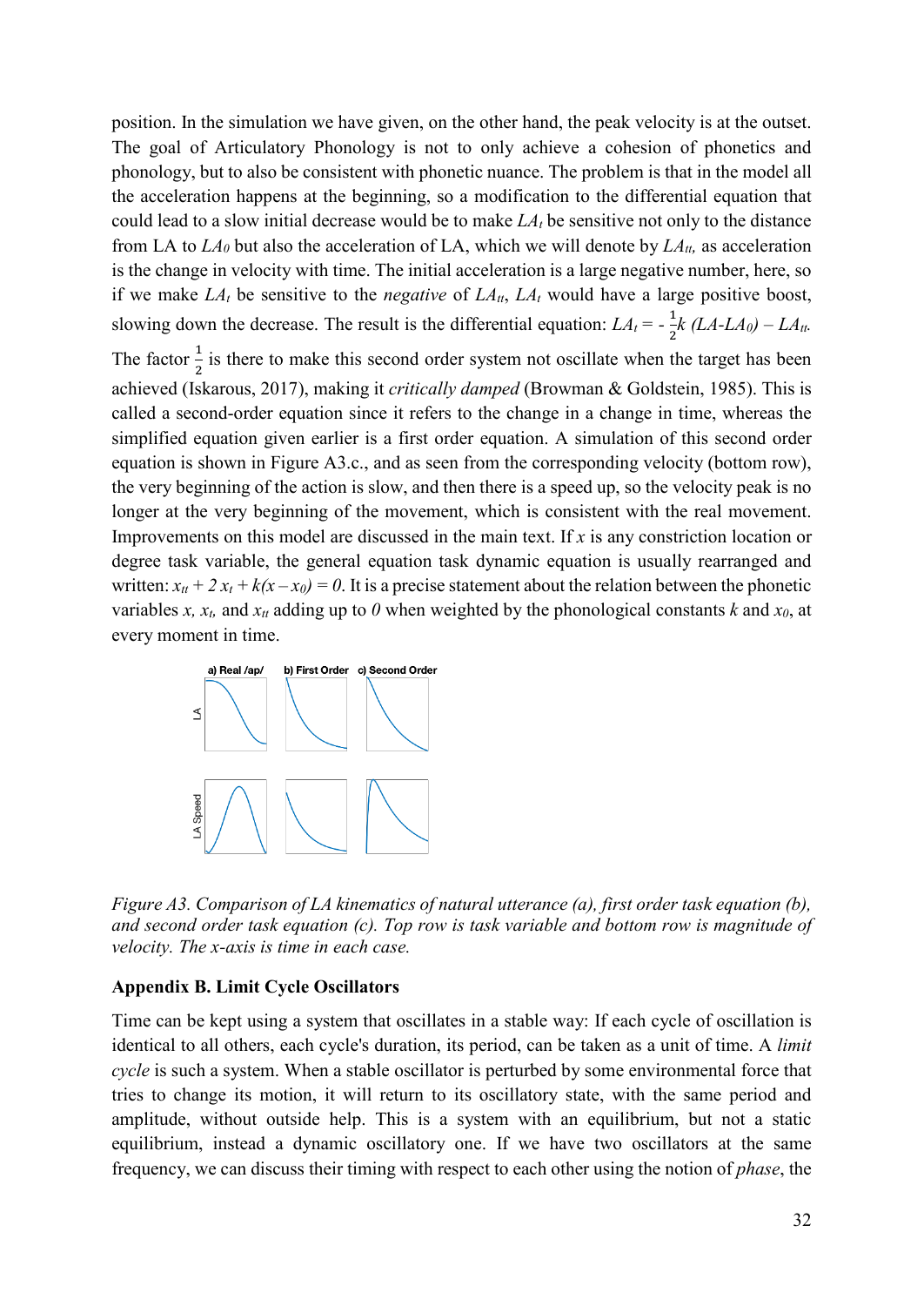position. In the simulation we have given, on the other hand, the peak velocity is at the outset. The goal of Articulatory Phonology is not to only achieve a cohesion of phonetics and phonology, but to also be consistent with phonetic nuance. The problem is that in the model all the acceleration happens at the beginning, so a modification to the differential equation that could lead to a slow initial decrease would be to make $LA_t$ be sensitive not only to the distance from LA to $LA_0$ but also the acceleration of LA, which we will denote by $LA_{tt}$, as acceleration is the change in velocity with time. The initial acceleration is a large negative number, here, so if we make $LA_t$ be sensitive to the *negative* of $LA_{tt}$, $LA_t$ would have a large positive boost, slowing down the decrease. The result is the differential equation: $LA_t = -\frac{1}{2}k\ (LA - LA_0) - LA_{tt}$. The factor $\frac{1}{2}$ is there to make this second order system not oscillate when the target has been achieved (Iskarous, 2017), making it *critically damped* (Browman & Goldstein, 1985). This is called a second-order equation since it refers to the change in a change in time, whereas the simplified equation given earlier is a first order equation. A simulation of this second order equation is shown in Figure A3.c., and as seen from the corresponding velocity (bottom row), the very beginning of the action is slow, and then there is a speed up, so the velocity peak is no longer at the very beginning of the movement, which is consistent with the real movement. Improvements on this model are discussed in the main text. If $x$ is any constriction location or degree task variable, the general equation task dynamic equation is usually rearranged and written: $x_{tt} + 2\,x_t + k(x - x_0) = 0$. It is a precise statement about the relation between the phonetic variables $x$, $x_t$, and $x_{tt}$ adding up to $0$ when weighted by the phonological constants $k$ and $x_0$, at every moment in time.

*Figure A3. Comparison of LA kinematics of natural utterance (a), first order task equation (b), and second order task equation (c). Top row is task variable and bottom row is magnitude of velocity. The x-axis is time in each case.*

## Appendix B. Limit Cycle Oscillators

Time can be kept using a system that oscillates in a stable way: If each cycle of oscillation is identical to all others, each cycle's duration, its period, can be taken as a unit of time. A *limit cycle* is such a system. When a stable oscillator is perturbed by some environmental force that tries to change its motion, it will return to its oscillatory state, with the same period and amplitude, without outside help. This is a system with an equilibrium, but not a static equilibrium, instead a dynamic oscillatory one. If we have two oscillators at the same frequency, we can discuss their timing with respect to each other using the notion of *phase*, the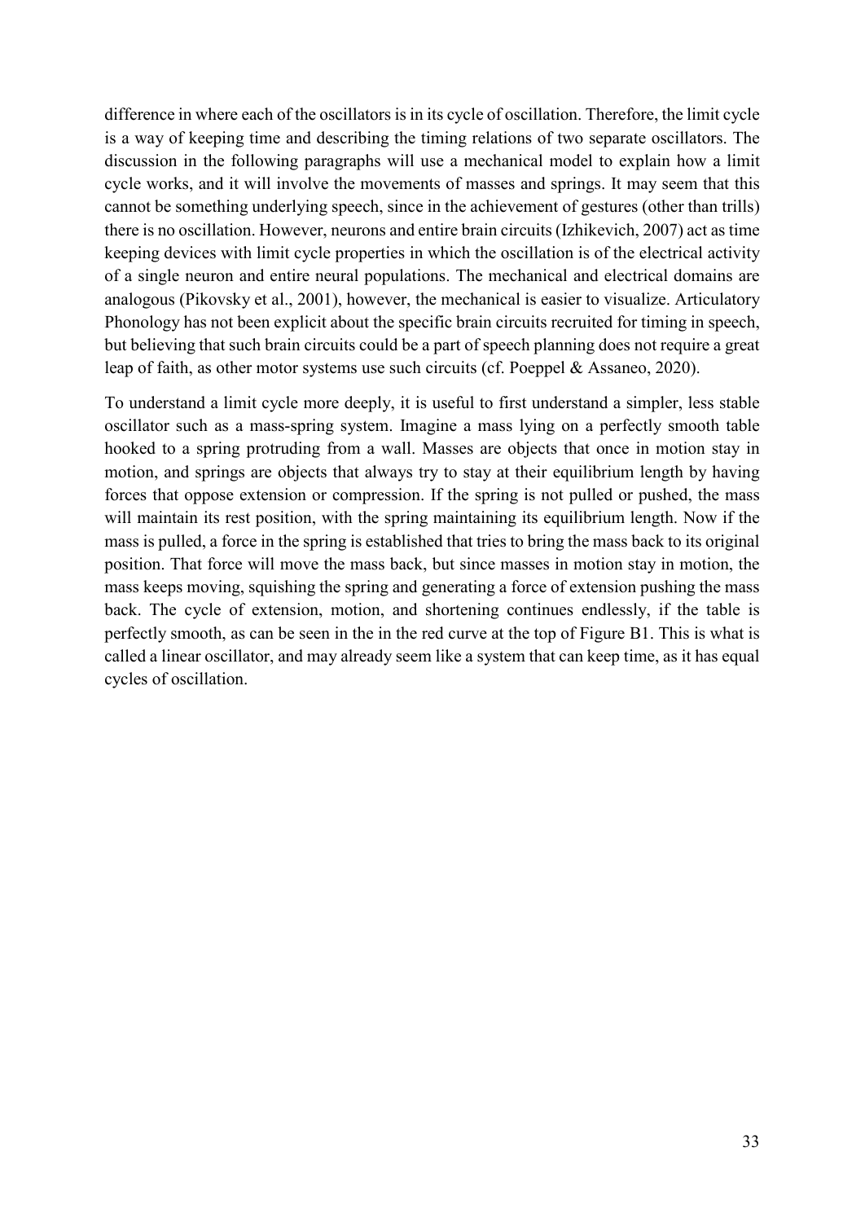difference in where each of the oscillators is in its cycle of oscillation. Therefore, the limit cycle is a way of keeping time and describing the timing relations of two separate oscillators. The discussion in the following paragraphs will use a mechanical model to explain how a limit cycle works, and it will involve the movements of masses and springs. It may seem that this cannot be something underlying speech, since in the achievement of gestures (other than trills) there is no oscillation. However, neurons and entire brain circuits (Izhikevich, 2007) act as time keeping devices with limit cycle properties in which the oscillation is of the electrical activity of a single neuron and entire neural populations. The mechanical and electrical domains are analogous (Pikovsky et al., 2001), however, the mechanical is easier to visualize. Articulatory Phonology has not been explicit about the specific brain circuits recruited for timing in speech, but believing that such brain circuits could be a part of speech planning does not require a great leap of faith, as other motor systems use such circuits (cf. Poeppel & Assaneo, 2020).

To understand a limit cycle more deeply, it is useful to first understand a simpler, less stable oscillator such as a mass-spring system. Imagine a mass lying on a perfectly smooth table hooked to a spring protruding from a wall. Masses are objects that once in motion stay in motion, and springs are objects that always try to stay at their equilibrium length by having forces that oppose extension or compression. If the spring is not pulled or pushed, the mass will maintain its rest position, with the spring maintaining its equilibrium length. Now if the mass is pulled, a force in the spring is established that tries to bring the mass back to its original position. That force will move the mass back, but since masses in motion stay in motion, the mass keeps moving, squishing the spring and generating a force of extension pushing the mass back. The cycle of extension, motion, and shortening continues endlessly, if the table is perfectly smooth, as can be seen in the in the red curve at the top of Figure B1. This is what is called a linear oscillator, and may already seem like a system that can keep time, as it has equal cycles of oscillation.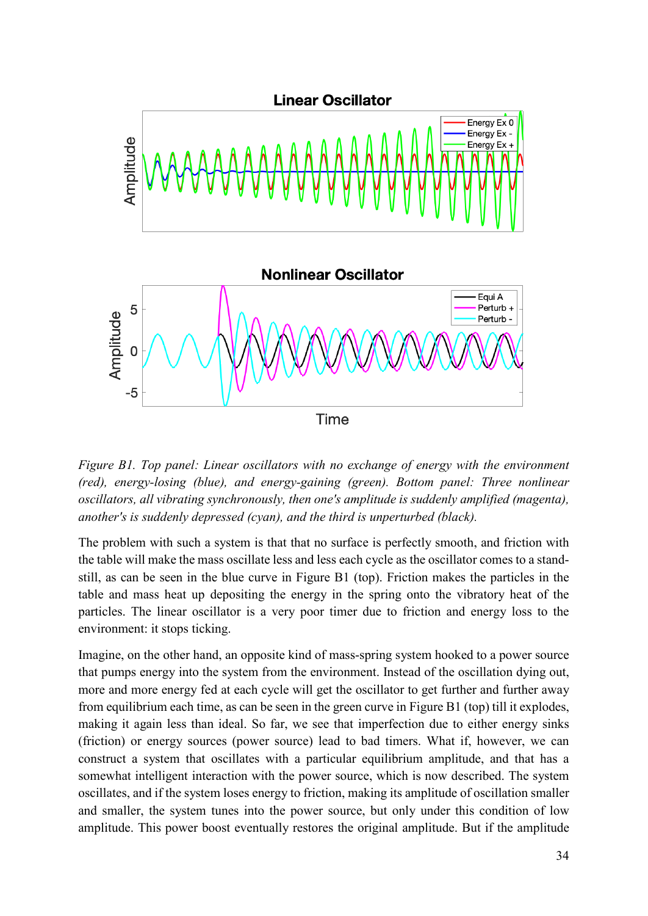*Figure B1. Top panel: Linear oscillators with no exchange of energy with the environment (red), energy-losing (blue), and energy-gaining (green). Bottom panel: Three nonlinear oscillators, all vibrating synchronously, then one's amplitude is suddenly amplified (magenta), another's is suddenly depressed (cyan), and the third is unperturbed (black).*

The problem with such a system is that that no surface is perfectly smooth, and friction with the table will make the mass oscillate less and less each cycle as the oscillator comes to a stand-still, as can be seen in the blue curve in Figure B1 (top). Friction makes the particles in the table and mass heat up depositing the energy in the spring onto the vibratory heat of the particles. The linear oscillator is a very poor timer due to friction and energy loss to the environment: it stops ticking.

Imagine, on the other hand, an opposite kind of mass-spring system hooked to a power source that pumps energy into the system from the environment. Instead of the oscillation dying out, more and more energy fed at each cycle will get the oscillator to get further and further away from equilibrium each time, as can be seen in the green curve in Figure B1 (top) till it explodes, making it again less than ideal. So far, we see that imperfection due to either energy sinks (friction) or energy sources (power source) lead to bad timers. What if, however, we can construct a system that oscillates with a particular equilibrium amplitude, and that has a somewhat intelligent interaction with the power source, which is now described. The system oscillates, and if the system loses energy to friction, making its amplitude of oscillation smaller and smaller, the system tunes into the power source, but only under this condition of low amplitude. This power boost eventually restores the original amplitude. But if the amplitude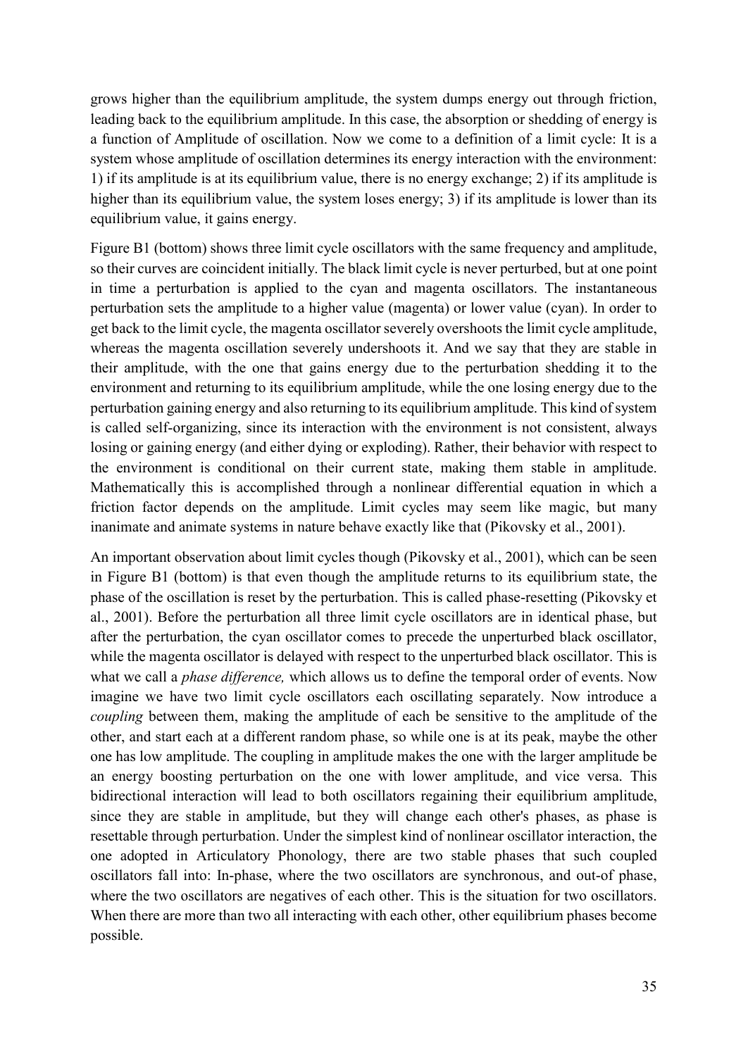grows higher than the equilibrium amplitude, the system dumps energy out through friction, leading back to the equilibrium amplitude. In this case, the absorption or shedding of energy is a function of Amplitude of oscillation. Now we come to a definition of a limit cycle: It is a system whose amplitude of oscillation determines its energy interaction with the environment: 1) if its amplitude is at its equilibrium value, there is no energy exchange; 2) if its amplitude is higher than its equilibrium value, the system loses energy; 3) if its amplitude is lower than its equilibrium value, it gains energy.

Figure B1 (bottom) shows three limit cycle oscillators with the same frequency and amplitude, so their curves are coincident initially. The black limit cycle is never perturbed, but at one point in time a perturbation is applied to the cyan and magenta oscillators. The instantaneous perturbation sets the amplitude to a higher value (magenta) or lower value (cyan). In order to get back to the limit cycle, the magenta oscillator severely overshoots the limit cycle amplitude, whereas the magenta oscillation severely undershoots it. And we say that they are stable in their amplitude, with the one that gains energy due to the perturbation shedding it to the environment and returning to its equilibrium amplitude, while the one losing energy due to the perturbation gaining energy and also returning to its equilibrium amplitude. This kind of system is called self-organizing, since its interaction with the environment is not consistent, always losing or gaining energy (and either dying or exploding). Rather, their behavior with respect to the environment is conditional on their current state, making them stable in amplitude. Mathematically this is accomplished through a nonlinear differential equation in which a friction factor depends on the amplitude. Limit cycles may seem like magic, but many inanimate and animate systems in nature behave exactly like that (Pikovsky et al., 2001).

An important observation about limit cycles though (Pikovsky et al., 2001), which can be seen in Figure B1 (bottom) is that even though the amplitude returns to its equilibrium state, the phase of the oscillation is reset by the perturbation. This is called phase-resetting (Pikovsky et al., 2001). Before the perturbation all three limit cycle oscillators are in identical phase, but after the perturbation, the cyan oscillator comes to precede the unperturbed black oscillator, while the magenta oscillator is delayed with respect to the unperturbed black oscillator. This is what we call a *phase difference,* which allows us to define the temporal order of events. Now imagine we have two limit cycle oscillators each oscillating separately. Now introduce a *coupling* between them, making the amplitude of each be sensitive to the amplitude of the other, and start each at a different random phase, so while one is at its peak, maybe the other one has low amplitude. The coupling in amplitude makes the one with the larger amplitude be an energy boosting perturbation on the one with lower amplitude, and vice versa. This bidirectional interaction will lead to both oscillators regaining their equilibrium amplitude, since they are stable in amplitude, but they will change each other's phases, as phase is resettable through perturbation. Under the simplest kind of nonlinear oscillator interaction, the one adopted in Articulatory Phonology, there are two stable phases that such coupled oscillators fall into: In-phase, where the two oscillators are synchronous, and out-of phase, where the two oscillators are negatives of each other. This is the situation for two oscillators. When there are more than two all interacting with each other, other equilibrium phases become possible.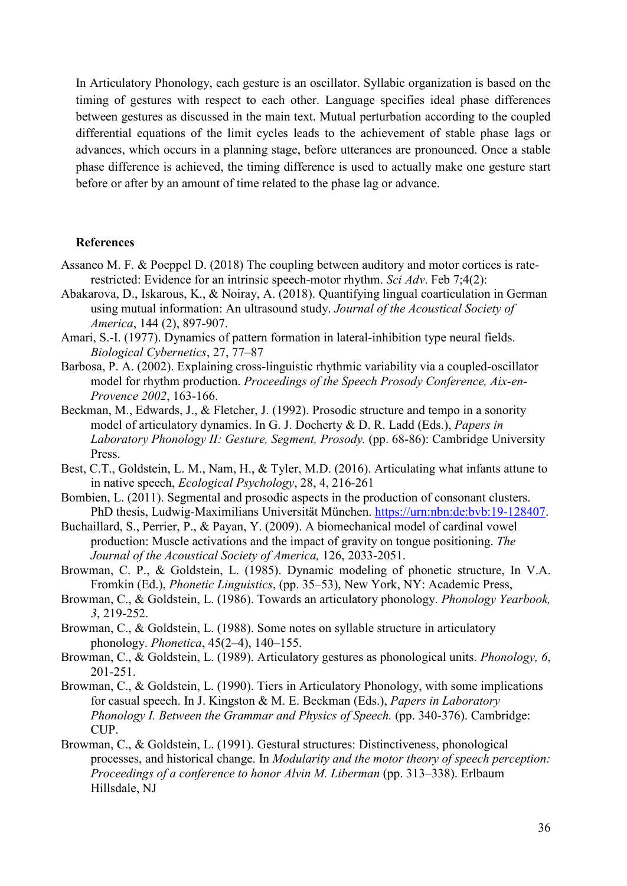In Articulatory Phonology, each gesture is an oscillator. Syllabic organization is based on the timing of gestures with respect to each other. Language specifies ideal phase differences between gestures as discussed in the main text. Mutual perturbation according to the coupled differential equations of the limit cycles leads to the achievement of stable phase lags or advances, which occurs in a planning stage, before utterances are pronounced. Once a stable phase difference is achieved, the timing difference is used to actually make one gesture start before or after by an amount of time related to the phase lag or advance.

## References

Assaneo M. F. & Poeppel D. (2018) The coupling between auditory and motor cortices is rate-restricted: Evidence for an intrinsic speech-motor rhythm. *Sci Adv*. Feb 7;4(2):

Abakarova, D., Iskarous, K., & Noiray, A. (2018). Quantifying lingual coarticulation in German using mutual information: An ultrasound study. *Journal of the Acoustical Society of America*, 144 (2), 897-907.

Amari, S.-I. (1977). Dynamics of pattern formation in lateral-inhibition type neural fields. *Biological Cybernetics*, 27, 77–87

Barbosa, P. A. (2002). Explaining cross-linguistic rhythmic variability via a coupled-oscillator model for rhythm production. *Proceedings of the Speech Prosody Conference, Aix-en-Provence 2002*, 163-166.

Beckman, M., Edwards, J., & Fletcher, J. (1992). Prosodic structure and tempo in a sonority model of articulatory dynamics. In G. J. Docherty & D. R. Ladd (Eds.), *Papers in Laboratory Phonology II: Gesture, Segment, Prosody.* (pp. 68-86): Cambridge University Press.

Best, C.T., Goldstein, L. M., Nam, H., & Tyler, M.D. (2016). Articulating what infants attune to in native speech, *Ecological Psychology*, 28, 4, 216-261

Bombien, L. (2011). Segmental and prosodic aspects in the production of consonant clusters. PhD thesis, Ludwig-Maximilians Universität München. https://urn:nbn:de:bvb:19-128407.

Buchaillard, S., Perrier, P., & Payan, Y. (2009). A biomechanical model of cardinal vowel production: Muscle activations and the impact of gravity on tongue positioning. *The Journal of the Acoustical Society of America,* 126, 2033-2051.

Browman, C. P., & Goldstein, L. (1985). Dynamic modeling of phonetic structure, In V.A. Fromkin (Ed.), *Phonetic Linguistics*, (pp. 35–53), New York, NY: Academic Press,

Browman, C., & Goldstein, L. (1986). Towards an articulatory phonology. *Phonology Yearbook, 3*, 219-252.

Browman, C., & Goldstein, L. (1988). Some notes on syllable structure in articulatory phonology. *Phonetica*, 45(2–4), 140–155.

Browman, C., & Goldstein, L. (1989). Articulatory gestures as phonological units. *Phonology, 6*, 201-251.

Browman, C., & Goldstein, L. (1990). Tiers in Articulatory Phonology, with some implications for casual speech. In J. Kingston & M. E. Beckman (Eds.), *Papers in Laboratory Phonology I. Between the Grammar and Physics of Speech.* (pp. 340-376). Cambridge: CUP.

Browman, C., & Goldstein, L. (1991). Gestural structures: Distinctiveness, phonological processes, and historical change. In *Modularity and the motor theory of speech perception: Proceedings of a conference to honor Alvin M. Liberman* (pp. 313–338). Erlbaum Hillsdale, NJ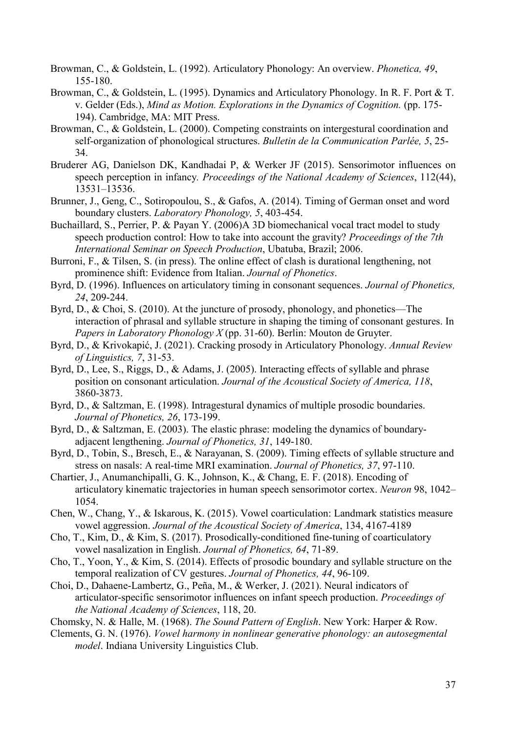Browman, C., & Goldstein, L. (1992). Articulatory Phonology: An overview. *Phonetica, 49*, 155-180.

Browman, C., & Goldstein, L. (1995). Dynamics and Articulatory Phonology. In R. F. Port & T. v. Gelder (Eds.), *Mind as Motion. Explorations in the Dynamics of Cognition.* (pp. 175-194). Cambridge, MA: MIT Press.

Browman, C., & Goldstein, L. (2000). Competing constraints on intergestural coordination and self-organization of phonological structures. *Bulletin de la Communication Parlée, 5*, 25-34.

Bruderer AG, Danielson DK, Kandhadai P, & Werker JF (2015). Sensorimotor influences on speech perception in infancy. *Proceedings of the National Academy of Sciences*, 112(44), 13531–13536.

Brunner, J., Geng, C., Sotiropoulou, S., & Gafos, A. (2014). Timing of German onset and word boundary clusters. *Laboratory Phonology, 5*, 403-454.

Buchaillard, S., Perrier, P. & Payan Y. (2006)A 3D biomechanical vocal tract model to study speech production control: How to take into account the gravity? *Proceedings of the 7th International Seminar on Speech Production*, Ubatuba, Brazil; 2006.

Burroni, F., & Tilsen, S. (in press). The online effect of clash is durational lengthening, not prominence shift: Evidence from Italian. *Journal of Phonetics*.

Byrd, D. (1996). Influences on articulatory timing in consonant sequences. *Journal of Phonetics, 24*, 209-244.

Byrd, D., & Choi, S. (2010). At the juncture of prosody, phonology, and phonetics—The interaction of phrasal and syllable structure in shaping the timing of consonant gestures. In *Papers in Laboratory Phonology X* (pp. 31-60). Berlin: Mouton de Gruyter.

Byrd, D., & Krivokapić, J. (2021). Cracking prosody in Articulatory Phonology. *Annual Review of Linguistics, 7*, 31-53.

Byrd, D., Lee, S., Riggs, D., & Adams, J. (2005). Interacting effects of syllable and phrase position on consonant articulation. *Journal of the Acoustical Society of America, 118*, 3860-3873.

Byrd, D., & Saltzman, E. (1998). Intragestural dynamics of multiple prosodic boundaries. *Journal of Phonetics, 26*, 173-199.

Byrd, D., & Saltzman, E. (2003). The elastic phrase: modeling the dynamics of boundary-adjacent lengthening. *Journal of Phonetics, 31*, 149-180.

Byrd, D., Tobin, S., Bresch, E., & Narayanan, S. (2009). Timing effects of syllable structure and stress on nasals: A real-time MRI examination. *Journal of Phonetics, 37*, 97-110.

Chartier, J., Anumanchipalli, G. K., Johnson, K., & Chang, E. F. (2018). Encoding of articulatory kinematic trajectories in human speech sensorimotor cortex. *Neuron* 98, 1042–1054.

Chen, W., Chang, Y., & Iskarous, K. (2015). Vowel coarticulation: Landmark statistics measure vowel aggression. *Journal of the Acoustical Society of America*, 134, 4167-4189

Cho, T., Kim, D., & Kim, S. (2017). Prosodically-conditioned fine-tuning of coarticulatory vowel nasalization in English. *Journal of Phonetics, 64*, 71-89.

Cho, T., Yoon, Y., & Kim, S. (2014). Effects of prosodic boundary and syllable structure on the temporal realization of CV gestures. *Journal of Phonetics, 44*, 96-109.

Choi, D., Dahaene-Lambertz, G., Peña, M., & Werker, J. (2021). Neural indicators of articulator-specific sensorimotor influences on infant speech production. *Proceedings of the National Academy of Sciences*, 118, 20.

Chomsky, N. & Halle, M. (1968). *The Sound Pattern of English*. New York: Harper & Row.

Clements, G. N. (1976). *Vowel harmony in nonlinear generative phonology: an autosegmental model*. Indiana University Linguistics Club.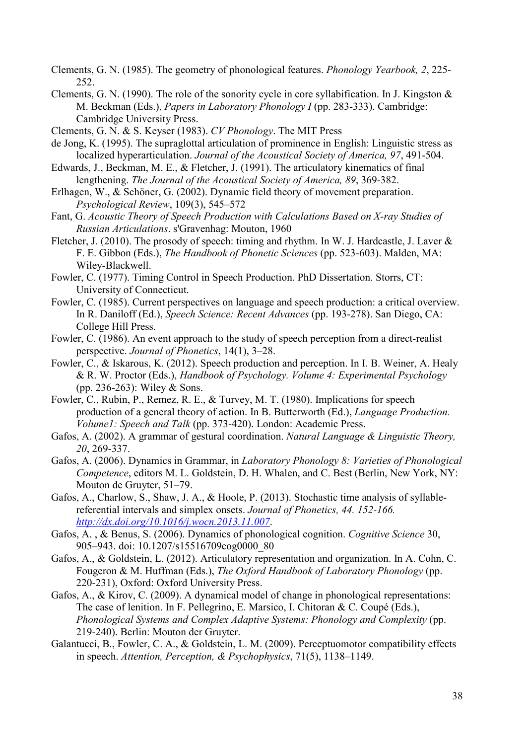Clements, G. N. (1985). The geometry of phonological features. *Phonology Yearbook, 2*, 225-252.

Clements, G. N. (1990). The role of the sonority cycle in core syllabification. In J. Kingston & M. Beckman (Eds.), *Papers in Laboratory Phonology I* (pp. 283-333). Cambridge: Cambridge University Press.

Clements, G. N. & S. Keyser (1983). *CV Phonology*. The MIT Press

de Jong, K. (1995). The supraglottal articulation of prominence in English: Linguistic stress as localized hyperarticulation. *Journal of the Acoustical Society of America, 97*, 491-504.

Edwards, J., Beckman, M. E., & Fletcher, J. (1991). The articulatory kinematics of final lengthening. *The Journal of the Acoustical Society of America, 89*, 369-382.

Erlhagen, W., & Schöner, G. (2002). Dynamic field theory of movement preparation. *Psychological Review*, 109(3), 545–572

Fant, G. *Acoustic Theory of Speech Production with Calculations Based on X-ray Studies of Russian Articulations*. s'Gravenhag: Mouton, 1960

Fletcher, J. (2010). The prosody of speech: timing and rhythm. In W. J. Hardcastle, J. Laver & F. E. Gibbon (Eds.), *The Handbook of Phonetic Sciences* (pp. 523-603). Malden, MA: Wiley-Blackwell.

Fowler, C. (1977). Timing Control in Speech Production. PhD Dissertation. Storrs, CT: University of Connecticut.

Fowler, C. (1985). Current perspectives on language and speech production: a critical overview. In R. Daniloff (Ed.), *Speech Science: Recent Advances* (pp. 193-278). San Diego, CA: College Hill Press.

Fowler, C. (1986). An event approach to the study of speech perception from a direct-realist perspective. *Journal of Phonetics*, 14(1), 3–28.

Fowler, C., & Iskarous, K. (2012). Speech production and perception. In I. B. Weiner, A. Healy & R. W. Proctor (Eds.), *Handbook of Psychology. Volume 4: Experimental Psychology* (pp. 236-263): Wiley & Sons.

Fowler, C., Rubin, P., Remez, R. E., & Turvey, M. T. (1980). Implications for speech production of a general theory of action. In B. Butterworth (Ed.), *Language Production. Volume1: Speech and Talk* (pp. 373-420). London: Academic Press.

Gafos, A. (2002). A grammar of gestural coordination. *Natural Language & Linguistic Theory, 20*, 269-337.

Gafos, A. (2006). Dynamics in Grammar, in *Laboratory Phonology 8: Varieties of Phonological Competence*, editors M. L. Goldstein, D. H. Whalen, and C. Best (Berlin, New York, NY: Mouton de Gruyter, 51–79.

Gafos, A., Charlow, S., Shaw, J. A., & Hoole, P. (2013). Stochastic time analysis of syllable-referential intervals and simplex onsets. *Journal of Phonetics, 44. 152-166. http://dx.doi.org/10.1016/j.wocn.2013.11.007*.

Gafos, A. , & Benus, S. (2006). Dynamics of phonological cognition. *Cognitive Science* 30, 905–943. doi: 10.1207/s15516709cog0000_80

Gafos, A., & Goldstein, L. (2012). Articulatory representation and organization. In A. Cohn, C. Fougeron & M. Huffman (Eds.), *The Oxford Handbook of Laboratory Phonology* (pp. 220-231), Oxford: Oxford University Press.

Gafos, A., & Kirov, C. (2009). A dynamical model of change in phonological representations: The case of lenition. In F. Pellegrino, E. Marsico, I. Chitoran & C. Coupé (Eds.), *Phonological Systems and Complex Adaptive Systems: Phonology and Complexity* (pp. 219-240). Berlin: Mouton der Gruyter.

Galantucci, B., Fowler, C. A., & Goldstein, L. M. (2009). Perceptuomotor compatibility effects in speech. *Attention, Perception, & Psychophysics*, 71(5), 1138–1149.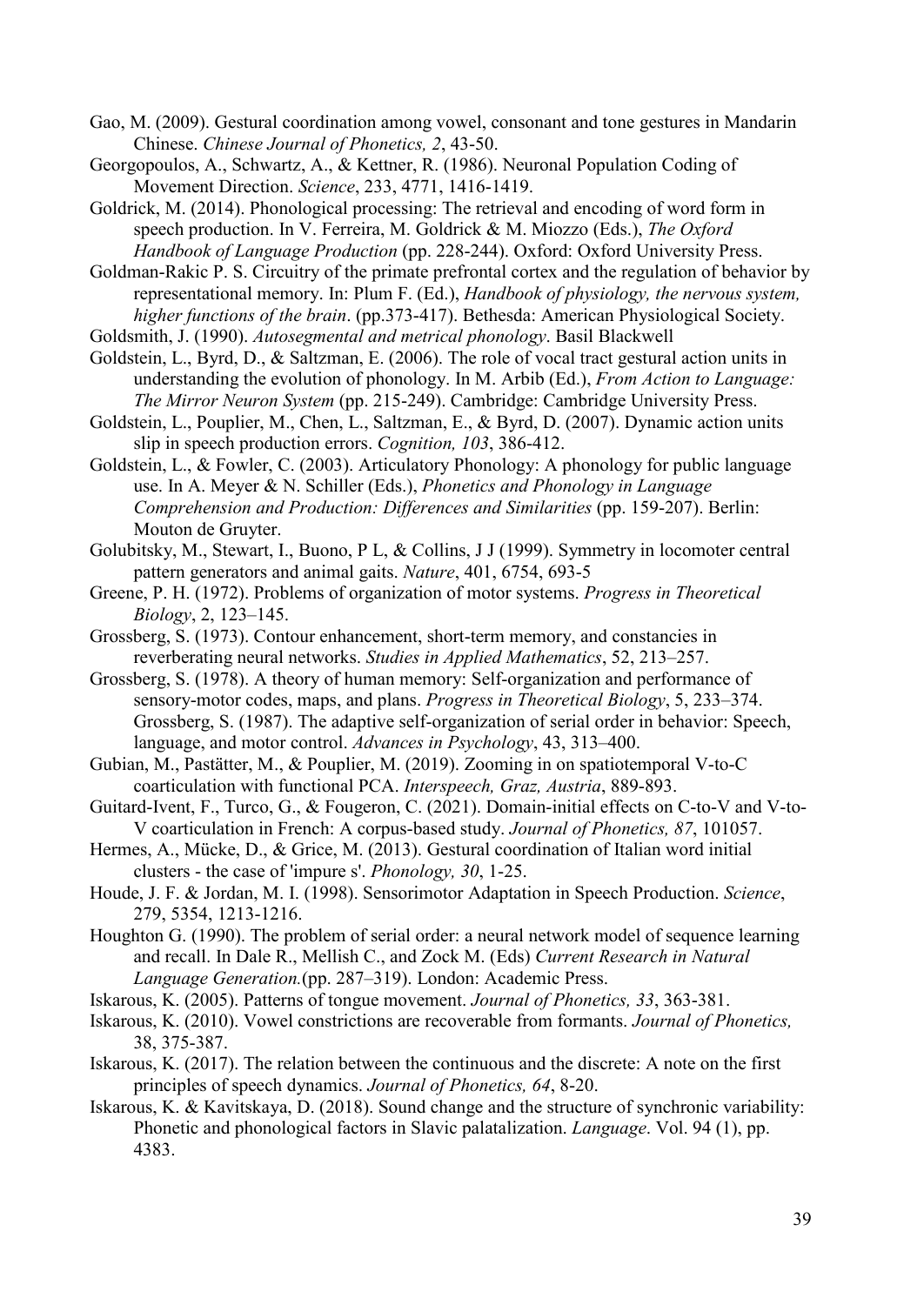Gao, M. (2009). Gestural coordination among vowel, consonant and tone gestures in Mandarin Chinese. *Chinese Journal of Phonetics, 2*, 43-50.

Georgopoulos, A., Schwartz, A., & Kettner, R. (1986). Neuronal Population Coding of Movement Direction. *Science*, 233, 4771, 1416-1419.

Goldrick, M. (2014). Phonological processing: The retrieval and encoding of word form in speech production. In V. Ferreira, M. Goldrick & M. Miozzo (Eds.), *The Oxford Handbook of Language Production* (pp. 228-244). Oxford: Oxford University Press.

Goldman-Rakic P. S. Circuitry of the primate prefrontal cortex and the regulation of behavior by representational memory. In: Plum F. (Ed.), *Handbook of physiology, the nervous system, higher functions of the brain*. (pp.373-417). Bethesda: American Physiological Society.

Goldsmith, J. (1990). *Autosegmental and metrical phonology*. Basil Blackwell

Goldstein, L., Byrd, D., & Saltzman, E. (2006). The role of vocal tract gestural action units in understanding the evolution of phonology. In M. Arbib (Ed.), *From Action to Language: The Mirror Neuron System* (pp. 215-249). Cambridge: Cambridge University Press.

Goldstein, L., Pouplier, M., Chen, L., Saltzman, E., & Byrd, D. (2007). Dynamic action units slip in speech production errors. *Cognition, 103*, 386-412.

Goldstein, L., & Fowler, C. (2003). Articulatory Phonology: A phonology for public language use. In A. Meyer & N. Schiller (Eds.), *Phonetics and Phonology in Language Comprehension and Production: Differences and Similarities* (pp. 159-207). Berlin: Mouton de Gruyter.

Golubitsky, M., Stewart, I., Buono, P L, & Collins, J J (1999). Symmetry in locomoter central pattern generators and animal gaits. *Nature*, 401, 6754, 693-5

Greene, P. H. (1972). Problems of organization of motor systems. *Progress in Theoretical Biology*, 2, 123–145.

Grossberg, S. (1973). Contour enhancement, short-term memory, and constancies in reverberating neural networks. *Studies in Applied Mathematics*, 52, 213–257.

Grossberg, S. (1978). A theory of human memory: Self-organization and performance of sensory-motor codes, maps, and plans. *Progress in Theoretical Biology*, 5, 233–374. Grossberg, S. (1987). The adaptive self-organization of serial order in behavior: Speech, language, and motor control. *Advances in Psychology*, 43, 313–400.

Gubian, M., Pastätter, M., & Pouplier, M. (2019). Zooming in on spatiotemporal V-to-C coarticulation with functional PCA. *Interspeech, Graz, Austria*, 889-893.

Guitard-Ivent, F., Turco, G., & Fougeron, C. (2021). Domain-initial effects on C-to-V and V-to-V coarticulation in French: A corpus-based study. *Journal of Phonetics, 87*, 101057.

Hermes, A., Mücke, D., & Grice, M. (2013). Gestural coordination of Italian word initial clusters - the case of 'impure s'. *Phonology, 30*, 1-25.

Houde, J. F. & Jordan, M. I. (1998). Sensorimotor Adaptation in Speech Production. *Science*, 279, 5354, 1213-1216.

Houghton G. (1990). The problem of serial order: a neural network model of sequence learning and recall. In Dale R., Mellish C., and Zock M. (Eds) *Current Research in Natural Language Generation.*(pp. 287–319). London: Academic Press.

Iskarous, K. (2005). Patterns of tongue movement. *Journal of Phonetics, 33*, 363-381.

Iskarous, K. (2010). Vowel constrictions are recoverable from formants. *Journal of Phonetics,* 38, 375-387.

Iskarous, K. (2017). The relation between the continuous and the discrete: A note on the first principles of speech dynamics. *Journal of Phonetics, 64*, 8-20.

Iskarous, K. & Kavitskaya, D. (2018). Sound change and the structure of synchronic variability: Phonetic and phonological factors in Slavic palatalization. *Language*. Vol. 94 (1), pp. 4383.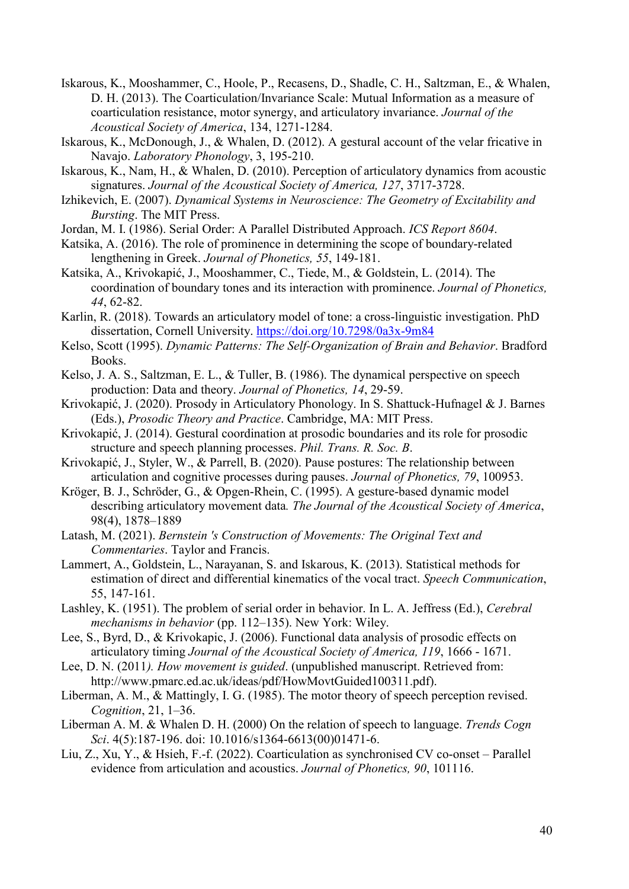Iskarous, K., Mooshammer, C., Hoole, P., Recasens, D., Shadle, C. H., Saltzman, E., & Whalen, D. H. (2013). The Coarticulation/Invariance Scale: Mutual Information as a measure of coarticulation resistance, motor synergy, and articulatory invariance. *Journal of the Acoustical Society of America*, 134, 1271-1284.

Iskarous, K., McDonough, J., & Whalen, D. (2012). A gestural account of the velar fricative in Navajo. *Laboratory Phonology*, 3, 195-210.

Iskarous, K., Nam, H., & Whalen, D. (2010). Perception of articulatory dynamics from acoustic signatures. *Journal of the Acoustical Society of America, 127*, 3717-3728.

Izhikevich, E. (2007). *Dynamical Systems in Neuroscience: The Geometry of Excitability and Bursting*. The MIT Press.

Jordan, M. I. (1986). Serial Order: A Parallel Distributed Approach. *ICS Report 8604*.

Katsika, A. (2016). The role of prominence in determining the scope of boundary-related lengthening in Greek. *Journal of Phonetics, 55*, 149-181.

Katsika, A., Krivokapić, J., Mooshammer, C., Tiede, M., & Goldstein, L. (2014). The coordination of boundary tones and its interaction with prominence. *Journal of Phonetics, 44*, 62-82.

Karlin, R. (2018). Towards an articulatory model of tone: a cross-linguistic investigation. PhD dissertation, Cornell University. https://doi.org/10.7298/0a3x-9m84

Kelso, Scott (1995). *Dynamic Patterns: The Self-Organization of Brain and Behavior*. Bradford Books.

Kelso, J. A. S., Saltzman, E. L., & Tuller, B. (1986). The dynamical perspective on speech production: Data and theory. *Journal of Phonetics, 14*, 29-59.

Krivokapić, J. (2020). Prosody in Articulatory Phonology. In S. Shattuck-Hufnagel & J. Barnes (Eds.), *Prosodic Theory and Practice*. Cambridge, MA: MIT Press.

Krivokapić, J. (2014). Gestural coordination at prosodic boundaries and its role for prosodic structure and speech planning processes. *Phil. Trans. R. Soc. B*.

Krivokapić, J., Styler, W., & Parrell, B. (2020). Pause postures: The relationship between articulation and cognitive processes during pauses. *Journal of Phonetics, 79*, 100953.

Kröger, B. J., Schröder, G., & Opgen-Rhein, C. (1995). A gesture-based dynamic model describing articulatory movement data*. The Journal of the Acoustical Society of America*, 98(4), 1878–1889

Latash, M. (2021). *Bernstein 's Construction of Movements: The Original Text and Commentaries*. Taylor and Francis.

Lammert, A., Goldstein, L., Narayanan, S. and Iskarous, K. (2013). Statistical methods for estimation of direct and differential kinematics of the vocal tract. *Speech Communication*, 55, 147-161.

Lashley, K. (1951). The problem of serial order in behavior. In L. A. Jeffress (Ed.), *Cerebral mechanisms in behavior* (pp. 112–135). New York: Wiley.

Lee, S., Byrd, D., & Krivokapic, J. (2006). Functional data analysis of prosodic effects on articulatory timing *Journal of the Acoustical Society of America, 119*, 1666 - 1671.

Lee, D. N. (2011*). How movement is guided*. (unpublished manuscript. Retrieved from: http://www.pmarc.ed.ac.uk/ideas/pdf/HowMovtGuided100311.pdf).

Liberman, A. M., & Mattingly, I. G. (1985). The motor theory of speech perception revised. *Cognition*, 21, 1–36.

Liberman A. M. & Whalen D. H. (2000) On the relation of speech to language. *Trends Cogn Sci*. 4(5):187-196. doi: 10.1016/s1364-6613(00)01471-6.

Liu, Z., Xu, Y., & Hsieh, F.-f. (2022). Coarticulation as synchronised CV co-onset – Parallel evidence from articulation and acoustics. *Journal of Phonetics, 90*, 101116.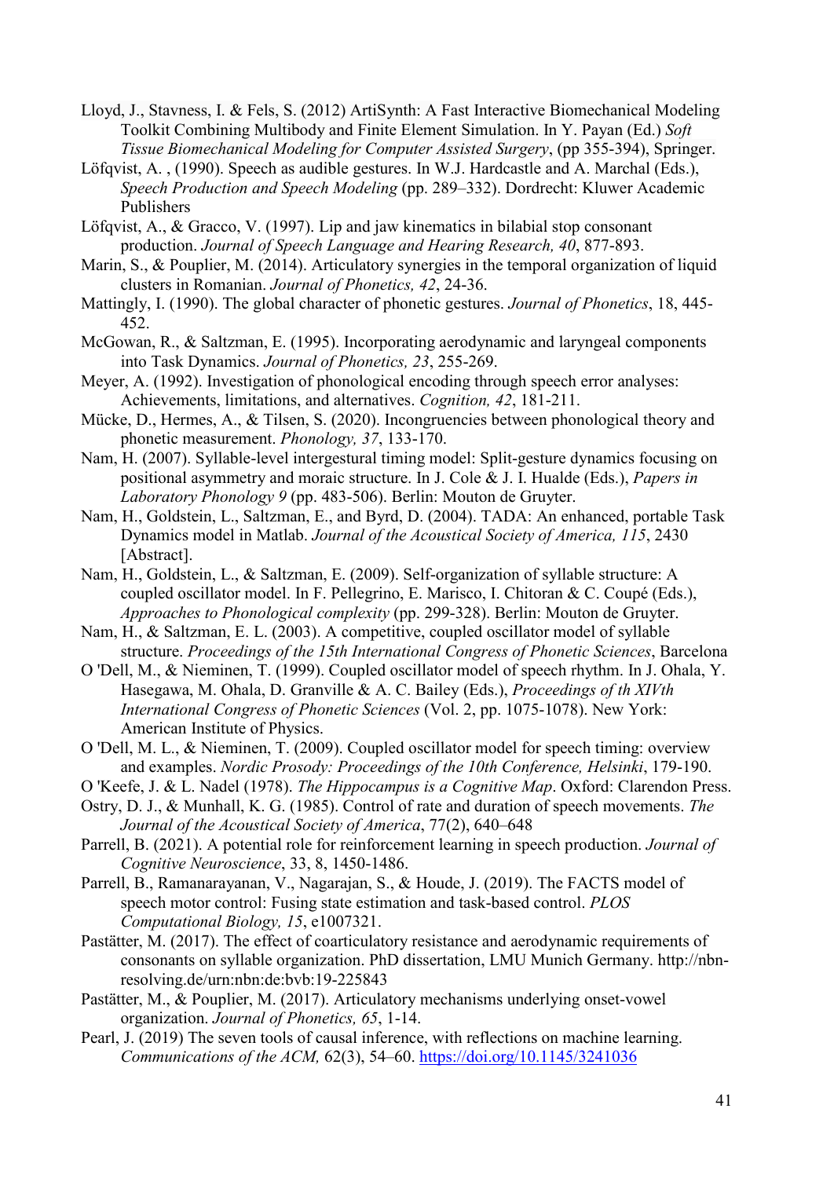Lloyd, J., Stavness, I. & Fels, S. (2012) ArtiSynth: A Fast Interactive Biomechanical Modeling Toolkit Combining Multibody and Finite Element Simulation. In Y. Payan (Ed.) *Soft Tissue Biomechanical Modeling for Computer Assisted Surgery*, (pp 355-394), Springer.

Löfqvist, A. , (1990). Speech as audible gestures. In W.J. Hardcastle and A. Marchal (Eds.), *Speech Production and Speech Modeling* (pp. 289–332). Dordrecht: Kluwer Academic Publishers

Löfqvist, A., & Gracco, V. (1997). Lip and jaw kinematics in bilabial stop consonant production. *Journal of Speech Language and Hearing Research, 40*, 877-893.

Marin, S., & Pouplier, M. (2014). Articulatory synergies in the temporal organization of liquid clusters in Romanian. *Journal of Phonetics, 42*, 24-36.

Mattingly, I. (1990). The global character of phonetic gestures. *Journal of Phonetics*, 18, 445-452.

McGowan, R., & Saltzman, E. (1995). Incorporating aerodynamic and laryngeal components into Task Dynamics. *Journal of Phonetics, 23*, 255-269.

Meyer, A. (1992). Investigation of phonological encoding through speech error analyses: Achievements, limitations, and alternatives. *Cognition, 42*, 181-211.

Mücke, D., Hermes, A., & Tilsen, S. (2020). Incongruencies between phonological theory and phonetic measurement. *Phonology, 37*, 133-170.

Nam, H. (2007). Syllable-level intergestural timing model: Split-gesture dynamics focusing on positional asymmetry and moraic structure. In J. Cole & J. I. Hualde (Eds.), *Papers in Laboratory Phonology 9* (pp. 483-506). Berlin: Mouton de Gruyter.

Nam, H., Goldstein, L., Saltzman, E., and Byrd, D. (2004). TADA: An enhanced, portable Task Dynamics model in Matlab. *Journal of the Acoustical Society of America, 115*, 2430 [Abstract].

Nam, H., Goldstein, L., & Saltzman, E. (2009). Self-organization of syllable structure: A coupled oscillator model. In F. Pellegrino, E. Marisco, I. Chitoran & C. Coupé (Eds.), *Approaches to Phonological complexity* (pp. 299-328). Berlin: Mouton de Gruyter.

Nam, H., & Saltzman, E. L. (2003). A competitive, coupled oscillator model of syllable structure. *Proceedings of the 15th International Congress of Phonetic Sciences*, Barcelona

O 'Dell, M., & Nieminen, T. (1999). Coupled oscillator model of speech rhythm. In J. Ohala, Y. Hasegawa, M. Ohala, D. Granville & A. C. Bailey (Eds.), *Proceedings of th XIVth International Congress of Phonetic Sciences* (Vol. 2, pp. 1075-1078). New York: American Institute of Physics.

O 'Dell, M. L., & Nieminen, T. (2009). Coupled oscillator model for speech timing: overview and examples. *Nordic Prosody: Proceedings of the 10th Conference, Helsinki*, 179-190.

O 'Keefe, J. & L. Nadel (1978). *The Hippocampus is a Cognitive Map*. Oxford: Clarendon Press.

Ostry, D. J., & Munhall, K. G. (1985). Control of rate and duration of speech movements. *The Journal of the Acoustical Society of America*, 77(2), 640–648

Parrell, B. (2021). A potential role for reinforcement learning in speech production. *Journal of Cognitive Neuroscience*, 33, 8, 1450-1486.

Parrell, B., Ramanarayanan, V., Nagarajan, S., & Houde, J. (2019). The FACTS model of speech motor control: Fusing state estimation and task-based control. *PLOS Computational Biology, 15*, e1007321.

Pastätter, M. (2017). The effect of coarticulatory resistance and aerodynamic requirements of consonants on syllable organization. PhD dissertation, LMU Munich Germany. http://nbn-resolving.de/urn:nbn:de:bvb:19-225843

Pastätter, M., & Pouplier, M. (2017). Articulatory mechanisms underlying onset-vowel organization. *Journal of Phonetics, 65*, 1-14.

Pearl, J. (2019) The seven tools of causal inference, with reflections on machine learning. *Communications of the ACM,* 62(3), 54–60. https://doi.org/10.1145/3241036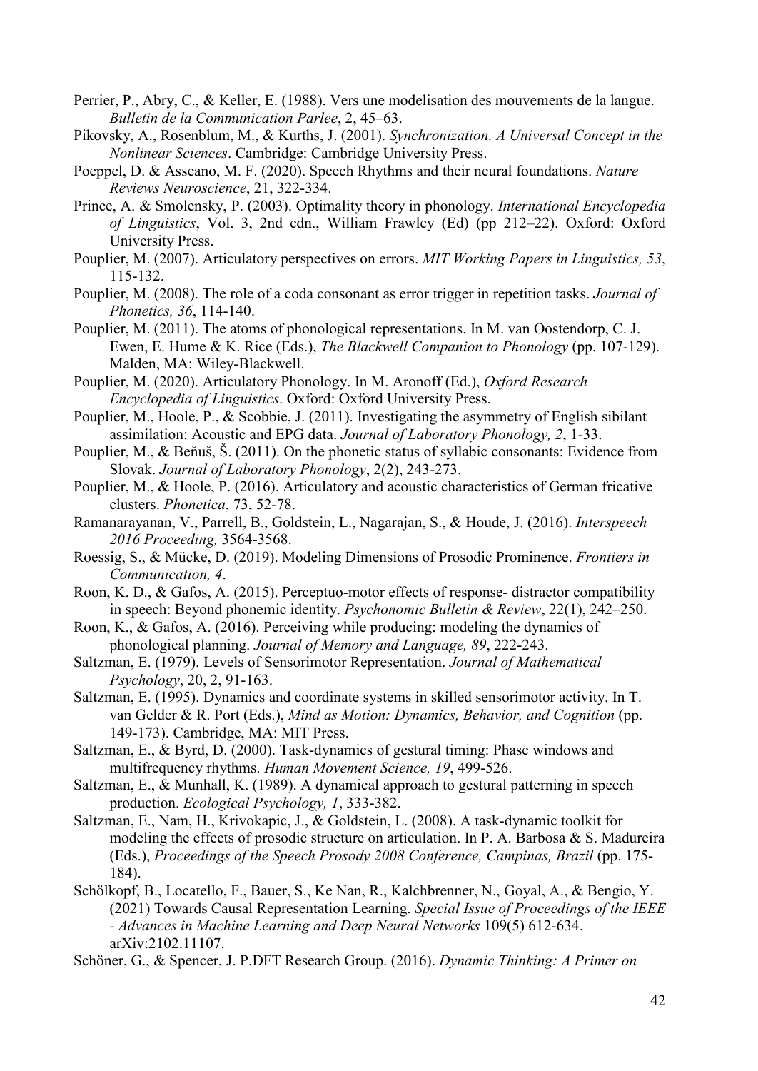Perrier, P., Abry, C., & Keller, E. (1988). Vers une modelisation des mouvements de la langue. *Bulletin de la Communication Parlee*, 2, 45–63.

Pikovsky, A., Rosenblum, M., & Kurths, J. (2001). *Synchronization. A Universal Concept in the Nonlinear Sciences*. Cambridge: Cambridge University Press.

Poeppel, D. & Asseano, M. F. (2020). Speech Rhythms and their neural foundations. *Nature Reviews Neuroscience*, 21, 322-334.

Prince, A. & Smolensky, P. (2003). Optimality theory in phonology. *International Encyclopedia of Linguistics*, Vol. 3, 2nd edn., William Frawley (Ed) (pp 212–22). Oxford: Oxford University Press.

Pouplier, M. (2007). Articulatory perspectives on errors. *MIT Working Papers in Linguistics, 53*, 115-132.

Pouplier, M. (2008). The role of a coda consonant as error trigger in repetition tasks. *Journal of Phonetics, 36*, 114-140.

Pouplier, M. (2011). The atoms of phonological representations. In M. van Oostendorp, C. J. Ewen, E. Hume & K. Rice (Eds.), *The Blackwell Companion to Phonology* (pp. 107-129). Malden, MA: Wiley-Blackwell.

Pouplier, M. (2020). Articulatory Phonology. In M. Aronoff (Ed.), *Oxford Research Encyclopedia of Linguistics*. Oxford: Oxford University Press.

Pouplier, M., Hoole, P., & Scobbie, J. (2011). Investigating the asymmetry of English sibilant assimilation: Acoustic and EPG data. *Journal of Laboratory Phonology, 2*, 1-33.

Pouplier, M., & Beňuš, Š. (2011). On the phonetic status of syllabic consonants: Evidence from Slovak. *Journal of Laboratory Phonology*, 2(2), 243-273.

Pouplier, M., & Hoole, P. (2016). Articulatory and acoustic characteristics of German fricative clusters. *Phonetica*, 73, 52-78.

Ramanarayanan, V., Parrell, B., Goldstein, L., Nagarajan, S., & Houde, J. (2016). *Interspeech 2016 Proceeding,* 3564-3568.

Roessig, S., & Mücke, D. (2019). Modeling Dimensions of Prosodic Prominence. *Frontiers in Communication, 4*.

Roon, K. D., & Gafos, A. (2015). Perceptuo-motor effects of response- distractor compatibility in speech: Beyond phonemic identity. *Psychonomic Bulletin & Review*, 22(1), 242–250.

Roon, K., & Gafos, A. (2016). Perceiving while producing: modeling the dynamics of phonological planning. *Journal of Memory and Language, 89*, 222-243.

Saltzman, E. (1979). Levels of Sensorimotor Representation. *Journal of Mathematical Psychology*, 20, 2, 91-163.

Saltzman, E. (1995). Dynamics and coordinate systems in skilled sensorimotor activity. In T. van Gelder & R. Port (Eds.), *Mind as Motion: Dynamics, Behavior, and Cognition* (pp. 149-173). Cambridge, MA: MIT Press.

Saltzman, E., & Byrd, D. (2000). Task-dynamics of gestural timing: Phase windows and multifrequency rhythms. *Human Movement Science, 19*, 499-526.

Saltzman, E., & Munhall, K. (1989). A dynamical approach to gestural patterning in speech production. *Ecological Psychology, 1*, 333-382.

Saltzman, E., Nam, H., Krivokapic, J., & Goldstein, L. (2008). A task-dynamic toolkit for modeling the effects of prosodic structure on articulation. In P. A. Barbosa & S. Madureira (Eds.), *Proceedings of the Speech Prosody 2008 Conference, Campinas, Brazil* (pp. 175-184).

Schölkopf, B., Locatello, F., Bauer, S., Ke Nan, R., Kalchbrenner, N., Goyal, A., & Bengio, Y. (2021) Towards Causal Representation Learning. *Special Issue of Proceedings of the IEEE - Advances in Machine Learning and Deep Neural Networks* 109(5) 612-634. arXiv:2102.11107.

Schöner, G., & Spencer, J. P.DFT Research Group. (2016). *Dynamic Thinking: A Primer on*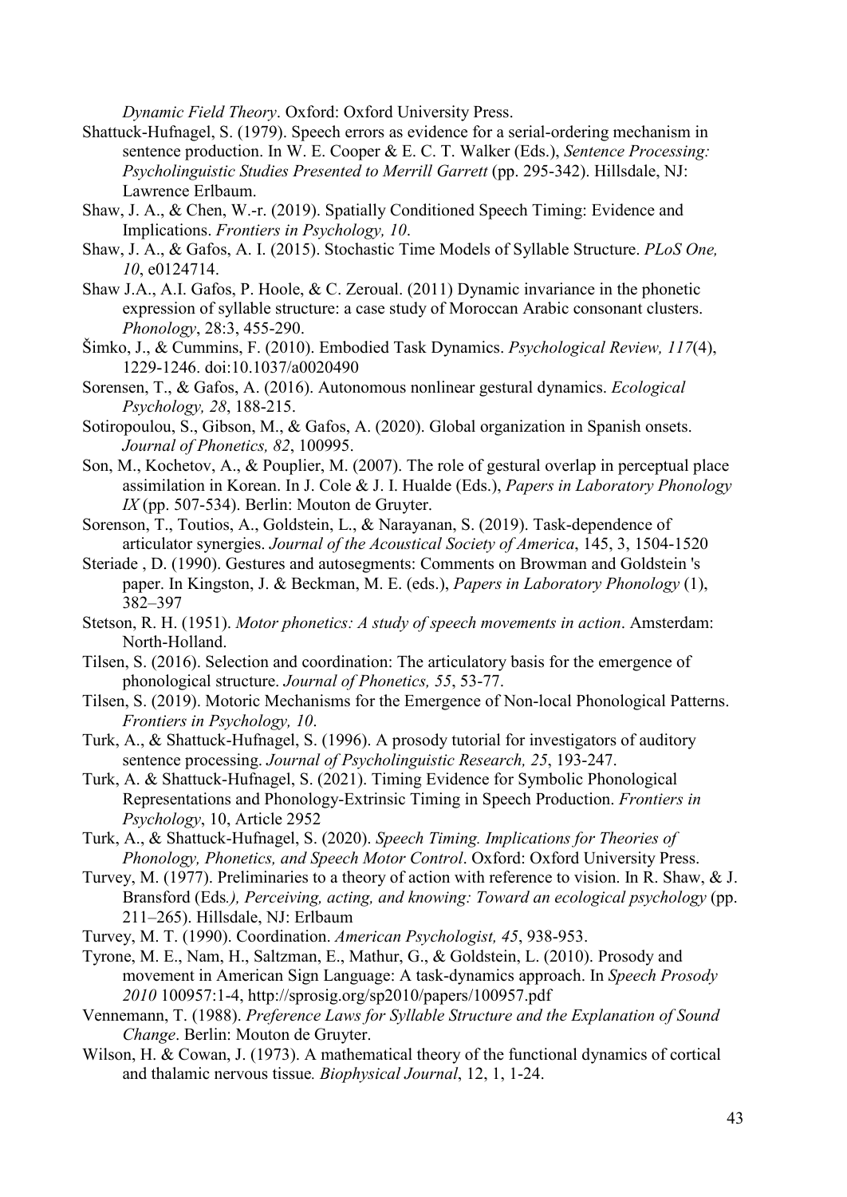*Dynamic Field Theory*. Oxford: Oxford University Press.

Shattuck-Hufnagel, S. (1979). Speech errors as evidence for a serial-ordering mechanism in sentence production. In W. E. Cooper & E. C. T. Walker (Eds.), *Sentence Processing: Psycholinguistic Studies Presented to Merrill Garrett* (pp. 295-342). Hillsdale, NJ: Lawrence Erlbaum.

Shaw, J. A., & Chen, W.-r. (2019). Spatially Conditioned Speech Timing: Evidence and Implications. *Frontiers in Psychology, 10*.

Shaw, J. A., & Gafos, A. I. (2015). Stochastic Time Models of Syllable Structure. *PLoS One, 10*, e0124714.

Shaw J.A., A.I. Gafos, P. Hoole, & C. Zeroual. (2011) Dynamic invariance in the phonetic expression of syllable structure: a case study of Moroccan Arabic consonant clusters. *Phonology*, 28:3, 455-290.

Šimko, J., & Cummins, F. (2010). Embodied Task Dynamics. *Psychological Review, 117*(4), 1229-1246. doi:10.1037/a0020490

Sorensen, T., & Gafos, A. (2016). Autonomous nonlinear gestural dynamics. *Ecological Psychology, 28*, 188-215.

Sotiropoulou, S., Gibson, M., & Gafos, A. (2020). Global organization in Spanish onsets. *Journal of Phonetics, 82*, 100995.

Son, M., Kochetov, A., & Pouplier, M. (2007). The role of gestural overlap in perceptual place assimilation in Korean. In J. Cole & J. I. Hualde (Eds.), *Papers in Laboratory Phonology IX* (pp. 507-534). Berlin: Mouton de Gruyter.

Sorenson, T., Toutios, A., Goldstein, L., & Narayanan, S. (2019). Task-dependence of articulator synergies. *Journal of the Acoustical Society of America*, 145, 3, 1504-1520

Steriade , D. (1990). Gestures and autosegments: Comments on Browman and Goldstein 's paper. In Kingston, J. & Beckman, M. E. (eds.), *Papers in Laboratory Phonology* (1), 382–397

Stetson, R. H. (1951). *Motor phonetics: A study of speech movements in action*. Amsterdam: North-Holland.

Tilsen, S. (2016). Selection and coordination: The articulatory basis for the emergence of phonological structure. *Journal of Phonetics, 55*, 53-77.

Tilsen, S. (2019). Motoric Mechanisms for the Emergence of Non-local Phonological Patterns. *Frontiers in Psychology, 10*.

Turk, A., & Shattuck-Hufnagel, S. (1996). A prosody tutorial for investigators of auditory sentence processing. *Journal of Psycholinguistic Research, 25*, 193-247.

Turk, A. & Shattuck-Hufnagel, S. (2021). Timing Evidence for Symbolic Phonological Representations and Phonology-Extrinsic Timing in Speech Production. *Frontiers in Psychology*, 10, Article 2952

Turk, A., & Shattuck-Hufnagel, S. (2020). *Speech Timing. Implications for Theories of Phonology, Phonetics, and Speech Motor Control*. Oxford: Oxford University Press.

Turvey, M. (1977). Preliminaries to a theory of action with reference to vision. In R. Shaw, & J. Bransford (Eds*.), Perceiving, acting, and knowing: Toward an ecological psychology* (pp. 211–265). Hillsdale, NJ: Erlbaum

Turvey, M. T. (1990). Coordination. *American Psychologist, 45*, 938-953.

Tyrone, M. E., Nam, H., Saltzman, E., Mathur, G., & Goldstein, L. (2010). Prosody and movement in American Sign Language: A task-dynamics approach. In *Speech Prosody 2010* 100957:1-4, http://sprosig.org/sp2010/papers/100957.pdf

Vennemann, T. (1988). *Preference Laws for Syllable Structure and the Explanation of Sound Change*. Berlin: Mouton de Gruyter.

Wilson, H. & Cowan, J. (1973). A mathematical theory of the functional dynamics of cortical and thalamic nervous tissue*. Biophysical Journal*, 12, 1, 1-24.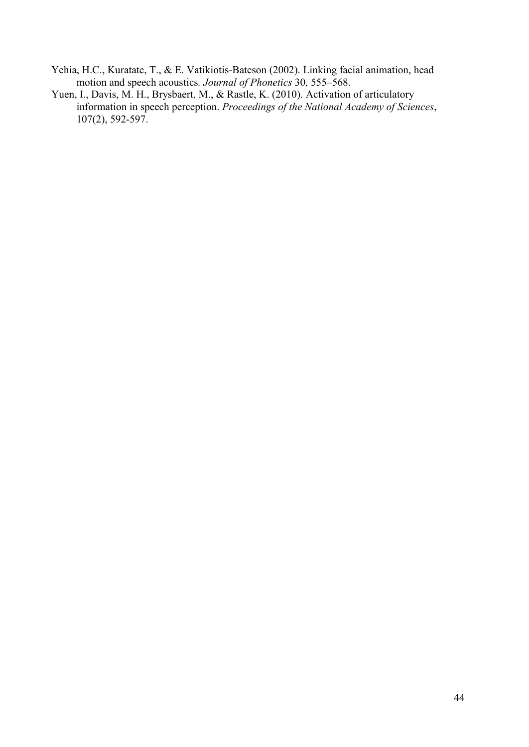Yehia, H.C., Kuratate, T., & E. Vatikiotis-Bateson (2002). Linking facial animation, head motion and speech acoustics. *Journal of Phonetics* 30, 555–568.

Yuen, I., Davis, M. H., Brysbaert, M., & Rastle, K. (2010). Activation of articulatory information in speech perception. *Proceedings of the National Academy of Sciences*, 107(2), 592-597.